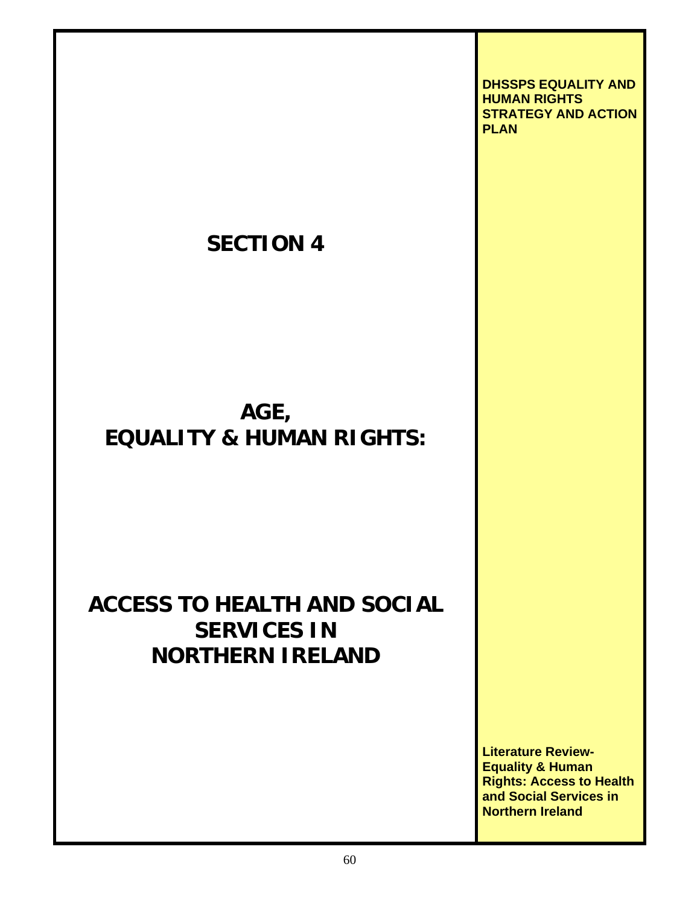**DHSSPS EQUALITY AND HUMAN RIGHTS STRATEGY AND ACTION PLAN**

# SECTION 4

# AGE, EQUALITY & HUMAN RIGHTS:

# ACCESS TO HEALTH AND SOCIAL SERVICES IN NORTHERN IRELAND

**Literature Review- Equality & Human Rights: Access to Health and Social Services in Northern Ireland**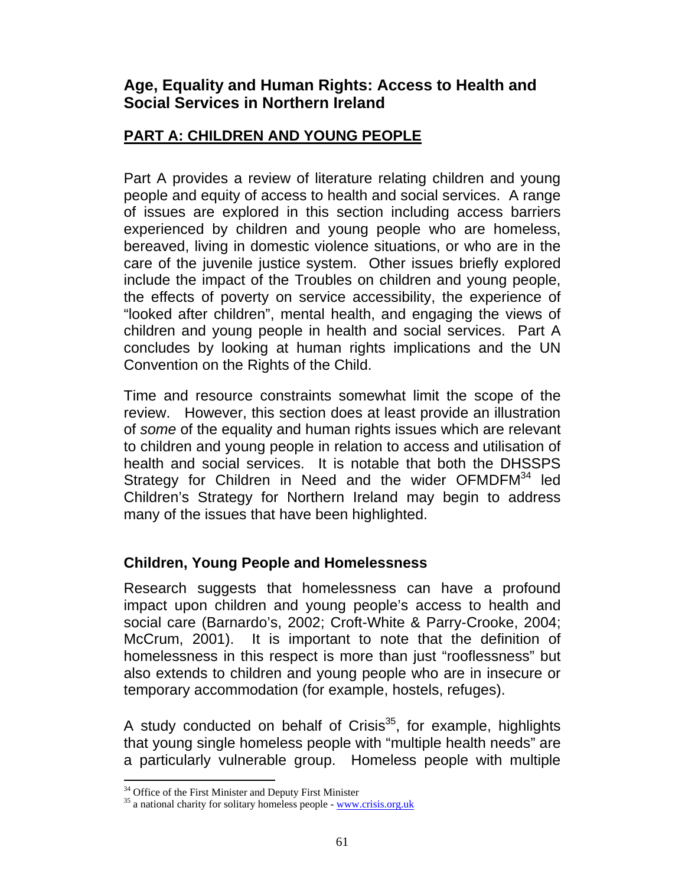## Age, Equality and Human Rights: Access to Health and Social Services in Northern Ireland

## PART A: CHILDREN AND YOUNG PEOPLE

Part A provides a review of literature relating children and young people and equity of access to health and social services. A range of issues are explored in this section including access barriers experienced by children and young people who are homeless, bereaved, living in domestic violence situations, or who are in the care of the juvenile justice system. Other issues briefly explored include the impact of the Troubles on children and young people, the effects of poverty on service accessibility, the experience of "looked after children", mental health, and engaging the views of children and young people in health and social services. Part A concludes by looking at human rights implications and the UN Convention on the Rights of the Child.

Time and resource constraints somewhat limit the scope of the review. However, this section does at least provide an illustration of *some* of the equality and human rights issues which are relevant to children and young people in relation to access and utilisation of health and social services. It is notable that both the DHSSPS Strategy for Children in Need and the wider OFMDFM[34] led Children's Strategy for Northern Ireland may begin to address many of the issues that have been highlighted.

### Children, Young People and Homelessness

Research suggests that homelessness can have a profound impact upon children and young people's access to health and social care (Barnardo's, 2002; Croft-White & Parry-Crooke, 2004; McCrum, 2001). It is important to note that the definition of homelessness in this respect is more than just "rooflessness" but also extends to children and young people who are in insecure or temporary accommodation (for example, hostels, refuges).

A study conducted on behalf of Crisis[35], for example, highlights that young single homeless people with "multiple health needs" are a particularly vulnerable group. Homeless people with multiple

[34] Office of the First Minister and Deputy First Minister

[35] a national charity for solitary homeless people - www.crisis.org.uk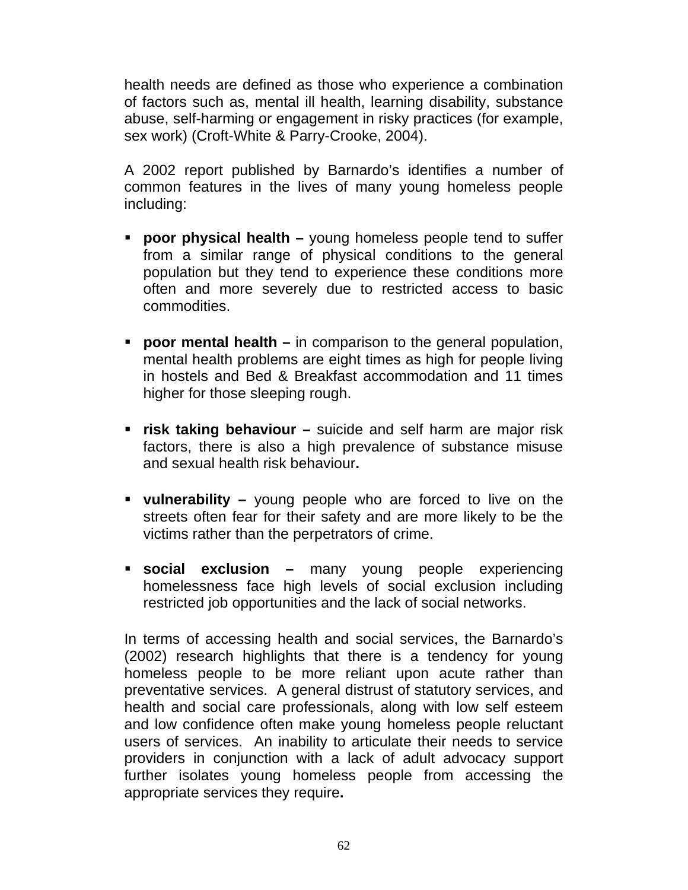health needs are defined as those who experience a combination of factors such as, mental ill health, learning disability, substance abuse, self-harming or engagement in risky practices (for example, sex work) (Croft-White & Parry-Crooke, 2004).

A 2002 report published by Barnardo's identifies a number of common features in the lives of many young homeless people including:

- **poor physical health –** young homeless people tend to suffer from a similar range of physical conditions to the general population but they tend to experience these conditions more often and more severely due to restricted access to basic commodities.

- **poor mental health –** in comparison to the general population, mental health problems are eight times as high for people living in hostels and Bed & Breakfast accommodation and 11 times higher for those sleeping rough.

- **risk taking behaviour –** suicide and self harm are major risk factors, there is also a high prevalence of substance misuse and sexual health risk behaviour**.**

- **vulnerability –** young people who are forced to live on the streets often fear for their safety and are more likely to be the victims rather than the perpetrators of crime.

- **social exclusion –** many young people experiencing homelessness face high levels of social exclusion including restricted job opportunities and the lack of social networks.

In terms of accessing health and social services, the Barnardo's (2002) research highlights that there is a tendency for young homeless people to be more reliant upon acute rather than preventative services. A general distrust of statutory services, and health and social care professionals, along with low self esteem and low confidence often make young homeless people reluctant users of services. An inability to articulate their needs to service providers in conjunction with a lack of adult advocacy support further isolates young homeless people from accessing the appropriate services they require**.**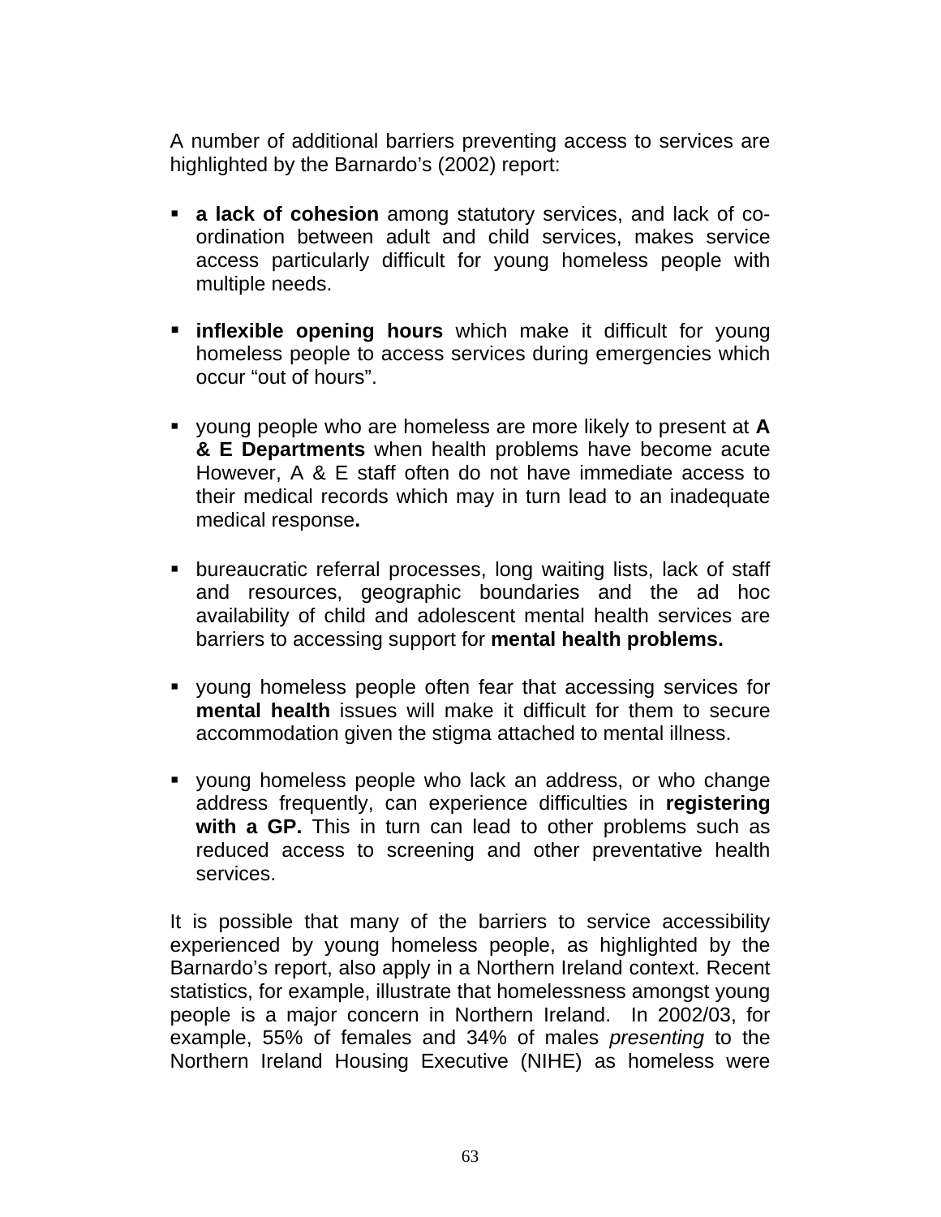A number of additional barriers preventing access to services are highlighted by the Barnardo's (2002) report:

- **a lack of cohesion** among statutory services, and lack of co-ordination between adult and child services, makes service access particularly difficult for young homeless people with multiple needs.

- **inflexible opening hours** which make it difficult for young homeless people to access services during emergencies which occur "out of hours".

- young people who are homeless are more likely to present at **A & E Departments** when health problems have become acute However, A & E staff often do not have immediate access to their medical records which may in turn lead to an inadequate medical response**.**

- bureaucratic referral processes, long waiting lists, lack of staff and resources, geographic boundaries and the ad hoc availability of child and adolescent mental health services are barriers to accessing support for **mental health problems.**

- young homeless people often fear that accessing services for **mental health** issues will make it difficult for them to secure accommodation given the stigma attached to mental illness.

- young homeless people who lack an address, or who change address frequently, can experience difficulties in **registering with a GP.** This in turn can lead to other problems such as reduced access to screening and other preventative health services.

It is possible that many of the barriers to service accessibility experienced by young homeless people, as highlighted by the Barnardo's report, also apply in a Northern Ireland context. Recent statistics, for example, illustrate that homelessness amongst young people is a major concern in Northern Ireland. In 2002/03, for example, 55% of females and 34% of males *presenting* to the Northern Ireland Housing Executive (NIHE) as homeless were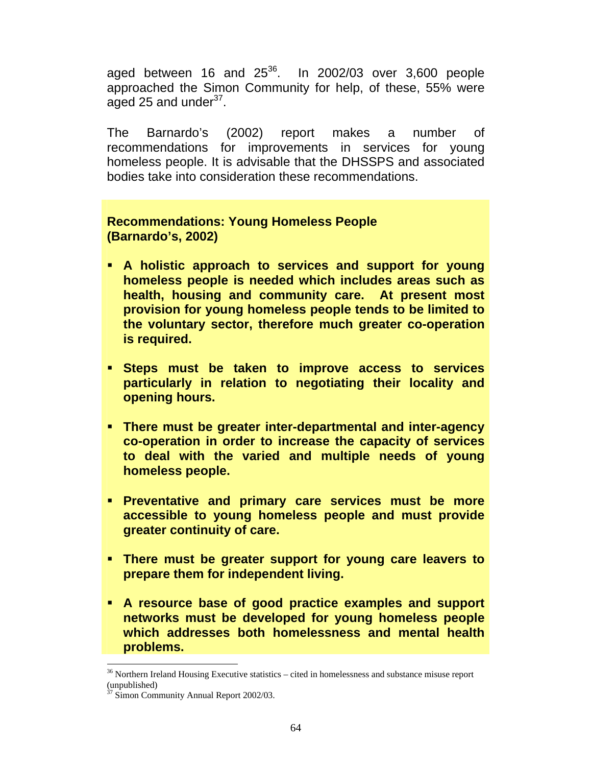aged between 16 and 25[36]. In 2002/03 over 3,600 people approached the Simon Community for help, of these, 55% were aged 25 and under[37].

The Barnardo's (2002) report makes a number of recommendations for improvements in services for young homeless people. It is advisable that the DHSSPS and associated bodies take into consideration these recommendations.

**Recommendations: Young Homeless People (Barnardo's, 2002)**

- **A holistic approach to services and support for young homeless people is needed which includes areas such as health, housing and community care. At present most provision for young homeless people tends to be limited to the voluntary sector, therefore much greater co-operation is required.**
- **Steps must be taken to improve access to services particularly in relation to negotiating their locality and opening hours.**
- **There must be greater inter-departmental and inter-agency co-operation in order to increase the capacity of services to deal with the varied and multiple needs of young homeless people.**
- **Preventative and primary care services must be more accessible to young homeless people and must provide greater continuity of care.**
- **There must be greater support for young care leavers to prepare them for independent living.**
- **A resource base of good practice examples and support networks must be developed for young homeless people which addresses both homelessness and mental health problems.**

---

[36] Northern Ireland Housing Executive statistics – cited in homelessness and substance misuse report (unpublished)

[37] Simon Community Annual Report 2002/03.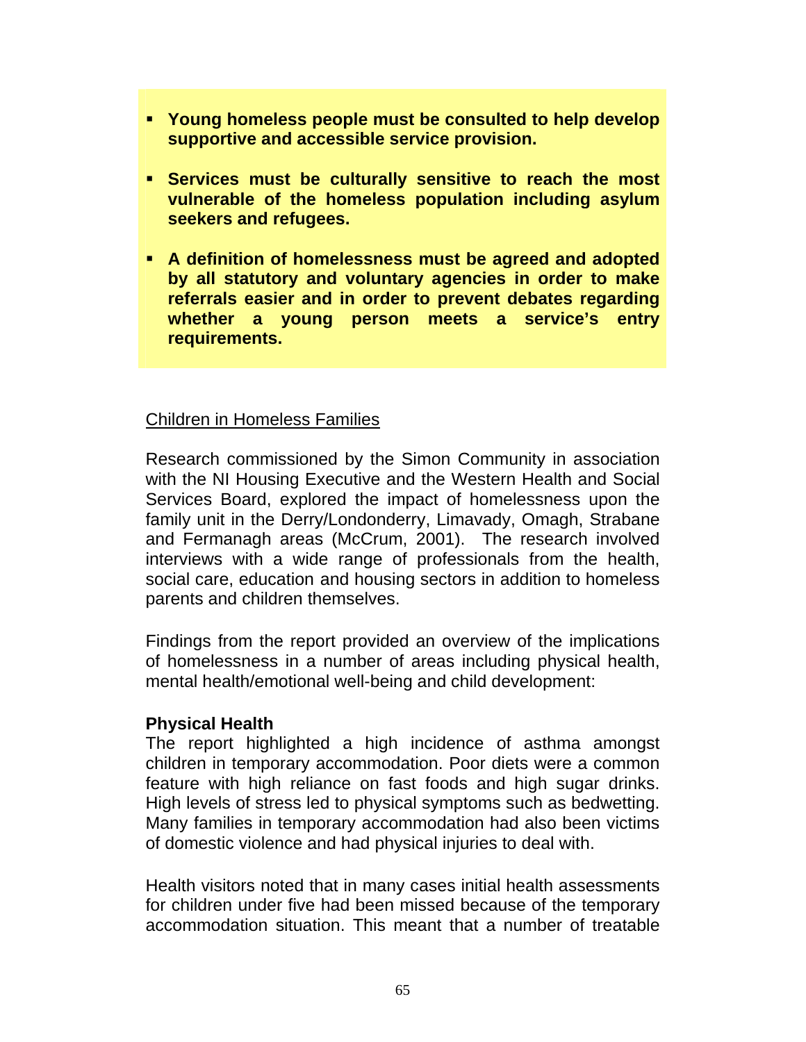- **Young homeless people must be consulted to help develop supportive and accessible service provision.**
- **Services must be culturally sensitive to reach the most vulnerable of the homeless population including asylum seekers and refugees.**
- **A definition of homelessness must be agreed and adopted by all statutory and voluntary agencies in order to make referrals easier and in order to prevent debates regarding whether a young person meets a service's entry requirements.**

Children in Homeless Families

Research commissioned by the Simon Community in association with the NI Housing Executive and the Western Health and Social Services Board, explored the impact of homelessness upon the family unit in the Derry/Londonderry, Limavady, Omagh, Strabane and Fermanagh areas (McCrum, 2001). The research involved interviews with a wide range of professionals from the health, social care, education and housing sectors in addition to homeless parents and children themselves.

Findings from the report provided an overview of the implications of homelessness in a number of areas including physical health, mental health/emotional well-being and child development:

**Physical Health**

The report highlighted a high incidence of asthma amongst children in temporary accommodation. Poor diets were a common feature with high reliance on fast foods and high sugar drinks. High levels of stress led to physical symptoms such as bedwetting. Many families in temporary accommodation had also been victims of domestic violence and had physical injuries to deal with.

Health visitors noted that in many cases initial health assessments for children under five had been missed because of the temporary accommodation situation. This meant that a number of treatable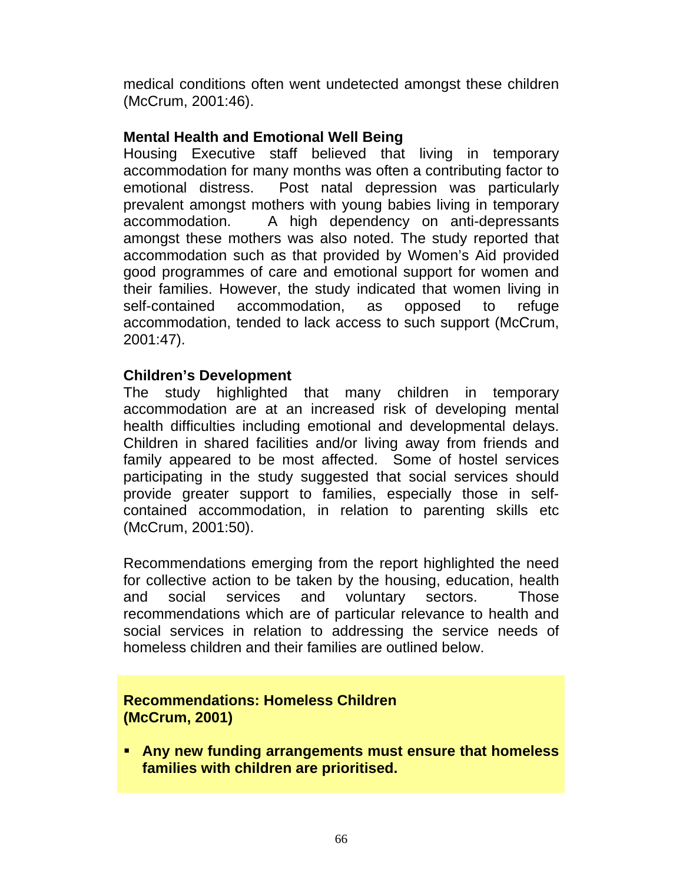medical conditions often went undetected amongst these children (McCrum, 2001:46).

### Mental Health and Emotional Well Being

Housing Executive staff believed that living in temporary accommodation for many months was often a contributing factor to emotional distress. Post natal depression was particularly prevalent amongst mothers with young babies living in temporary accommodation. A high dependency on anti-depressants amongst these mothers was also noted. The study reported that accommodation such as that provided by Women's Aid provided good programmes of care and emotional support for women and their families. However, the study indicated that women living in self-contained accommodation, as opposed to refuge accommodation, tended to lack access to such support (McCrum, 2001:47).

### Children's Development

The study highlighted that many children in temporary accommodation are at an increased risk of developing mental health difficulties including emotional and developmental delays. Children in shared facilities and/or living away from friends and family appeared to be most affected. Some of hostel services participating in the study suggested that social services should provide greater support to families, especially those in self-contained accommodation, in relation to parenting skills etc (McCrum, 2001:50).

Recommendations emerging from the report highlighted the need for collective action to be taken by the housing, education, health and social services and voluntary sectors. Those recommendations which are of particular relevance to health and social services in relation to addressing the service needs of homeless children and their families are outlined below.

**Recommendations: Homeless Children (McCrum, 2001)**

- **Any new funding arrangements must ensure that homeless families with children are prioritised.**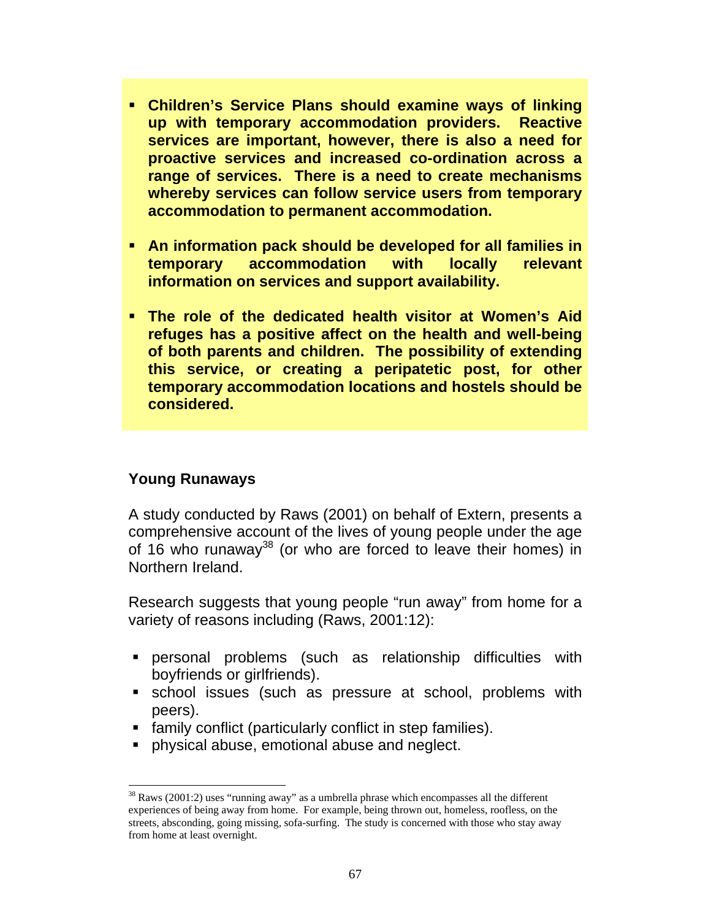- **Children's Service Plans should examine ways of linking up with temporary accommodation providers. Reactive services are important, however, there is also a need for proactive services and increased co-ordination across a range of services. There is a need to create mechanisms whereby services can follow service users from temporary accommodation to permanent accommodation.**

- **An information pack should be developed for all families in temporary accommodation with locally relevant information on services and support availability.**

- **The role of the dedicated health visitor at Women's Aid refuges has a positive affect on the health and well-being of both parents and children. The possibility of extending this service, or creating a peripatetic post, for other temporary accommodation locations and hostels should be considered.**

### Young Runaways

A study conducted by Raws (2001) on behalf of Extern, presents a comprehensive account of the lives of young people under the age of 16 who runaway[38] (or who are forced to leave their homes) in Northern Ireland.

Research suggests that young people "run away" from home for a variety of reasons including (Raws, 2001:12):

- personal problems (such as relationship difficulties with boyfriends or girlfriends).
- school issues (such as pressure at school, problems with peers).
- family conflict (particularly conflict in step families).
- physical abuse, emotional abuse and neglect.

---

[38] Raws (2001:2) uses "running away" as a umbrella phrase which encompasses all the different experiences of being away from home. For example, being thrown out, homeless, roofless, on the streets, absconding, going missing, sofa-surfing. The study is concerned with those who stay away from home at least overnight.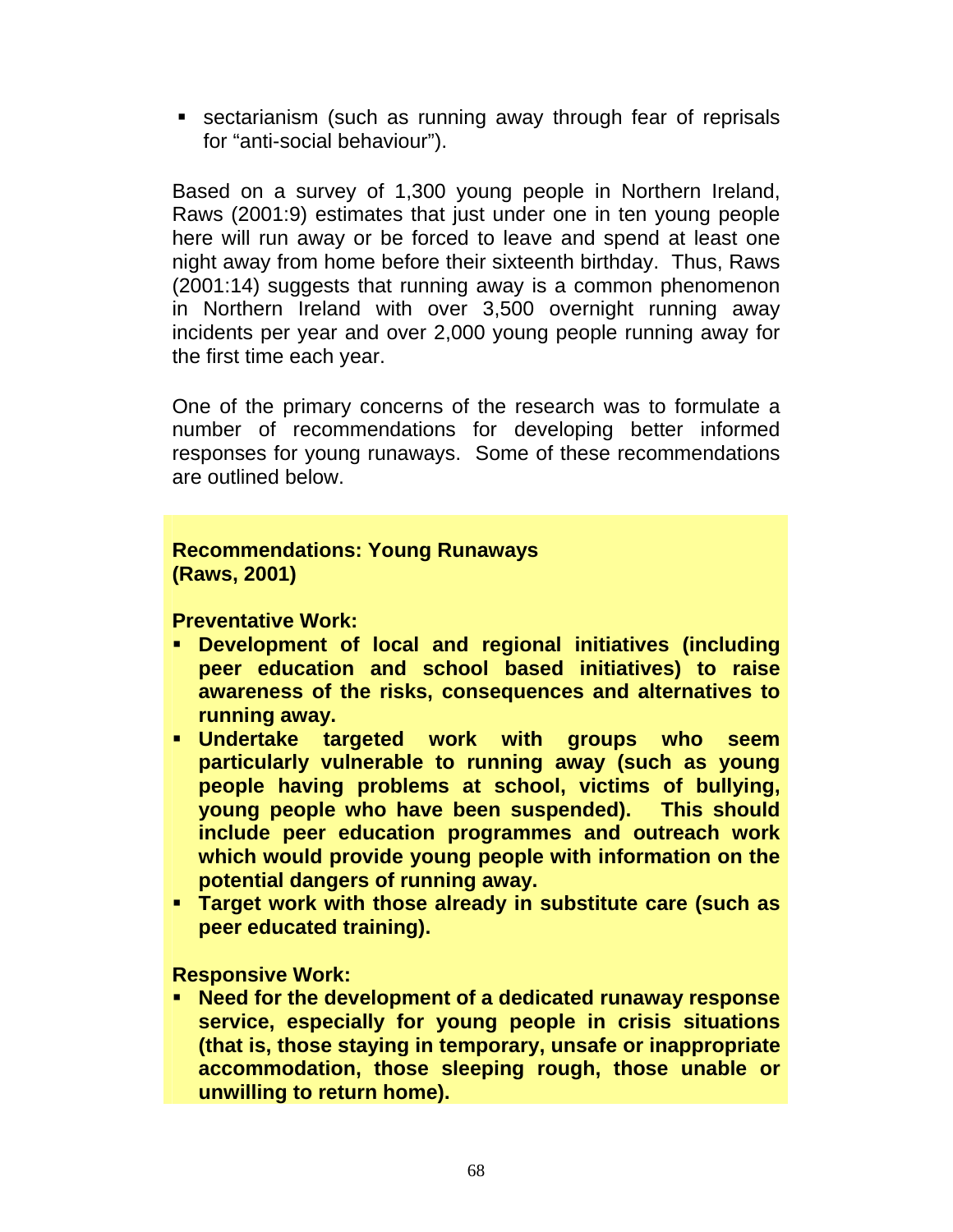- sectarianism (such as running away through fear of reprisals for "anti-social behaviour").

Based on a survey of 1,300 young people in Northern Ireland, Raws (2001:9) estimates that just under one in ten young people here will run away or be forced to leave and spend at least one night away from home before their sixteenth birthday. Thus, Raws (2001:14) suggests that running away is a common phenomenon in Northern Ireland with over 3,500 overnight running away incidents per year and over 2,000 young people running away for the first time each year.

One of the primary concerns of the research was to formulate a number of recommendations for developing better informed responses for young runaways. Some of these recommendations are outlined below.

**Recommendations: Young Runaways (Raws, 2001)**

**Preventative Work:**

- **Development of local and regional initiatives (including peer education and school based initiatives) to raise awareness of the risks, consequences and alternatives to running away.**
- **Undertake targeted work with groups who seem particularly vulnerable to running away (such as young people having problems at school, victims of bullying, young people who have been suspended). This should include peer education programmes and outreach work which would provide young people with information on the potential dangers of running away.**
- **Target work with those already in substitute care (such as peer educated training).**

**Responsive Work:**

- **Need for the development of a dedicated runaway response service, especially for young people in crisis situations (that is, those staying in temporary, unsafe or inappropriate accommodation, those sleeping rough, those unable or unwilling to return home).**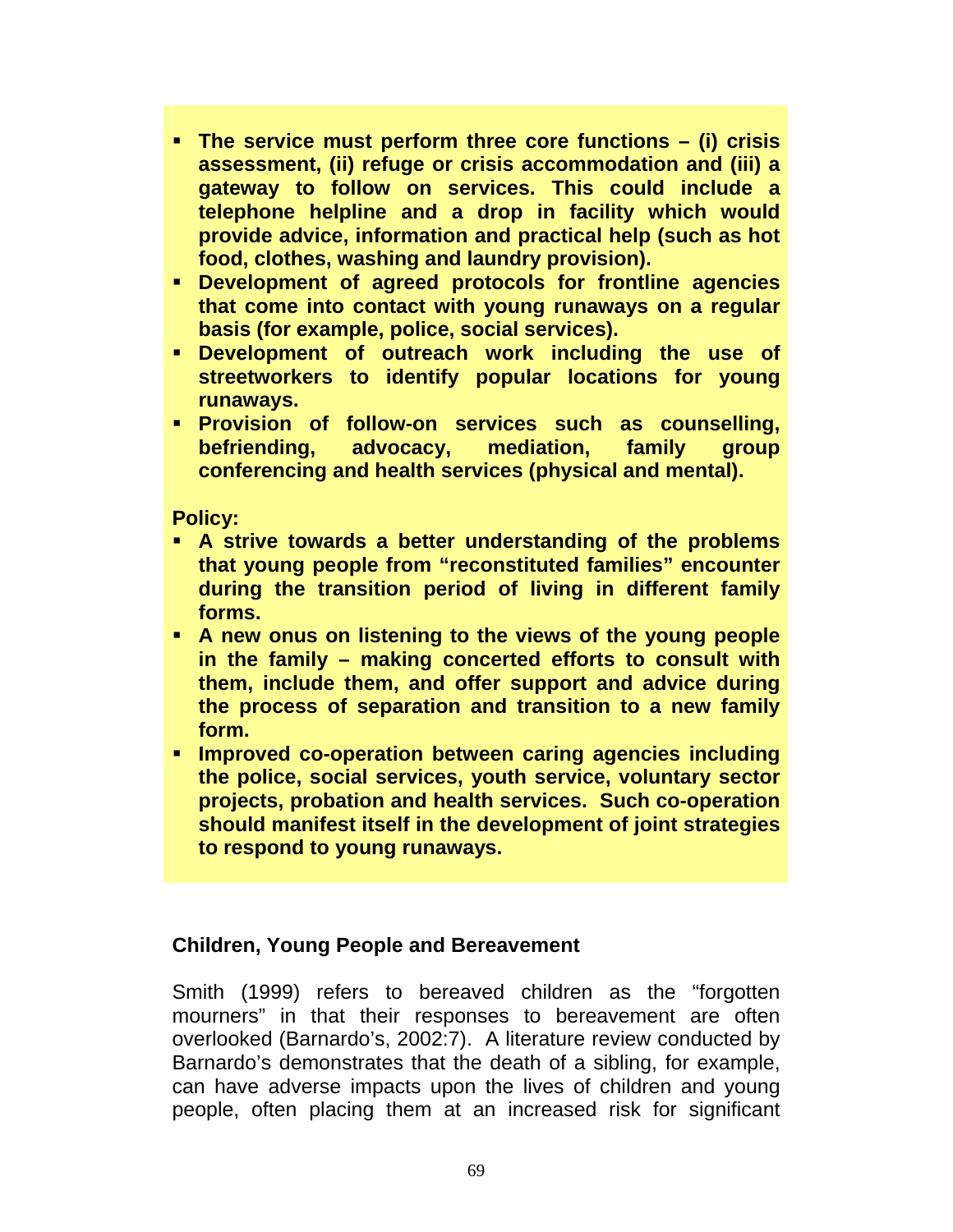- **The service must perform three core functions – (i) crisis assessment, (ii) refuge or crisis accommodation and (iii) a gateway to follow on services. This could include a telephone helpline and a drop in facility which would provide advice, information and practical help (such as hot food, clothes, washing and laundry provision).**
- **Development of agreed protocols for frontline agencies that come into contact with young runaways on a regular basis (for example, police, social services).**
- **Development of outreach work including the use of streetworkers to identify popular locations for young runaways.**
- **Provision of follow-on services such as counselling, befriending, advocacy, mediation, family group conferencing and health services (physical and mental).**

**Policy:**

- **A strive towards a better understanding of the problems that young people from "reconstituted families" encounter during the transition period of living in different family forms.**
- **A new onus on listening to the views of the young people in the family – making concerted efforts to consult with them, include them, and offer support and advice during the process of separation and transition to a new family form.**
- **Improved co-operation between caring agencies including the police, social services, youth service, voluntary sector projects, probation and health services. Such co-operation should manifest itself in the development of joint strategies to respond to young runaways.**

### Children, Young People and Bereavement

Smith (1999) refers to bereaved children as the "forgotten mourners" in that their responses to bereavement are often overlooked (Barnardo's, 2002:7). A literature review conducted by Barnardo's demonstrates that the death of a sibling, for example, can have adverse impacts upon the lives of children and young people, often placing them at an increased risk for significant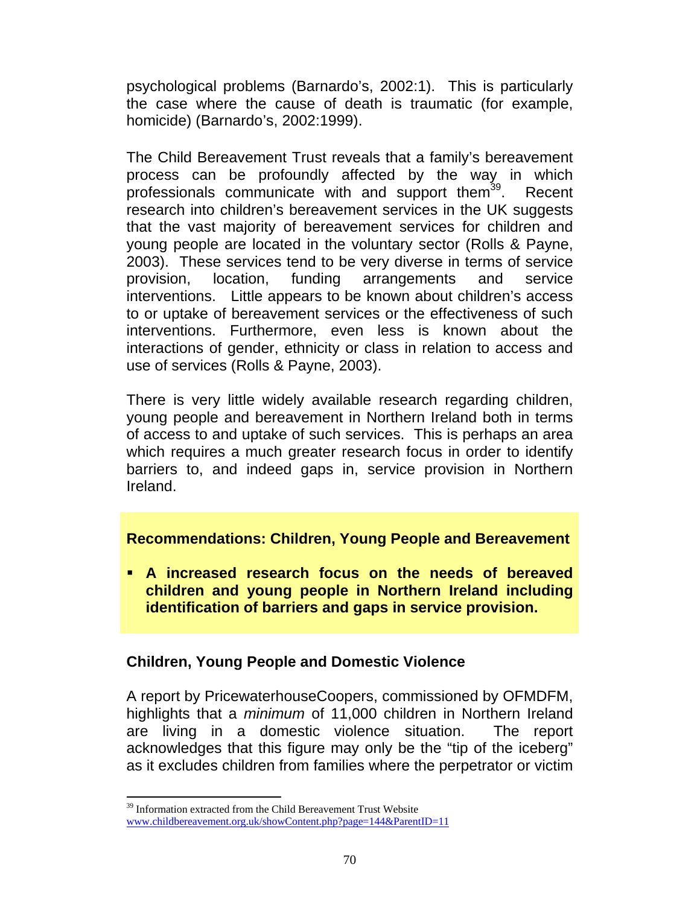psychological problems (Barnardo's, 2002:1). This is particularly the case where the cause of death is traumatic (for example, homicide) (Barnardo's, 2002:1999).

The Child Bereavement Trust reveals that a family's bereavement process can be profoundly affected by the way in which professionals communicate with and support them[39]. Recent research into children's bereavement services in the UK suggests that the vast majority of bereavement services for children and young people are located in the voluntary sector (Rolls & Payne, 2003). These services tend to be very diverse in terms of service provision, location, funding arrangements and service interventions. Little appears to be known about children's access to or uptake of bereavement services or the effectiveness of such interventions. Furthermore, even less is known about the interactions of gender, ethnicity or class in relation to access and use of services (Rolls & Payne, 2003).

There is very little widely available research regarding children, young people and bereavement in Northern Ireland both in terms of access to and uptake of such services. This is perhaps an area which requires a much greater research focus in order to identify barriers to, and indeed gaps in, service provision in Northern Ireland.

**Recommendations: Children, Young People and Bereavement**

- **A increased research focus on the needs of bereaved children and young people in Northern Ireland including identification of barriers and gaps in service provision.**

### Children, Young People and Domestic Violence

A report by PricewaterhouseCoopers, commissioned by OFMDFM, highlights that a *minimum* of 11,000 children in Northern Ireland are living in a domestic violence situation. The report acknowledges that this figure may only be the "tip of the iceberg" as it excludes children from families where the perpetrator or victim

---

[39] Information extracted from the Child Bereavement Trust Website www.childbereavement.org.uk/showContent.php?page=144&ParentID=11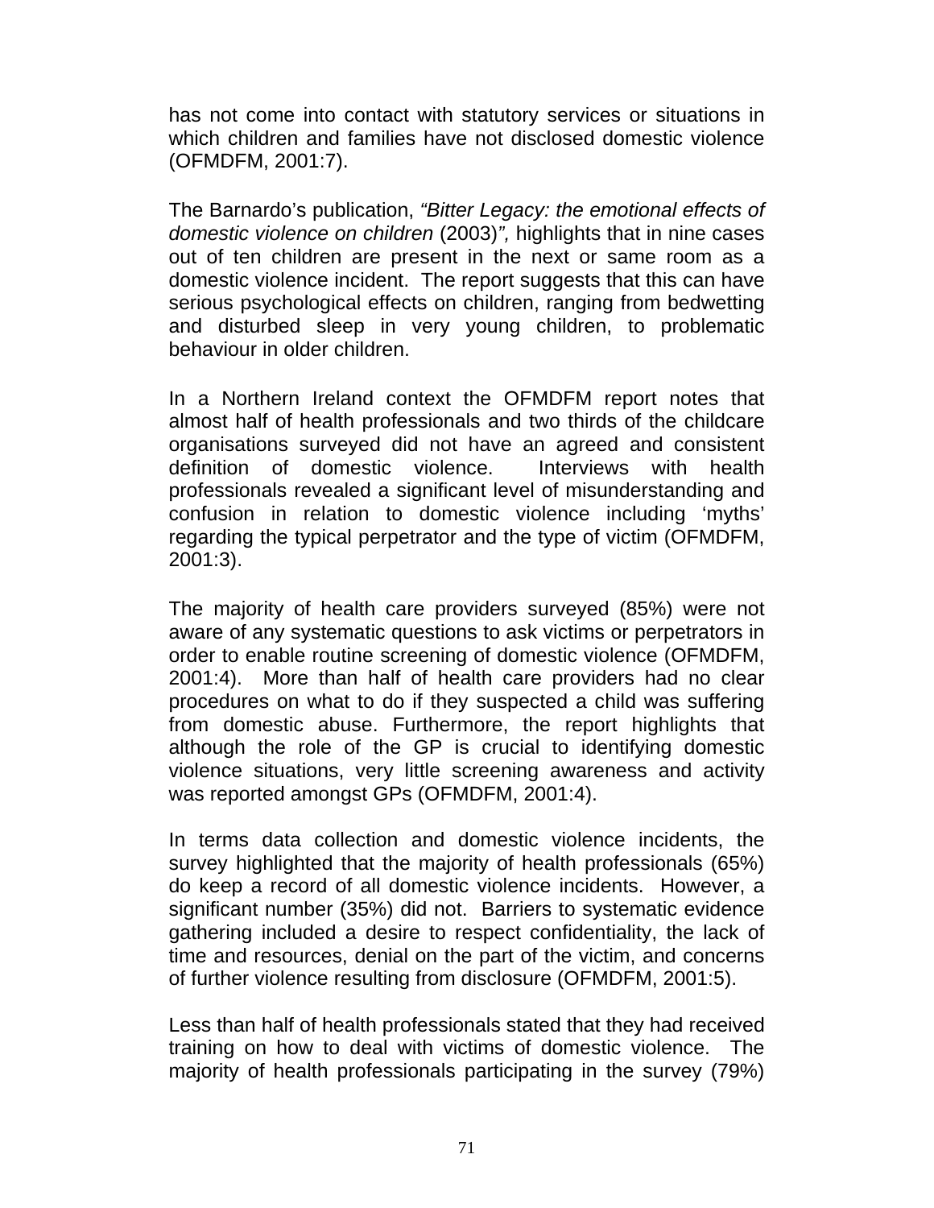has not come into contact with statutory services or situations in which children and families have not disclosed domestic violence (OFMDFM, 2001:7).

The Barnardo's publication, *"Bitter Legacy: the emotional effects of domestic violence on children* (2003)*",* highlights that in nine cases out of ten children are present in the next or same room as a domestic violence incident. The report suggests that this can have serious psychological effects on children, ranging from bedwetting and disturbed sleep in very young children, to problematic behaviour in older children.

In a Northern Ireland context the OFMDFM report notes that almost half of health professionals and two thirds of the childcare organisations surveyed did not have an agreed and consistent definition of domestic violence. Interviews with health professionals revealed a significant level of misunderstanding and confusion in relation to domestic violence including 'myths' regarding the typical perpetrator and the type of victim (OFMDFM, 2001:3).

The majority of health care providers surveyed (85%) were not aware of any systematic questions to ask victims or perpetrators in order to enable routine screening of domestic violence (OFMDFM, 2001:4). More than half of health care providers had no clear procedures on what to do if they suspected a child was suffering from domestic abuse. Furthermore, the report highlights that although the role of the GP is crucial to identifying domestic violence situations, very little screening awareness and activity was reported amongst GPs (OFMDFM, 2001:4).

In terms data collection and domestic violence incidents, the survey highlighted that the majority of health professionals (65%) do keep a record of all domestic violence incidents. However, a significant number (35%) did not. Barriers to systematic evidence gathering included a desire to respect confidentiality, the lack of time and resources, denial on the part of the victim, and concerns of further violence resulting from disclosure (OFMDFM, 2001:5).

Less than half of health professionals stated that they had received training on how to deal with victims of domestic violence. The majority of health professionals participating in the survey (79%)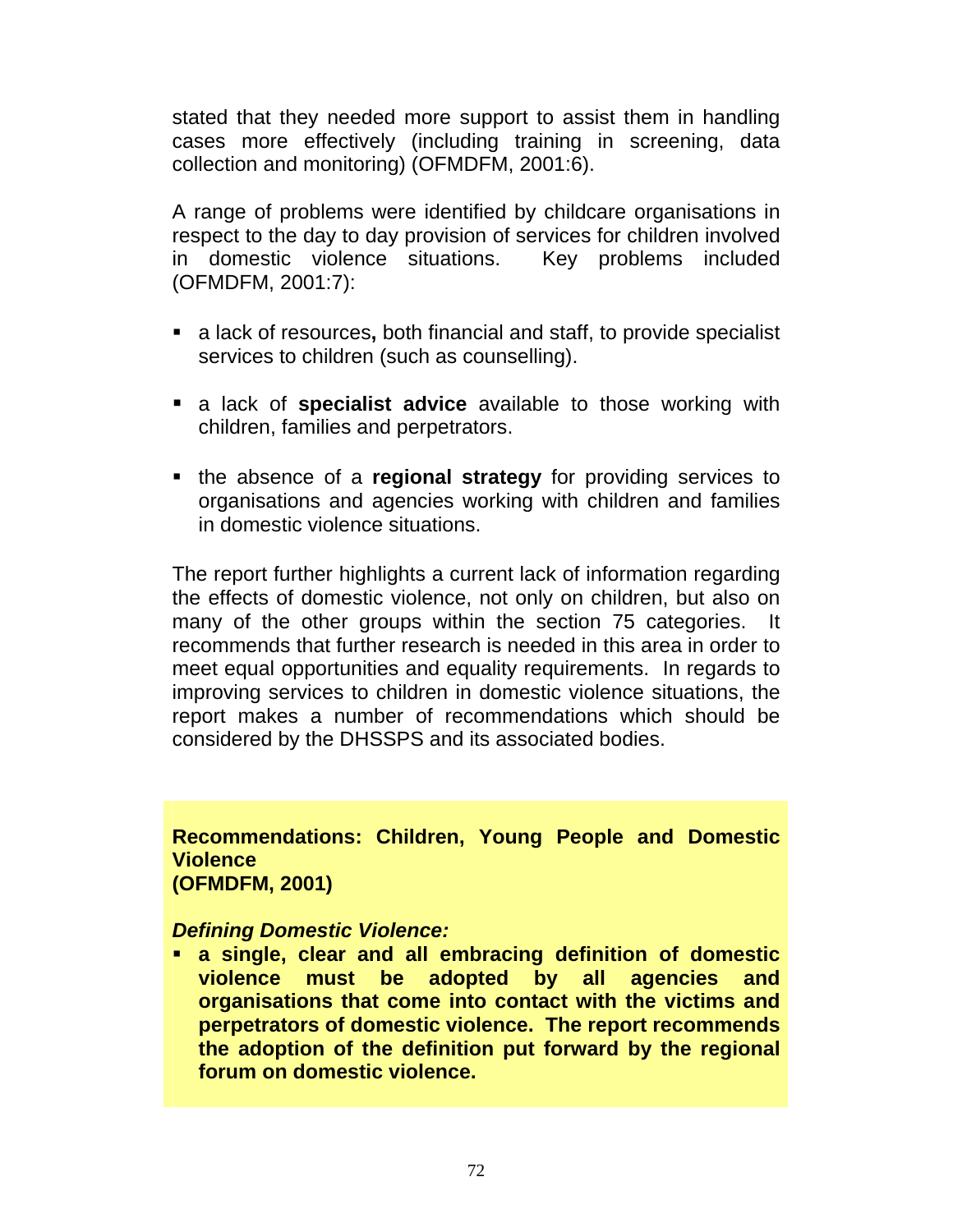stated that they needed more support to assist them in handling cases more effectively (including training in screening, data collection and monitoring) (OFMDFM, 2001:6).

A range of problems were identified by childcare organisations in respect to the day to day provision of services for children involved in domestic violence situations. Key problems included (OFMDFM, 2001:7):

- a lack of resources**,** both financial and staff, to provide specialist services to children (such as counselling).
- a lack of **specialist advice** available to those working with children, families and perpetrators.
- the absence of a **regional strategy** for providing services to organisations and agencies working with children and families in domestic violence situations.

The report further highlights a current lack of information regarding the effects of domestic violence, not only on children, but also on many of the other groups within the section 75 categories. It recommends that further research is needed in this area in order to meet equal opportunities and equality requirements. In regards to improving services to children in domestic violence situations, the report makes a number of recommendations which should be considered by the DHSSPS and its associated bodies.

**Recommendations: Children, Young People and Domestic Violence**
**(OFMDFM, 2001)**

***Defining Domestic Violence:***

- **a single, clear and all embracing definition of domestic violence must be adopted by all agencies and organisations that come into contact with the victims and perpetrators of domestic violence. The report recommends the adoption of the definition put forward by the regional forum on domestic violence.**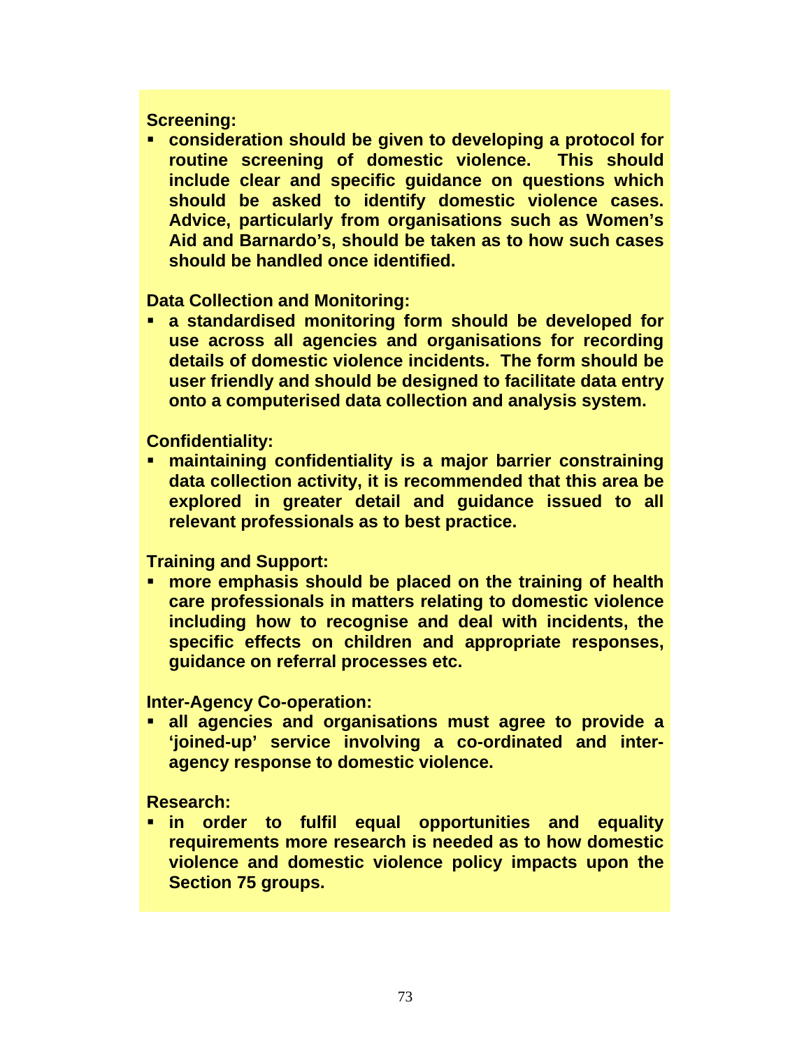**Screening:**

- **consideration should be given to developing a protocol for routine screening of domestic violence. This should include clear and specific guidance on questions which should be asked to identify domestic violence cases. Advice, particularly from organisations such as Women's Aid and Barnardo's, should be taken as to how such cases should be handled once identified.**

**Data Collection and Monitoring:**

- **a standardised monitoring form should be developed for use across all agencies and organisations for recording details of domestic violence incidents. The form should be user friendly and should be designed to facilitate data entry onto a computerised data collection and analysis system.**

**Confidentiality:**

- **maintaining confidentiality is a major barrier constraining data collection activity, it is recommended that this area be explored in greater detail and guidance issued to all relevant professionals as to best practice.**

**Training and Support:**

- **more emphasis should be placed on the training of health care professionals in matters relating to domestic violence including how to recognise and deal with incidents, the specific effects on children and appropriate responses, guidance on referral processes etc.**

**Inter-Agency Co-operation:**

- **all agencies and organisations must agree to provide a 'joined-up' service involving a co-ordinated and inter-agency response to domestic violence.**

**Research:**

- **in order to fulfil equal opportunities and equality requirements more research is needed as to how domestic violence and domestic violence policy impacts upon the Section 75 groups.**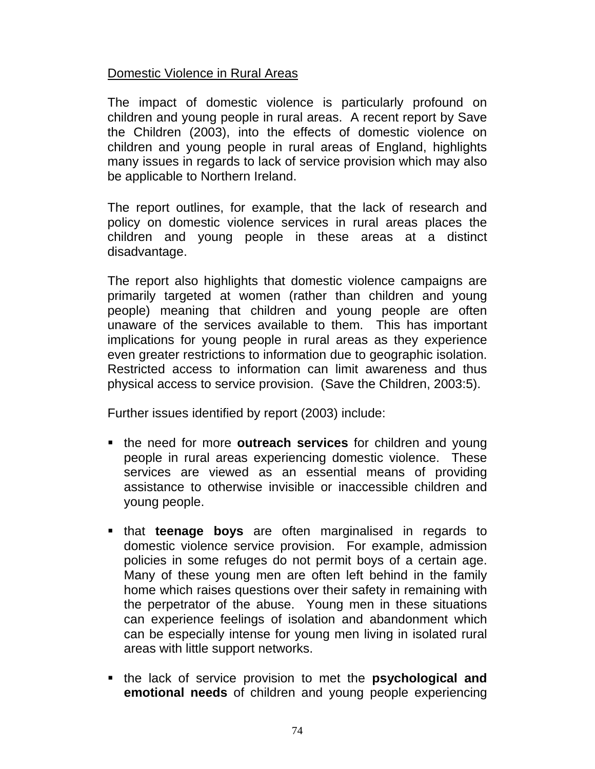<u>Domestic Violence in Rural Areas</u>

The impact of domestic violence is particularly profound on children and young people in rural areas. A recent report by Save the Children (2003), into the effects of domestic violence on children and young people in rural areas of England, highlights many issues in regards to lack of service provision which may also be applicable to Northern Ireland.

The report outlines, for example, that the lack of research and policy on domestic violence services in rural areas places the children and young people in these areas at a distinct disadvantage.

The report also highlights that domestic violence campaigns are primarily targeted at women (rather than children and young people) meaning that children and young people are often unaware of the services available to them. This has important implications for young people in rural areas as they experience even greater restrictions to information due to geographic isolation. Restricted access to information can limit awareness and thus physical access to service provision. (Save the Children, 2003:5).

Further issues identified by report (2003) include:

- the need for more **outreach services** for children and young people in rural areas experiencing domestic violence. These services are viewed as an essential means of providing assistance to otherwise invisible or inaccessible children and young people.

- that **teenage boys** are often marginalised in regards to domestic violence service provision. For example, admission policies in some refuges do not permit boys of a certain age. Many of these young men are often left behind in the family home which raises questions over their safety in remaining with the perpetrator of the abuse. Young men in these situations can experience feelings of isolation and abandonment which can be especially intense for young men living in isolated rural areas with little support networks.

- the lack of service provision to met the **psychological and emotional needs** of children and young people experiencing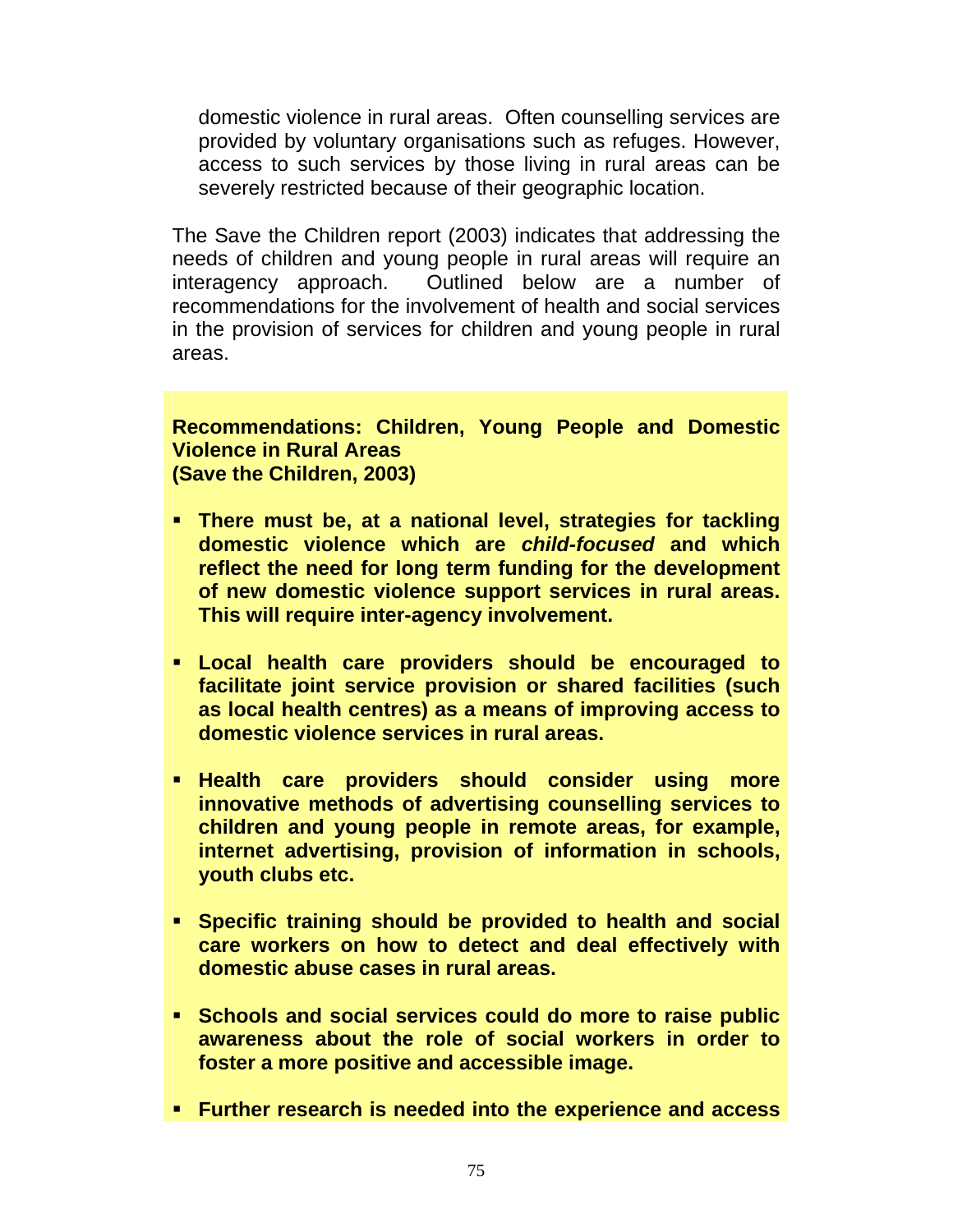domestic violence in rural areas. Often counselling services are provided by voluntary organisations such as refuges. However, access to such services by those living in rural areas can be severely restricted because of their geographic location.

The Save the Children report (2003) indicates that addressing the needs of children and young people in rural areas will require an interagency approach. Outlined below are a number of recommendations for the involvement of health and social services in the provision of services for children and young people in rural areas.

**Recommendations: Children, Young People and Domestic Violence in Rural Areas**
**(Save the Children, 2003)**

- **There must be, at a national level, strategies for tackling domestic violence which are *child-focused* and which reflect the need for long term funding for the development of new domestic violence support services in rural areas. This will require inter-agency involvement.**

- **Local health care providers should be encouraged to facilitate joint service provision or shared facilities (such as local health centres) as a means of improving access to domestic violence services in rural areas.**

- **Health care providers should consider using more innovative methods of advertising counselling services to children and young people in remote areas, for example, internet advertising, provision of information in schools, youth clubs etc.**

- **Specific training should be provided to health and social care workers on how to detect and deal effectively with domestic abuse cases in rural areas.**

- **Schools and social services could do more to raise public awareness about the role of social workers in order to foster a more positive and accessible image.**

- **Further research is needed into the experience and access**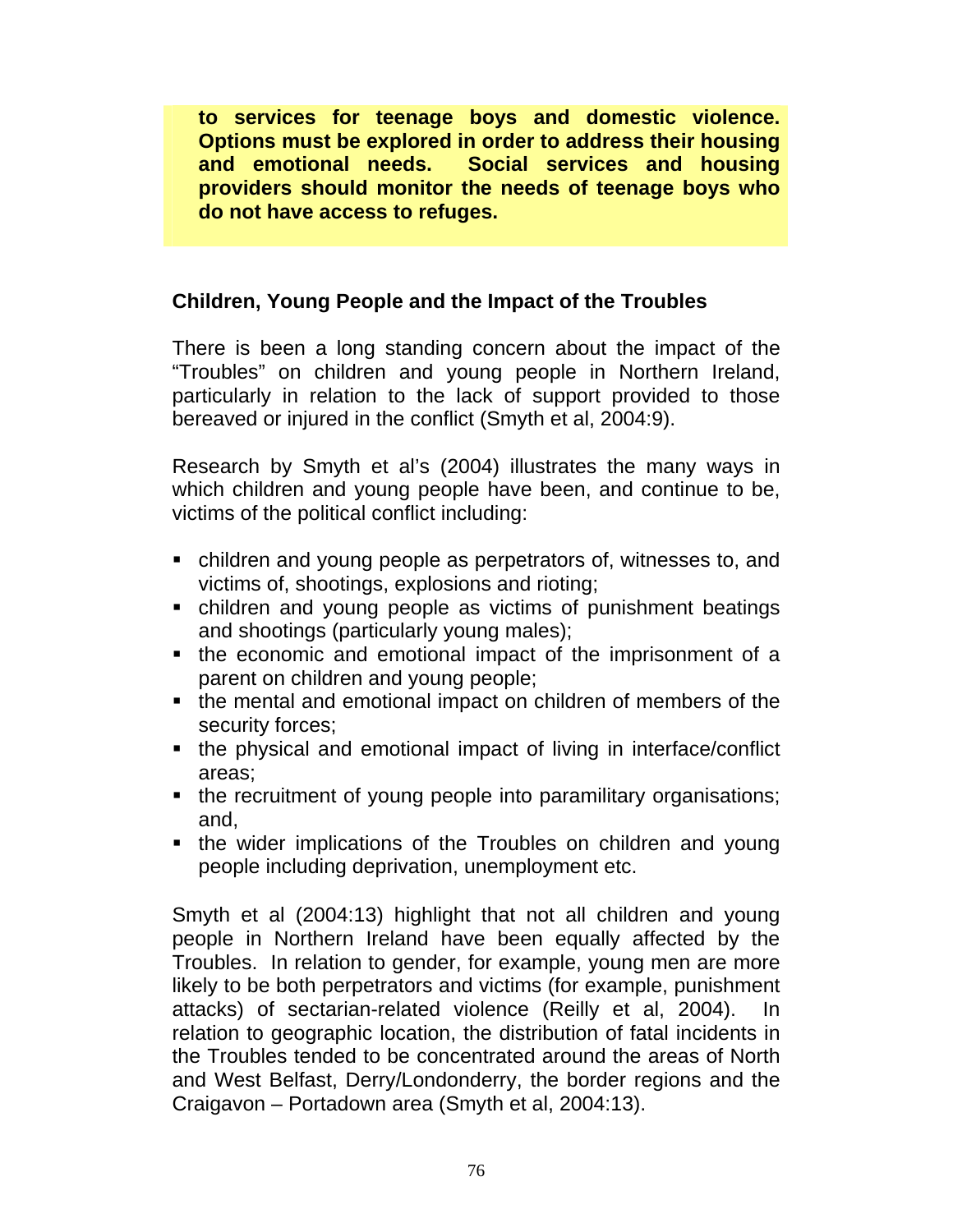**to services for teenage boys and domestic violence. Options must be explored in order to address their housing and emotional needs. Social services and housing providers should monitor the needs of teenage boys who do not have access to refuges.**

## Children, Young People and the Impact of the Troubles

There is been a long standing concern about the impact of the "Troubles" on children and young people in Northern Ireland, particularly in relation to the lack of support provided to those bereaved or injured in the conflict (Smyth et al, 2004:9).

Research by Smyth et al's (2004) illustrates the many ways in which children and young people have been, and continue to be, victims of the political conflict including:

- children and young people as perpetrators of, witnesses to, and victims of, shootings, explosions and rioting;
- children and young people as victims of punishment beatings and shootings (particularly young males);
- the economic and emotional impact of the imprisonment of a parent on children and young people;
- the mental and emotional impact on children of members of the security forces;
- the physical and emotional impact of living in interface/conflict areas;
- the recruitment of young people into paramilitary organisations; and,
- the wider implications of the Troubles on children and young people including deprivation, unemployment etc.

Smyth et al (2004:13) highlight that not all children and young people in Northern Ireland have been equally affected by the Troubles. In relation to gender, for example, young men are more likely to be both perpetrators and victims (for example, punishment attacks) of sectarian-related violence (Reilly et al, 2004). In relation to geographic location, the distribution of fatal incidents in the Troubles tended to be concentrated around the areas of North and West Belfast, Derry/Londonderry, the border regions and the Craigavon – Portadown area (Smyth et al, 2004:13).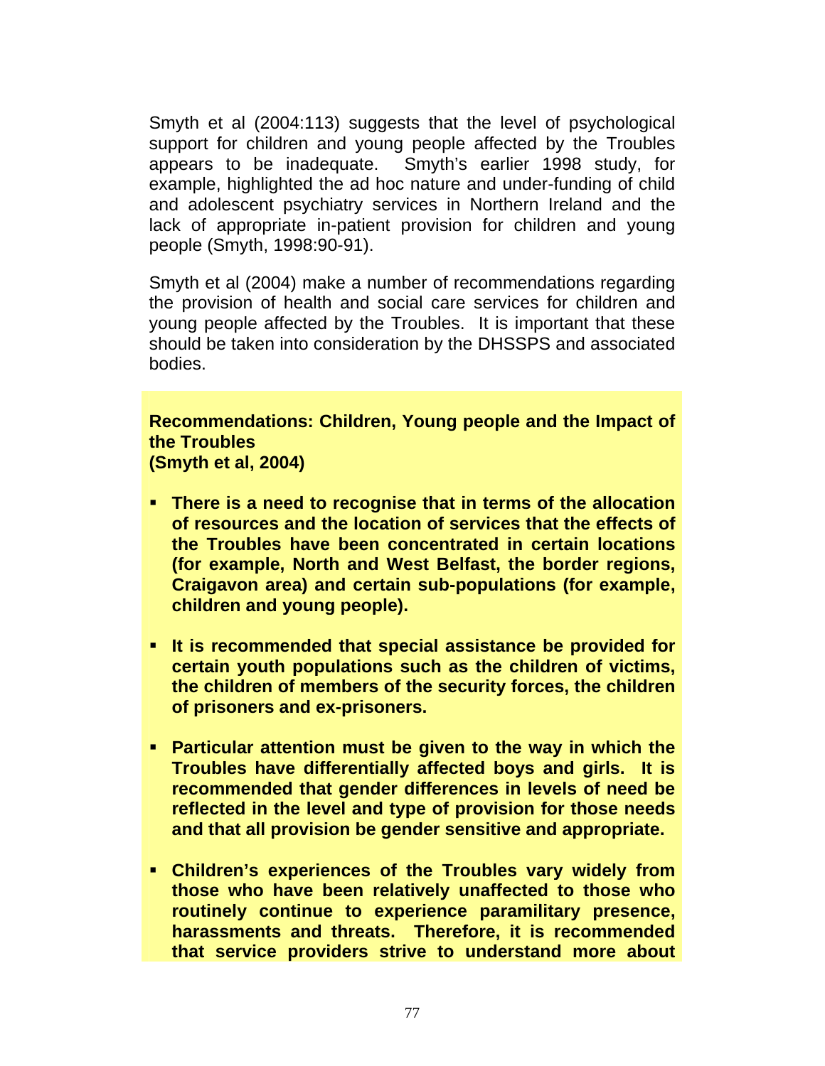Smyth et al (2004:113) suggests that the level of psychological support for children and young people affected by the Troubles appears to be inadequate. Smyth's earlier 1998 study, for example, highlighted the ad hoc nature and under-funding of child and adolescent psychiatry services in Northern Ireland and the lack of appropriate in-patient provision for children and young people (Smyth, 1998:90-91).

Smyth et al (2004) make a number of recommendations regarding the provision of health and social care services for children and young people affected by the Troubles. It is important that these should be taken into consideration by the DHSSPS and associated bodies.

**Recommendations: Children, Young people and the Impact of the Troubles**
**(Smyth et al, 2004)**

- **There is a need to recognise that in terms of the allocation of resources and the location of services that the effects of the Troubles have been concentrated in certain locations (for example, North and West Belfast, the border regions, Craigavon area) and certain sub-populations (for example, children and young people).**

- **It is recommended that special assistance be provided for certain youth populations such as the children of victims, the children of members of the security forces, the children of prisoners and ex-prisoners.**

- **Particular attention must be given to the way in which the Troubles have differentially affected boys and girls. It is recommended that gender differences in levels of need be reflected in the level and type of provision for those needs and that all provision be gender sensitive and appropriate.**

- **Children's experiences of the Troubles vary widely from those who have been relatively unaffected to those who routinely continue to experience paramilitary presence, harassments and threats. Therefore, it is recommended that service providers strive to understand more about**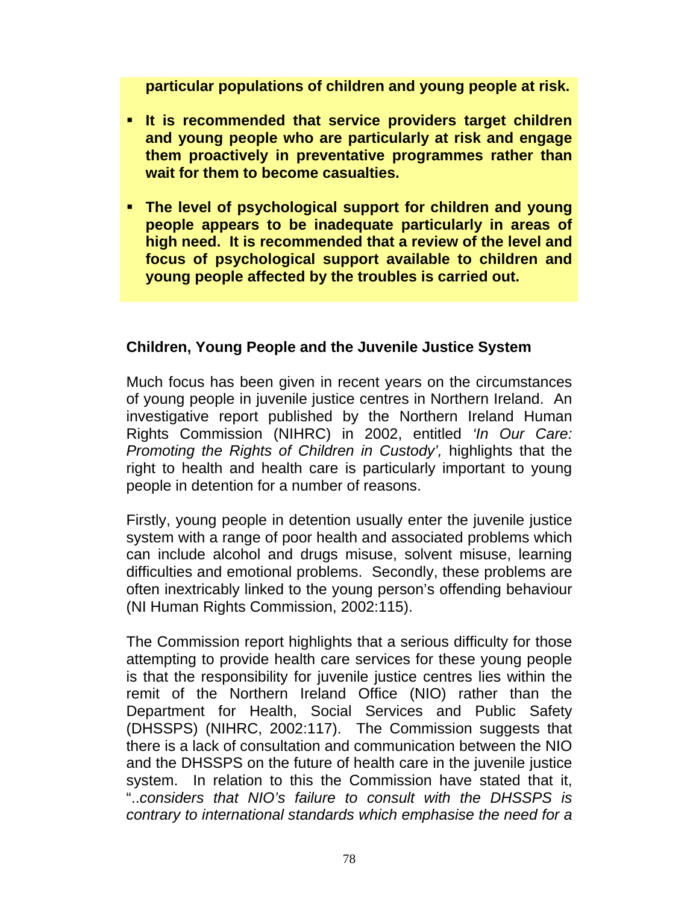**particular populations of children and young people at risk.**

- **It is recommended that service providers target children and young people who are particularly at risk and engage them proactively in preventative programmes rather than wait for them to become casualties.**

- **The level of psychological support for children and young people appears to be inadequate particularly in areas of high need. It is recommended that a review of the level and focus of psychological support available to children and young people affected by the troubles is carried out.**

### Children, Young People and the Juvenile Justice System

Much focus has been given in recent years on the circumstances of young people in juvenile justice centres in Northern Ireland. An investigative report published by the Northern Ireland Human Rights Commission (NIHRC) in 2002, entitled *'In Our Care: Promoting the Rights of Children in Custody',* highlights that the right to health and health care is particularly important to young people in detention for a number of reasons.

Firstly, young people in detention usually enter the juvenile justice system with a range of poor health and associated problems which can include alcohol and drugs misuse, solvent misuse, learning difficulties and emotional problems. Secondly, these problems are often inextricably linked to the young person's offending behaviour (NI Human Rights Commission, 2002:115).

The Commission report highlights that a serious difficulty for those attempting to provide health care services for these young people is that the responsibility for juvenile justice centres lies within the remit of the Northern Ireland Office (NIO) rather than the Department for Health, Social Services and Public Safety (DHSSPS) (NIHRC, 2002:117). The Commission suggests that there is a lack of consultation and communication between the NIO and the DHSSPS on the future of health care in the juvenile justice system. In relation to this the Commission have stated that it, "..*considers that NIO's failure to consult with the DHSSPS is contrary to international standards which emphasise the need for a*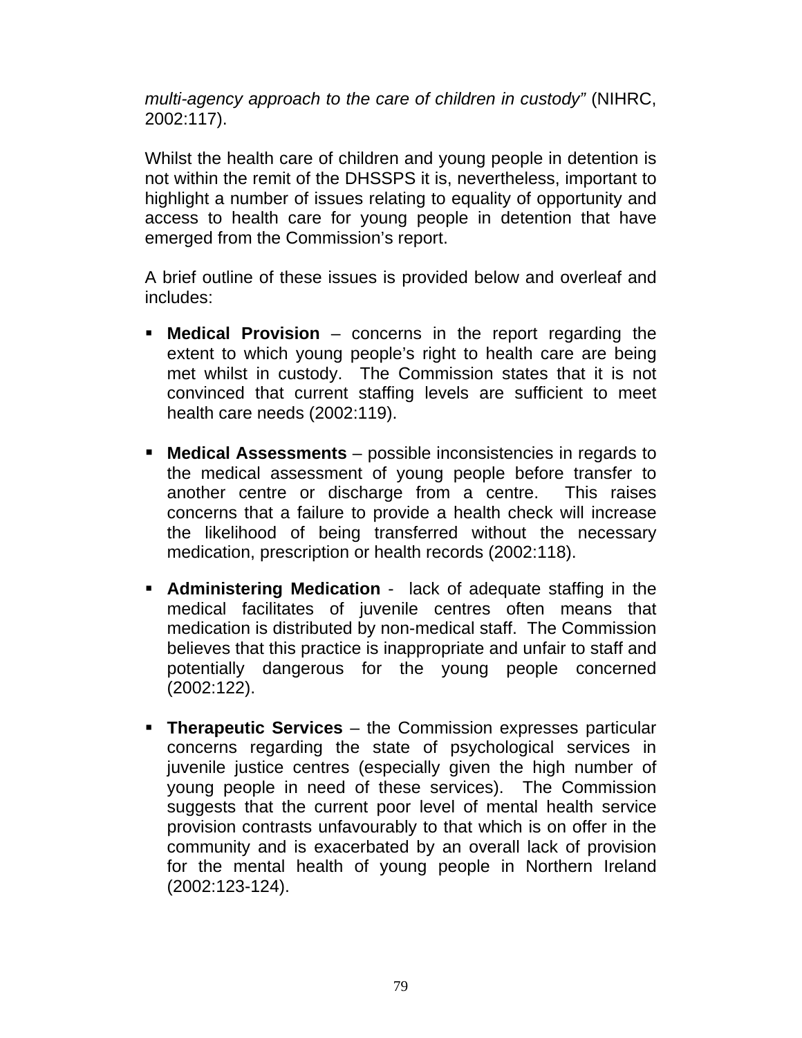*multi-agency approach to the care of children in custody"* (NIHRC, 2002:117).

Whilst the health care of children and young people in detention is not within the remit of the DHSSPS it is, nevertheless, important to highlight a number of issues relating to equality of opportunity and access to health care for young people in detention that have emerged from the Commission's report.

A brief outline of these issues is provided below and overleaf and includes:

- **Medical Provision** – concerns in the report regarding the extent to which young people's right to health care are being met whilst in custody. The Commission states that it is not convinced that current staffing levels are sufficient to meet health care needs (2002:119).

- **Medical Assessments** – possible inconsistencies in regards to the medical assessment of young people before transfer to another centre or discharge from a centre. This raises concerns that a failure to provide a health check will increase the likelihood of being transferred without the necessary medication, prescription or health records (2002:118).

- **Administering Medication** - lack of adequate staffing in the medical facilitates of juvenile centres often means that medication is distributed by non-medical staff. The Commission believes that this practice is inappropriate and unfair to staff and potentially dangerous for the young people concerned (2002:122).

- **Therapeutic Services** – the Commission expresses particular concerns regarding the state of psychological services in juvenile justice centres (especially given the high number of young people in need of these services). The Commission suggests that the current poor level of mental health service provision contrasts unfavourably to that which is on offer in the community and is exacerbated by an overall lack of provision for the mental health of young people in Northern Ireland (2002:123-124).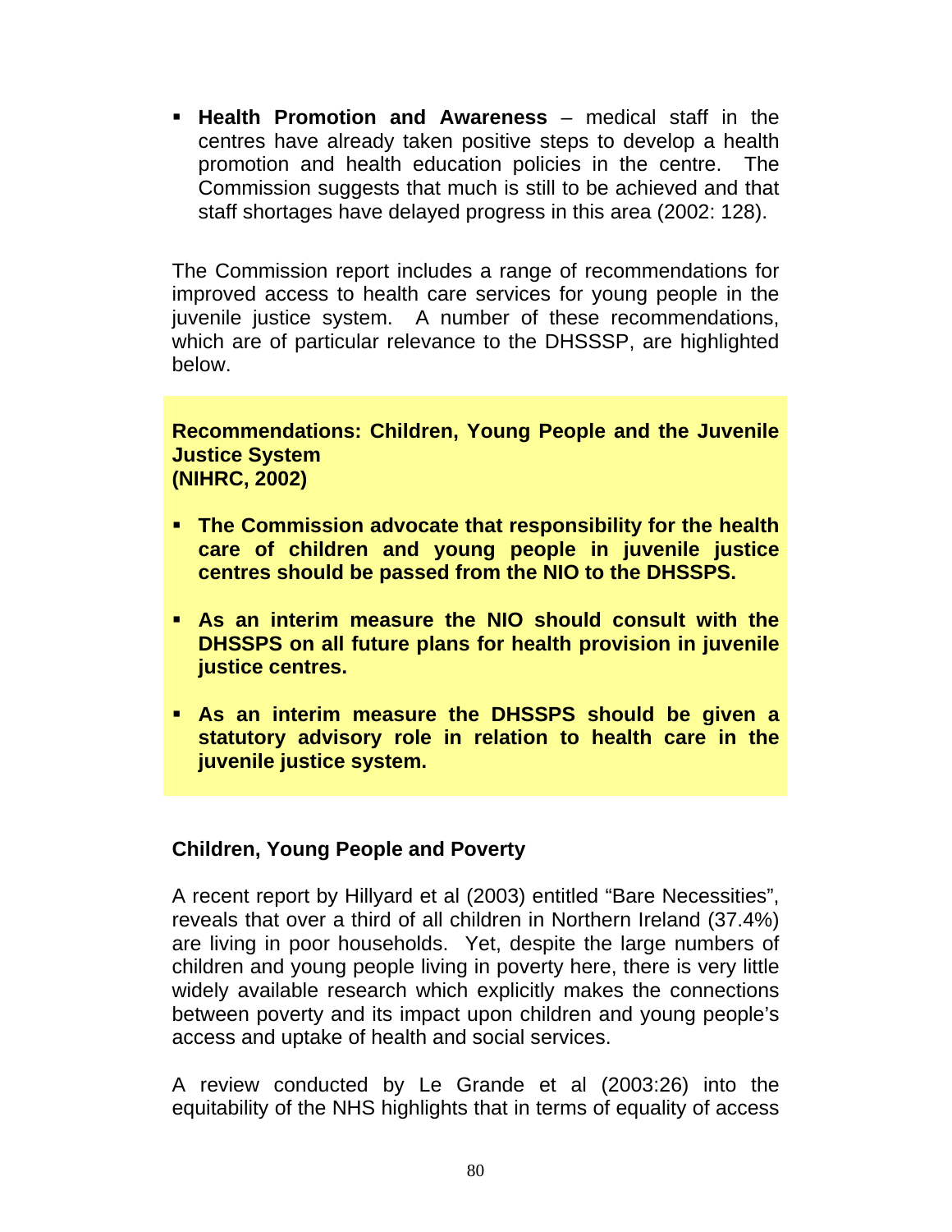- **Health Promotion and Awareness** – medical staff in the centres have already taken positive steps to develop a health promotion and health education policies in the centre. The Commission suggests that much is still to be achieved and that staff shortages have delayed progress in this area (2002: 128).

The Commission report includes a range of recommendations for improved access to health care services for young people in the juvenile justice system. A number of these recommendations, which are of particular relevance to the DHSSSP, are highlighted below.

**Recommendations: Children, Young People and the Juvenile Justice System (NIHRC, 2002)**

- **The Commission advocate that responsibility for the health care of children and young people in juvenile justice centres should be passed from the NIO to the DHSSPS.**
- **As an interim measure the NIO should consult with the DHSSPS on all future plans for health provision in juvenile justice centres.**
- **As an interim measure the DHSSPS should be given a statutory advisory role in relation to health care in the juvenile justice system.**

### Children, Young People and Poverty

A recent report by Hillyard et al (2003) entitled "Bare Necessities", reveals that over a third of all children in Northern Ireland (37.4%) are living in poor households. Yet, despite the large numbers of children and young people living in poverty here, there is very little widely available research which explicitly makes the connections between poverty and its impact upon children and young people's access and uptake of health and social services.

A review conducted by Le Grande et al (2003:26) into the equitability of the NHS highlights that in terms of equality of access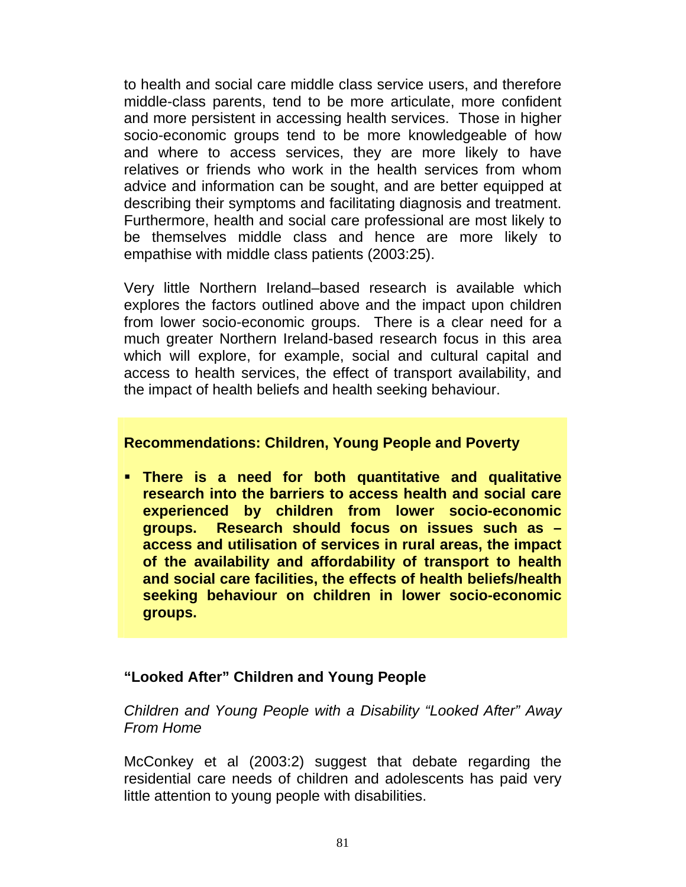to health and social care middle class service users, and therefore middle-class parents, tend to be more articulate, more confident and more persistent in accessing health services. Those in higher socio-economic groups tend to be more knowledgeable of how and where to access services, they are more likely to have relatives or friends who work in the health services from whom advice and information can be sought, and are better equipped at describing their symptoms and facilitating diagnosis and treatment. Furthermore, health and social care professional are most likely to be themselves middle class and hence are more likely to empathise with middle class patients (2003:25).

Very little Northern Ireland–based research is available which explores the factors outlined above and the impact upon children from lower socio-economic groups. There is a clear need for a much greater Northern Ireland-based research focus in this area which will explore, for example, social and cultural capital and access to health services, the effect of transport availability, and the impact of health beliefs and health seeking behaviour.

**Recommendations: Children, Young People and Poverty**

- **There is a need for both quantitative and qualitative research into the barriers to access health and social care experienced by children from lower socio-economic groups. Research should focus on issues such as – access and utilisation of services in rural areas, the impact of the availability and affordability of transport to health and social care facilities, the effects of health beliefs/health seeking behaviour on children in lower socio-economic groups.**

## "Looked After" Children and Young People

*Children and Young People with a Disability "Looked After" Away From Home*

McConkey et al (2003:2) suggest that debate regarding the residential care needs of children and adolescents has paid very little attention to young people with disabilities.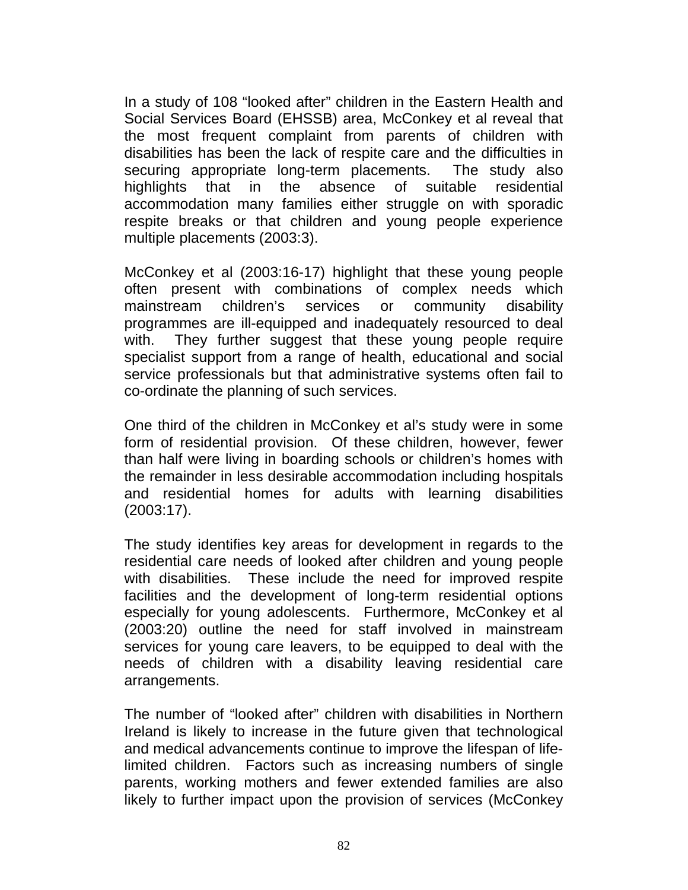In a study of 108 "looked after" children in the Eastern Health and Social Services Board (EHSSB) area, McConkey et al reveal that the most frequent complaint from parents of children with disabilities has been the lack of respite care and the difficulties in securing appropriate long-term placements. The study also highlights that in the absence of suitable residential accommodation many families either struggle on with sporadic respite breaks or that children and young people experience multiple placements (2003:3).

McConkey et al (2003:16-17) highlight that these young people often present with combinations of complex needs which mainstream children's services or community disability programmes are ill-equipped and inadequately resourced to deal with. They further suggest that these young people require specialist support from a range of health, educational and social service professionals but that administrative systems often fail to co-ordinate the planning of such services.

One third of the children in McConkey et al's study were in some form of residential provision. Of these children, however, fewer than half were living in boarding schools or children's homes with the remainder in less desirable accommodation including hospitals and residential homes for adults with learning disabilities (2003:17).

The study identifies key areas for development in regards to the residential care needs of looked after children and young people with disabilities. These include the need for improved respite facilities and the development of long-term residential options especially for young adolescents. Furthermore, McConkey et al (2003:20) outline the need for staff involved in mainstream services for young care leavers, to be equipped to deal with the needs of children with a disability leaving residential care arrangements.

The number of "looked after" children with disabilities in Northern Ireland is likely to increase in the future given that technological and medical advancements continue to improve the lifespan of life-limited children. Factors such as increasing numbers of single parents, working mothers and fewer extended families are also likely to further impact upon the provision of services (McConkey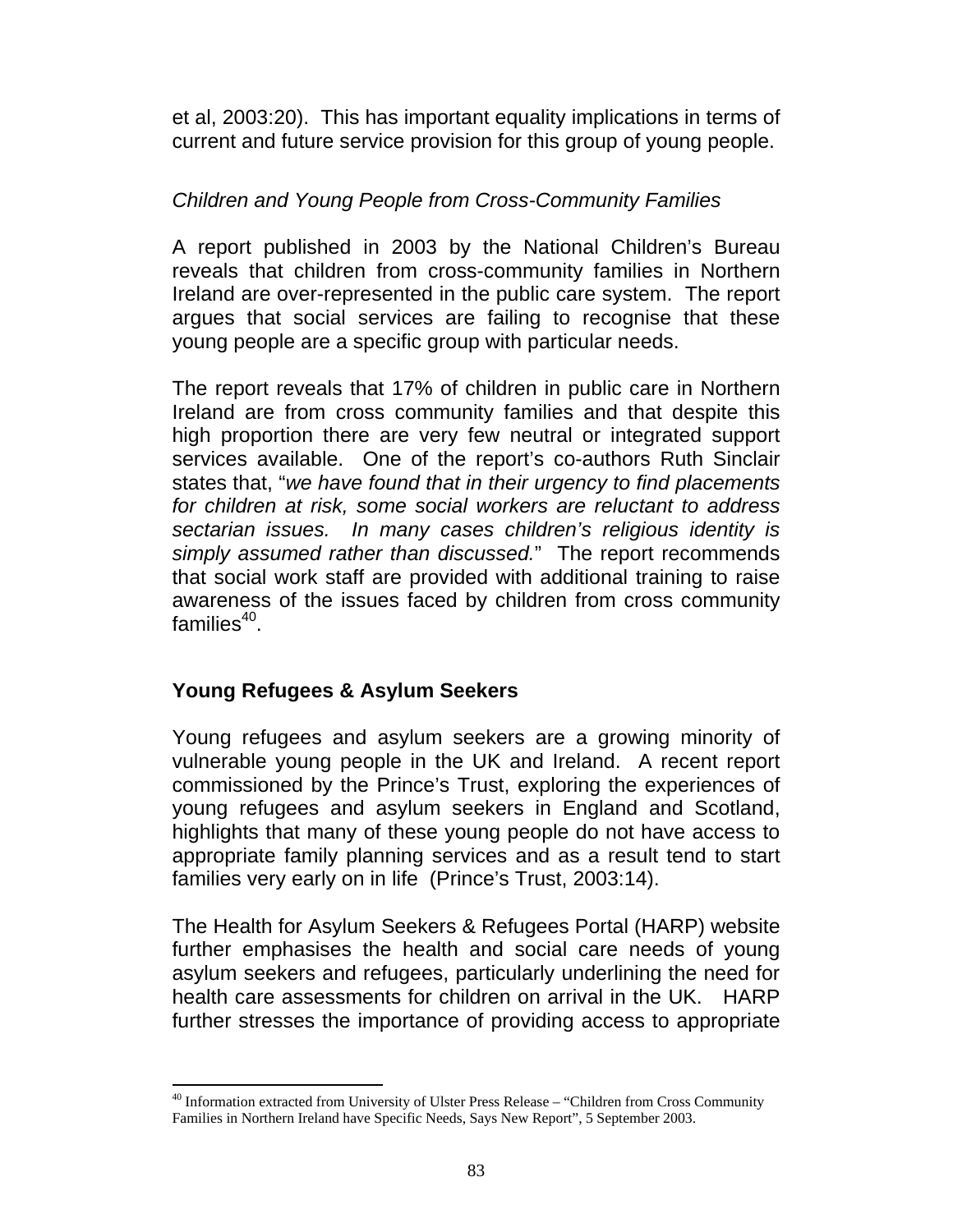et al, 2003:20). This has important equality implications in terms of current and future service provision for this group of young people.

*Children and Young People from Cross-Community Families*

A report published in 2003 by the National Children's Bureau reveals that children from cross-community families in Northern Ireland are over-represented in the public care system. The report argues that social services are failing to recognise that these young people are a specific group with particular needs.

The report reveals that 17% of children in public care in Northern Ireland are from cross community families and that despite this high proportion there are very few neutral or integrated support services available. One of the report's co-authors Ruth Sinclair states that, "*we have found that in their urgency to find placements for children at risk, some social workers are reluctant to address sectarian issues. In many cases children's religious identity is simply assumed rather than discussed.*" The report recommends that social work staff are provided with additional training to raise awareness of the issues faced by children from cross community families[40].

## Young Refugees & Asylum Seekers

Young refugees and asylum seekers are a growing minority of vulnerable young people in the UK and Ireland. A recent report commissioned by the Prince's Trust, exploring the experiences of young refugees and asylum seekers in England and Scotland, highlights that many of these young people do not have access to appropriate family planning services and as a result tend to start families very early on in life (Prince's Trust, 2003:14).

The Health for Asylum Seekers & Refugees Portal (HARP) website further emphasises the health and social care needs of young asylum seekers and refugees, particularly underlining the need for health care assessments for children on arrival in the UK. HARP further stresses the importance of providing access to appropriate

---

[40] Information extracted from University of Ulster Press Release – "Children from Cross Community Families in Northern Ireland have Specific Needs, Says New Report", 5 September 2003.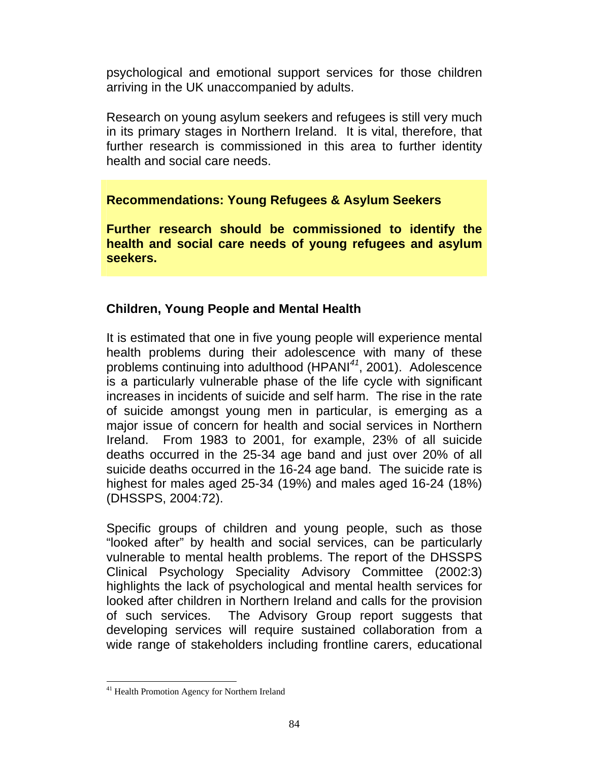psychological and emotional support services for those children arriving in the UK unaccompanied by adults.

Research on young asylum seekers and refugees is still very much in its primary stages in Northern Ireland. It is vital, therefore, that further research is commissioned in this area to further identity health and social care needs.

**Recommendations: Young Refugees & Asylum Seekers**

**Further research should be commissioned to identify the health and social care needs of young refugees and asylum seekers.**

### Children, Young People and Mental Health

It is estimated that one in five young people will experience mental health problems during their adolescence with many of these problems continuing into adulthood (HPANI[41], 2001). Adolescence is a particularly vulnerable phase of the life cycle with significant increases in incidents of suicide and self harm. The rise in the rate of suicide amongst young men in particular, is emerging as a major issue of concern for health and social services in Northern Ireland. From 1983 to 2001, for example, 23% of all suicide deaths occurred in the 25-34 age band and just over 20% of all suicide deaths occurred in the 16-24 age band. The suicide rate is highest for males aged 25-34 (19%) and males aged 16-24 (18%) (DHSSPS, 2004:72).

Specific groups of children and young people, such as those "looked after" by health and social services, can be particularly vulnerable to mental health problems. The report of the DHSSPS Clinical Psychology Speciality Advisory Committee (2002:3) highlights the lack of psychological and mental health services for looked after children in Northern Ireland and calls for the provision of such services. The Advisory Group report suggests that developing services will require sustained collaboration from a wide range of stakeholders including frontline carers, educational

[41] Health Promotion Agency for Northern Ireland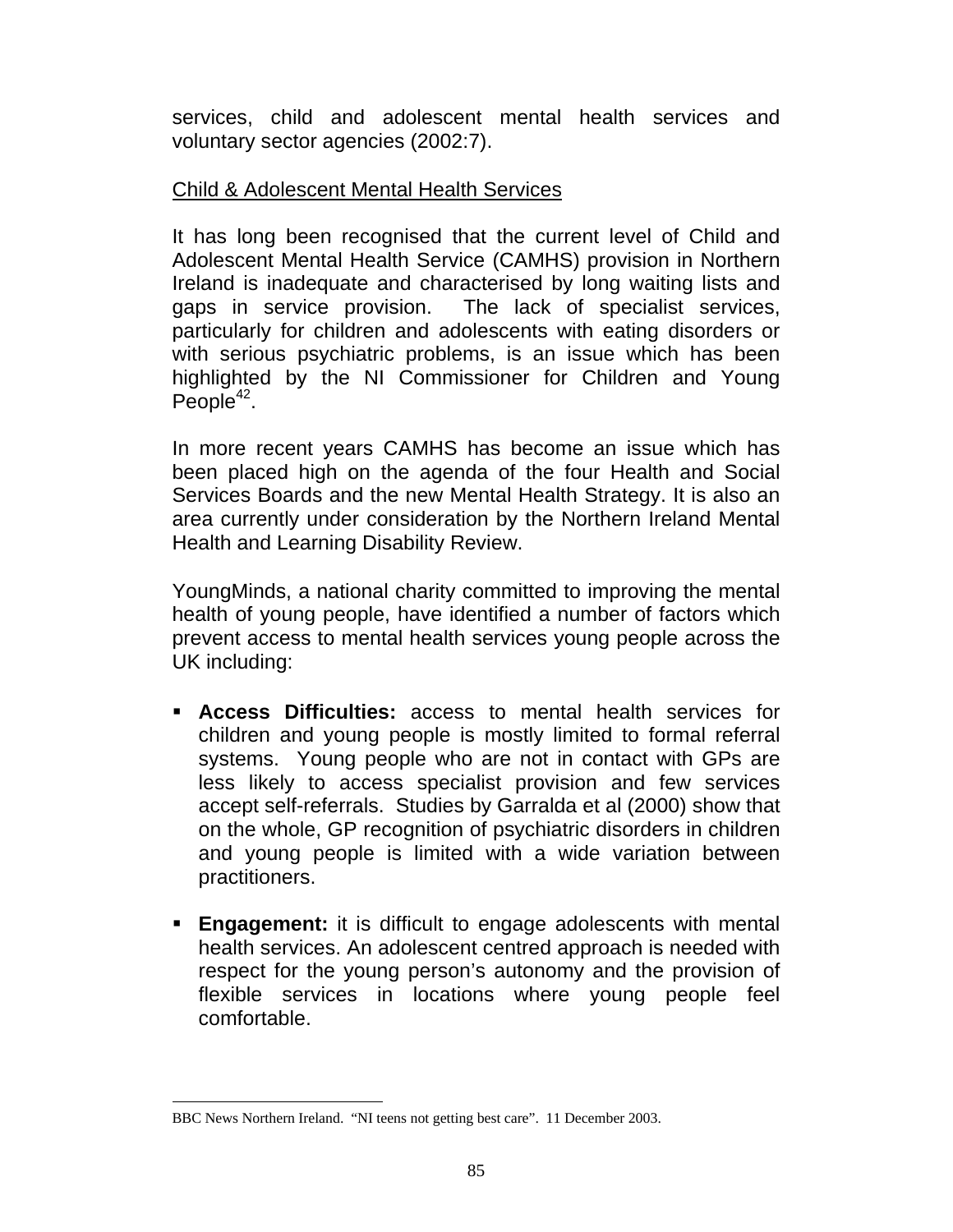services, child and adolescent mental health services and voluntary sector agencies (2002:7).

Child & Adolescent Mental Health Services

It has long been recognised that the current level of Child and Adolescent Mental Health Service (CAMHS) provision in Northern Ireland is inadequate and characterised by long waiting lists and gaps in service provision. The lack of specialist services, particularly for children and adolescents with eating disorders or with serious psychiatric problems, is an issue which has been highlighted by the NI Commissioner for Children and Young People[42].

In more recent years CAMHS has become an issue which has been placed high on the agenda of the four Health and Social Services Boards and the new Mental Health Strategy. It is also an area currently under consideration by the Northern Ireland Mental Health and Learning Disability Review.

YoungMinds, a national charity committed to improving the mental health of young people, have identified a number of factors which prevent access to mental health services young people across the UK including:

- **Access Difficulties:** access to mental health services for children and young people is mostly limited to formal referral systems. Young people who are not in contact with GPs are less likely to access specialist provision and few services accept self-referrals. Studies by Garralda et al (2000) show that on the whole, GP recognition of psychiatric disorders in children and young people is limited with a wide variation between practitioners.

- **Engagement:** it is difficult to engage adolescents with mental health services. An adolescent centred approach is needed with respect for the young person's autonomy and the provision of flexible services in locations where young people feel comfortable.

---

BBC News Northern Ireland. "NI teens not getting best care". 11 December 2003.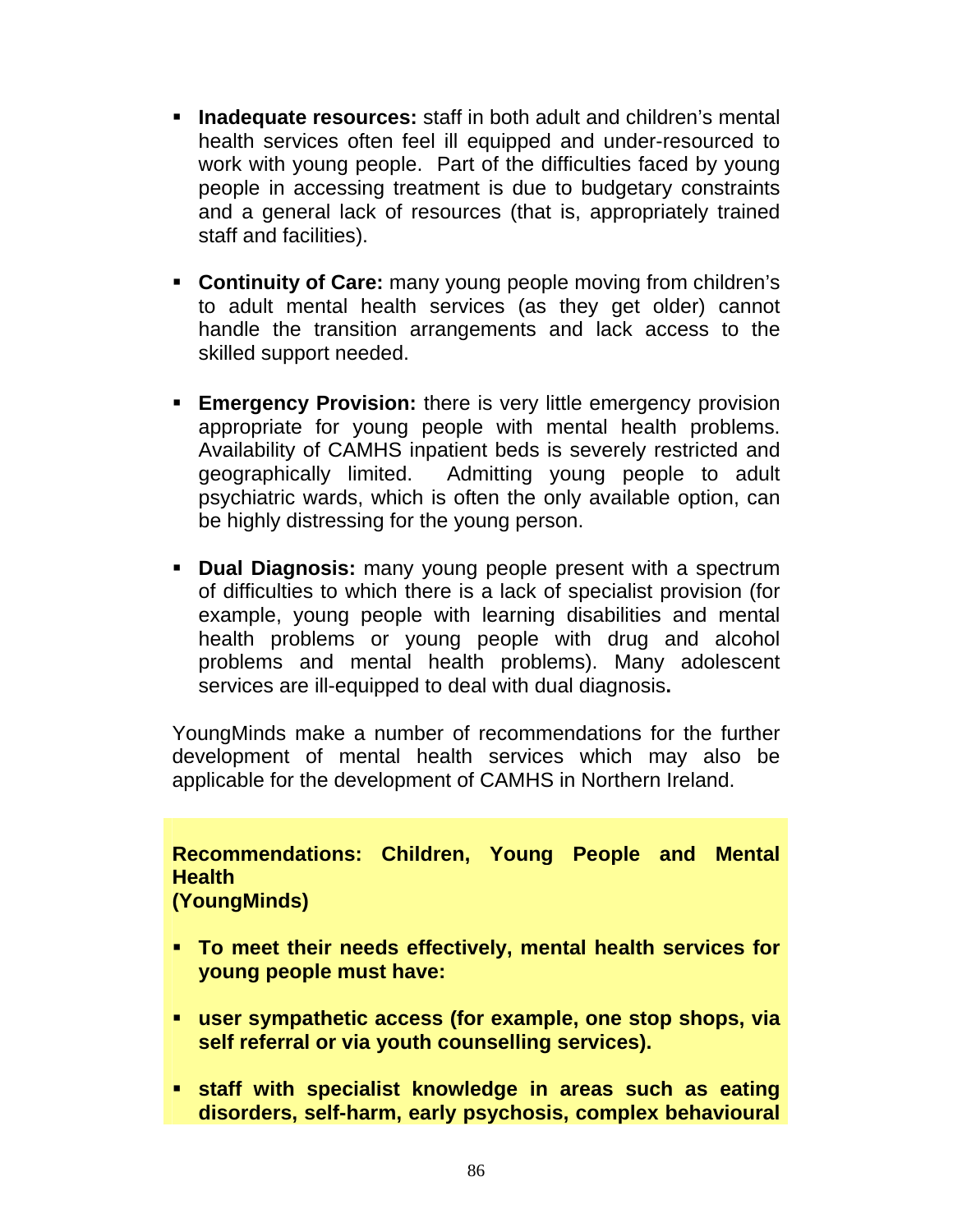- **Inadequate resources:** staff in both adult and children's mental health services often feel ill equipped and under-resourced to work with young people. Part of the difficulties faced by young people in accessing treatment is due to budgetary constraints and a general lack of resources (that is, appropriately trained staff and facilities).

- **Continuity of Care:** many young people moving from children's to adult mental health services (as they get older) cannot handle the transition arrangements and lack access to the skilled support needed.

- **Emergency Provision:** there is very little emergency provision appropriate for young people with mental health problems. Availability of CAMHS inpatient beds is severely restricted and geographically limited. Admitting young people to adult psychiatric wards, which is often the only available option, can be highly distressing for the young person.

- **Dual Diagnosis:** many young people present with a spectrum of difficulties to which there is a lack of specialist provision (for example, young people with learning disabilities and mental health problems or young people with drug and alcohol problems and mental health problems). Many adolescent services are ill-equipped to deal with dual diagnosis**.**

YoungMinds make a number of recommendations for the further development of mental health services which may also be applicable for the development of CAMHS in Northern Ireland.

**Recommendations: Children, Young People and Mental Health (YoungMinds)**

- **To meet their needs effectively, mental health services for young people must have:**

- **user sympathetic access (for example, one stop shops, via self referral or via youth counselling services).**

- **staff with specialist knowledge in areas such as eating disorders, self-harm, early psychosis, complex behavioural**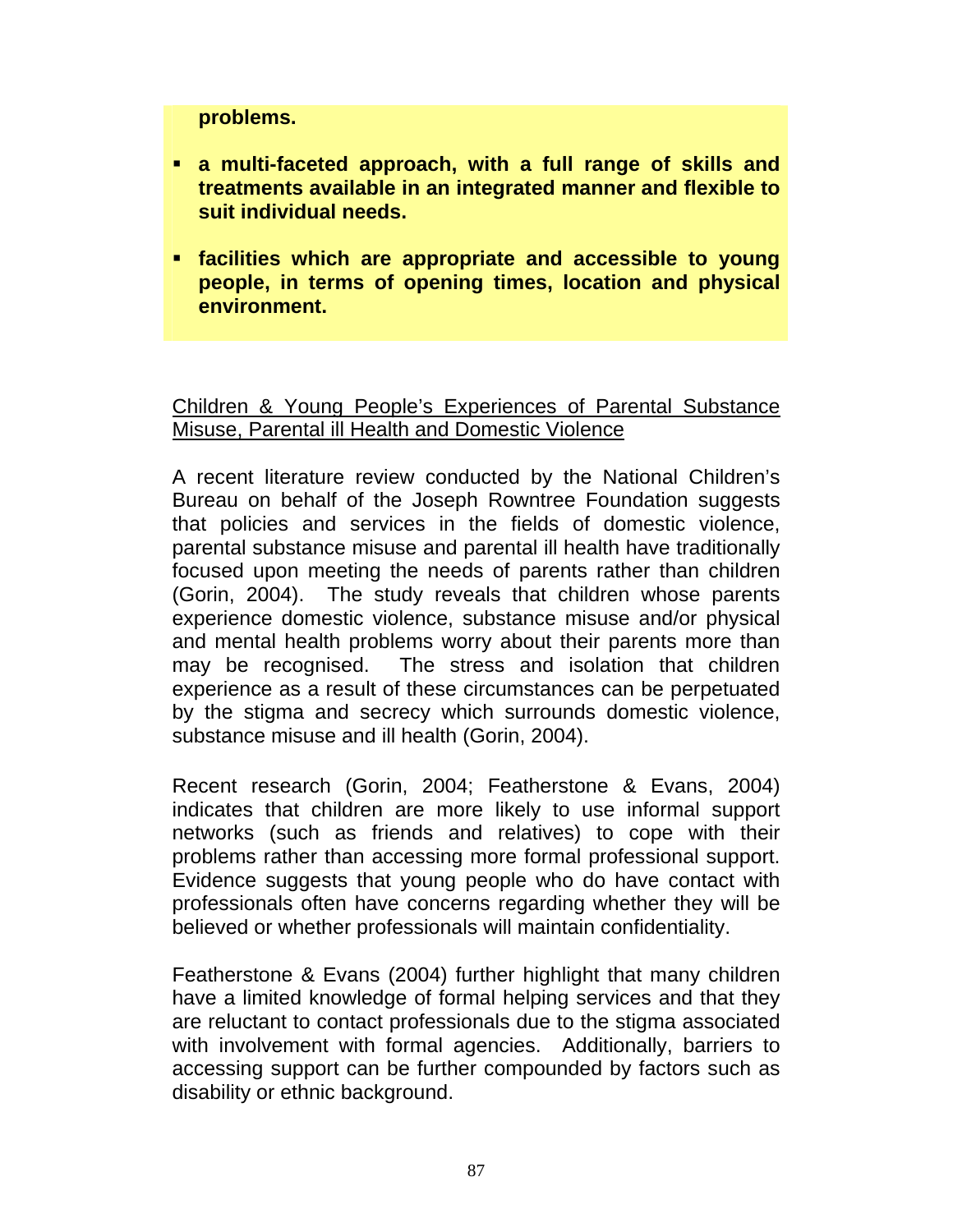**problems.**

- **a multi-faceted approach, with a full range of skills and treatments available in an integrated manner and flexible to suit individual needs.**
- **facilities which are appropriate and accessible to young people, in terms of opening times, location and physical environment.**

Children & Young People's Experiences of Parental Substance Misuse, Parental ill Health and Domestic Violence

A recent literature review conducted by the National Children's Bureau on behalf of the Joseph Rowntree Foundation suggests that policies and services in the fields of domestic violence, parental substance misuse and parental ill health have traditionally focused upon meeting the needs of parents rather than children (Gorin, 2004). The study reveals that children whose parents experience domestic violence, substance misuse and/or physical and mental health problems worry about their parents more than may be recognised. The stress and isolation that children experience as a result of these circumstances can be perpetuated by the stigma and secrecy which surrounds domestic violence, substance misuse and ill health (Gorin, 2004).

Recent research (Gorin, 2004; Featherstone & Evans, 2004) indicates that children are more likely to use informal support networks (such as friends and relatives) to cope with their problems rather than accessing more formal professional support. Evidence suggests that young people who do have contact with professionals often have concerns regarding whether they will be believed or whether professionals will maintain confidentiality.

Featherstone & Evans (2004) further highlight that many children have a limited knowledge of formal helping services and that they are reluctant to contact professionals due to the stigma associated with involvement with formal agencies. Additionally, barriers to accessing support can be further compounded by factors such as disability or ethnic background.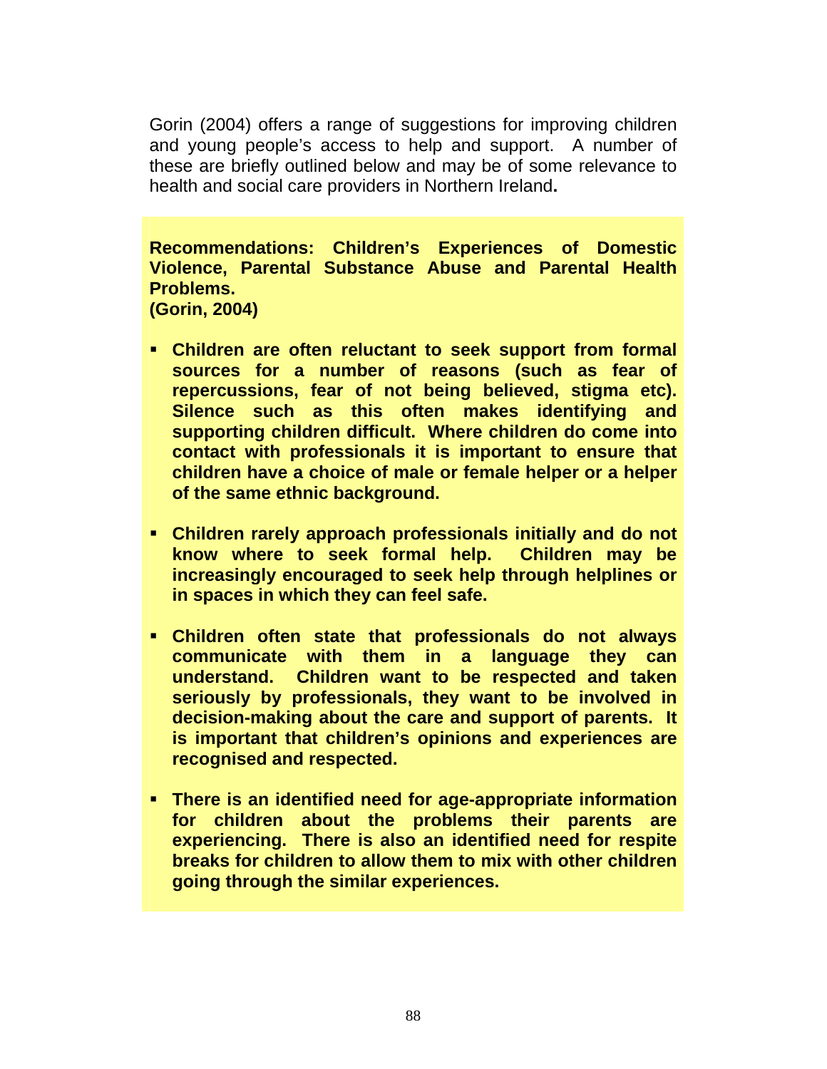Gorin (2004) offers a range of suggestions for improving children and young people's access to help and support. A number of these are briefly outlined below and may be of some relevance to health and social care providers in Northern Ireland**.**

**Recommendations: Children's Experiences of Domestic Violence, Parental Substance Abuse and Parental Health Problems.**
**(Gorin, 2004)**

- **Children are often reluctant to seek support from formal sources for a number of reasons (such as fear of repercussions, fear of not being believed, stigma etc). Silence such as this often makes identifying and supporting children difficult. Where children do come into contact with professionals it is important to ensure that children have a choice of male or female helper or a helper of the same ethnic background.**

- **Children rarely approach professionals initially and do not know where to seek formal help. Children may be increasingly encouraged to seek help through helplines or in spaces in which they can feel safe.**

- **Children often state that professionals do not always communicate with them in a language they can understand. Children want to be respected and taken seriously by professionals, they want to be involved in decision-making about the care and support of parents. It is important that children's opinions and experiences are recognised and respected.**

- **There is an identified need for age-appropriate information for children about the problems their parents are experiencing. There is also an identified need for respite breaks for children to allow them to mix with other children going through the similar experiences.**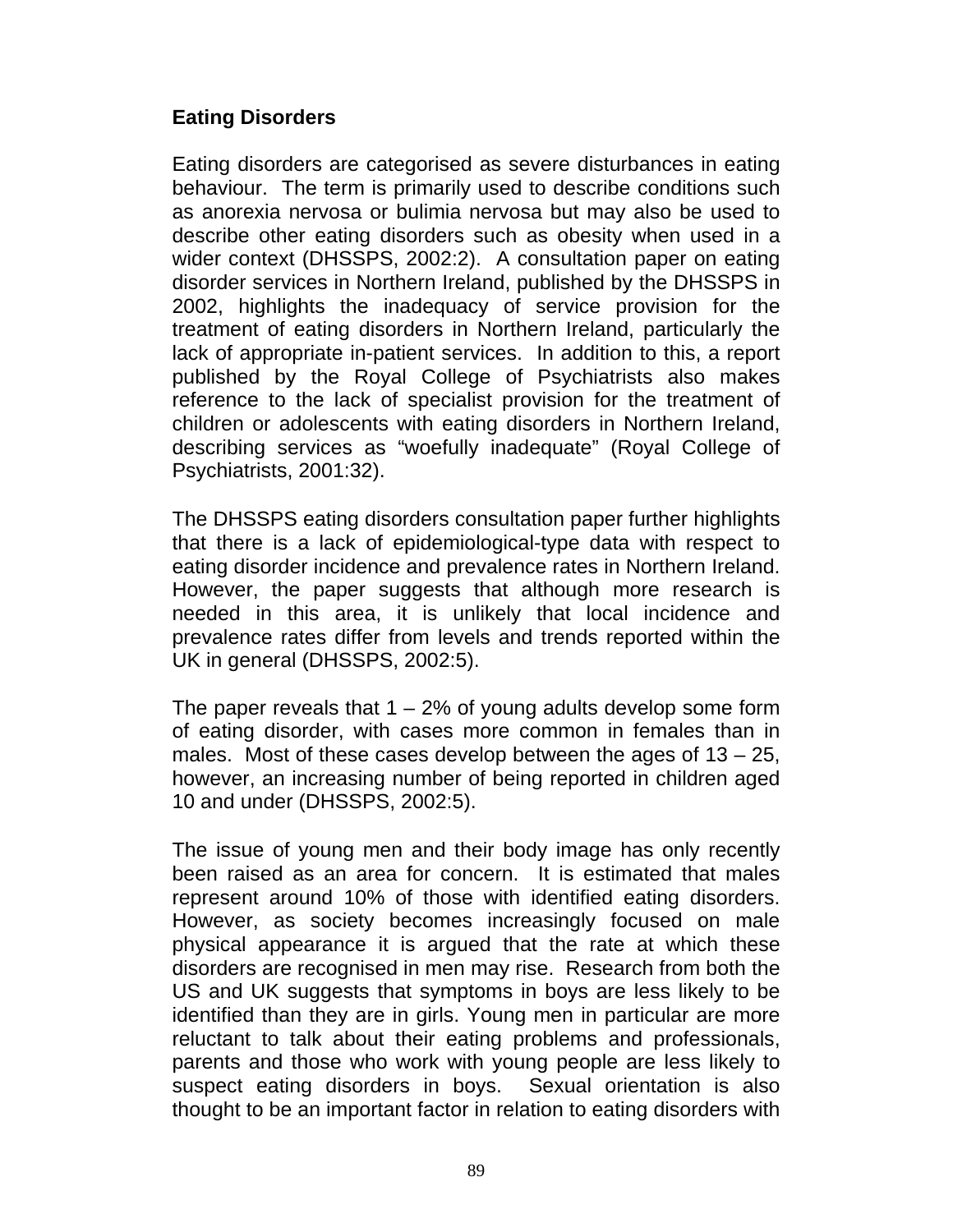**Eating Disorders**

Eating disorders are categorised as severe disturbances in eating behaviour. The term is primarily used to describe conditions such as anorexia nervosa or bulimia nervosa but may also be used to describe other eating disorders such as obesity when used in a wider context (DHSSPS, 2002:2). A consultation paper on eating disorder services in Northern Ireland, published by the DHSSPS in 2002, highlights the inadequacy of service provision for the treatment of eating disorders in Northern Ireland, particularly the lack of appropriate in-patient services. In addition to this, a report published by the Royal College of Psychiatrists also makes reference to the lack of specialist provision for the treatment of children or adolescents with eating disorders in Northern Ireland, describing services as "woefully inadequate" (Royal College of Psychiatrists, 2001:32).

The DHSSPS eating disorders consultation paper further highlights that there is a lack of epidemiological-type data with respect to eating disorder incidence and prevalence rates in Northern Ireland. However, the paper suggests that although more research is needed in this area, it is unlikely that local incidence and prevalence rates differ from levels and trends reported within the UK in general (DHSSPS, 2002:5).

The paper reveals that 1 – 2% of young adults develop some form of eating disorder, with cases more common in females than in males. Most of these cases develop between the ages of 13 – 25, however, an increasing number of being reported in children aged 10 and under (DHSSPS, 2002:5).

The issue of young men and their body image has only recently been raised as an area for concern. It is estimated that males represent around 10% of those with identified eating disorders. However, as society becomes increasingly focused on male physical appearance it is argued that the rate at which these disorders are recognised in men may rise. Research from both the US and UK suggests that symptoms in boys are less likely to be identified than they are in girls. Young men in particular are more reluctant to talk about their eating problems and professionals, parents and those who work with young people are less likely to suspect eating disorders in boys. Sexual orientation is also thought to be an important factor in relation to eating disorders with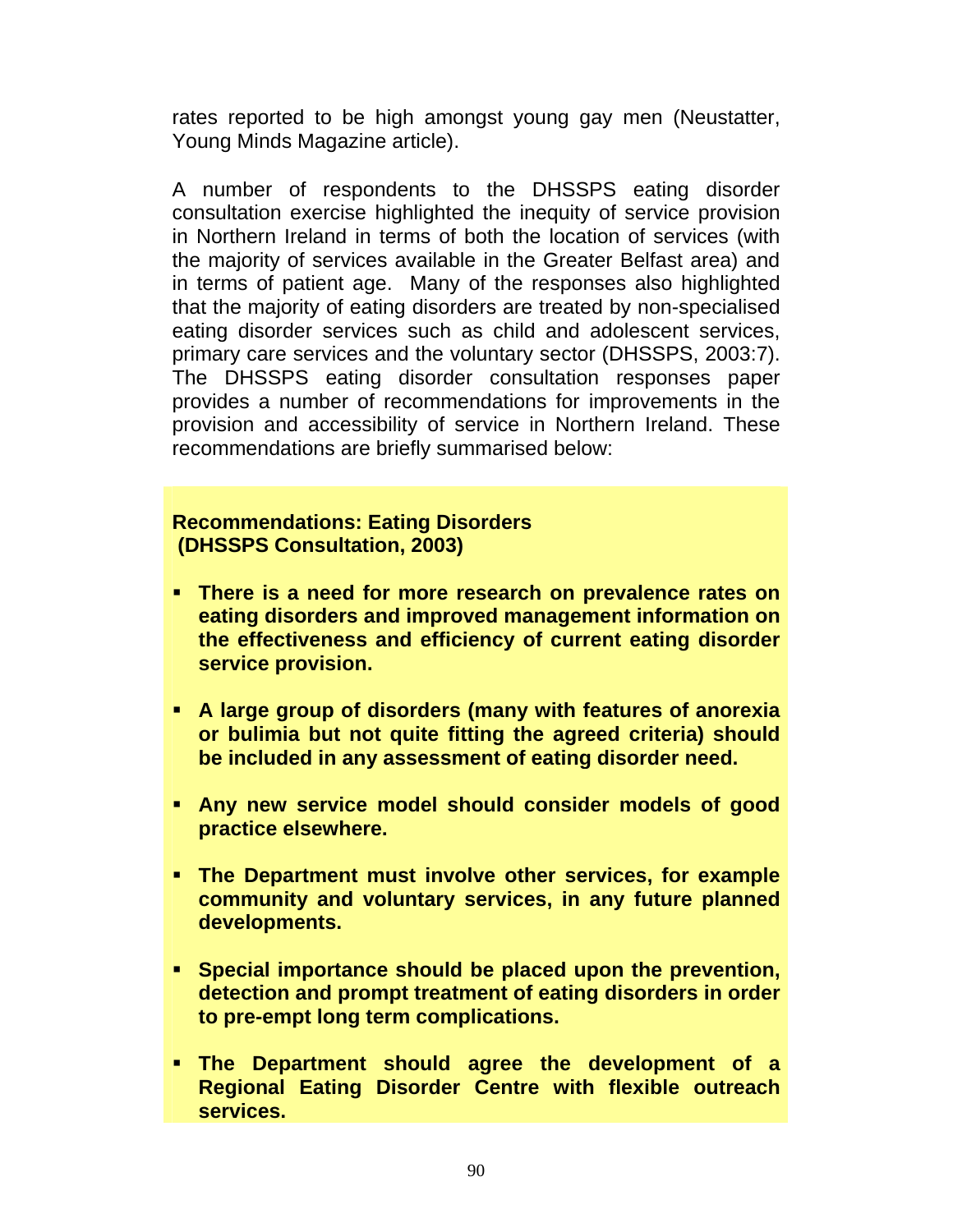rates reported to be high amongst young gay men (Neustatter, Young Minds Magazine article).

A number of respondents to the DHSSPS eating disorder consultation exercise highlighted the inequity of service provision in Northern Ireland in terms of both the location of services (with the majority of services available in the Greater Belfast area) and in terms of patient age. Many of the responses also highlighted that the majority of eating disorders are treated by non-specialised eating disorder services such as child and adolescent services, primary care services and the voluntary sector (DHSSPS, 2003:7). The DHSSPS eating disorder consultation responses paper provides a number of recommendations for improvements in the provision and accessibility of service in Northern Ireland. These recommendations are briefly summarised below:

**Recommendations: Eating Disorders (DHSSPS Consultation, 2003)**

- **There is a need for more research on prevalence rates on eating disorders and improved management information on the effectiveness and efficiency of current eating disorder service provision.**
- **A large group of disorders (many with features of anorexia or bulimia but not quite fitting the agreed criteria) should be included in any assessment of eating disorder need.**
- **Any new service model should consider models of good practice elsewhere.**
- **The Department must involve other services, for example community and voluntary services, in any future planned developments.**
- **Special importance should be placed upon the prevention, detection and prompt treatment of eating disorders in order to pre-empt long term complications.**
- **The Department should agree the development of a Regional Eating Disorder Centre with flexible outreach services.**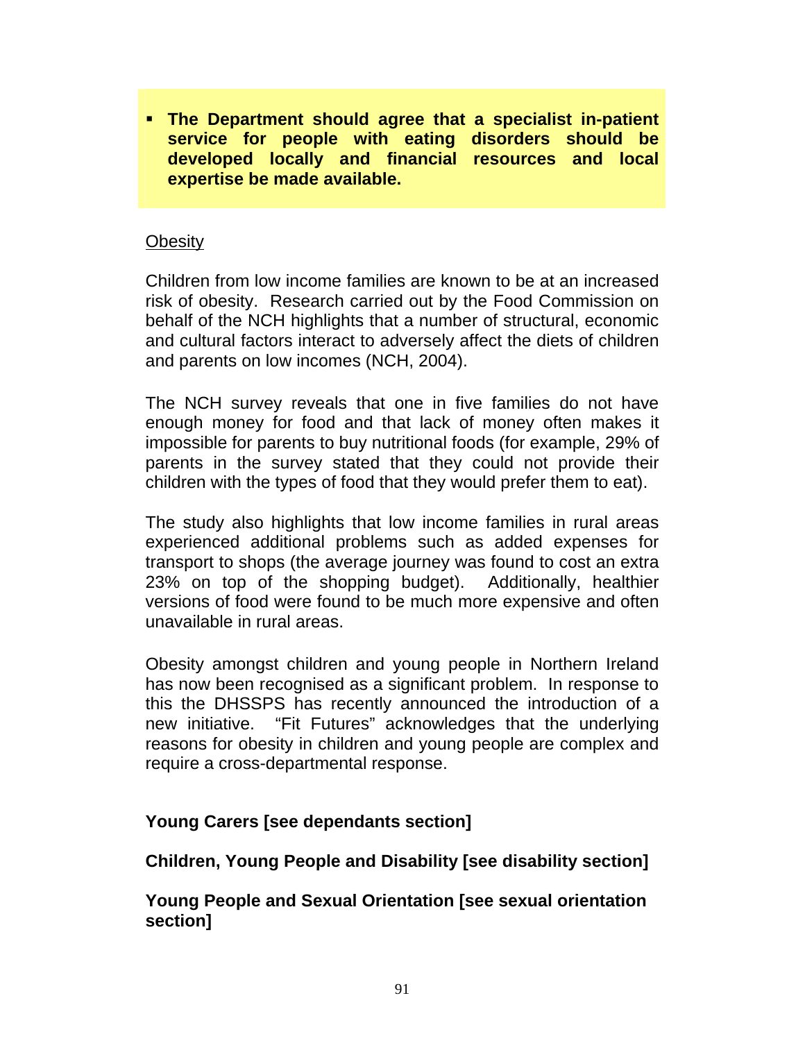- **The Department should agree that a specialist in-patient service for people with eating disorders should be developed locally and financial resources and local expertise be made available.**

Obesity

Children from low income families are known to be at an increased risk of obesity. Research carried out by the Food Commission on behalf of the NCH highlights that a number of structural, economic and cultural factors interact to adversely affect the diets of children and parents on low incomes (NCH, 2004).

The NCH survey reveals that one in five families do not have enough money for food and that lack of money often makes it impossible for parents to buy nutritional foods (for example, 29% of parents in the survey stated that they could not provide their children with the types of food that they would prefer them to eat).

The study also highlights that low income families in rural areas experienced additional problems such as added expenses for transport to shops (the average journey was found to cost an extra 23% on top of the shopping budget). Additionally, healthier versions of food were found to be much more expensive and often unavailable in rural areas.

Obesity amongst children and young people in Northern Ireland has now been recognised as a significant problem. In response to this the DHSSPS has recently announced the introduction of a new initiative. “Fit Futures” acknowledges that the underlying reasons for obesity in children and young people are complex and require a cross-departmental response.

**Young Carers [see dependants section]**

**Children, Young People and Disability [see disability section]**

**Young People and Sexual Orientation [see sexual orientation section]**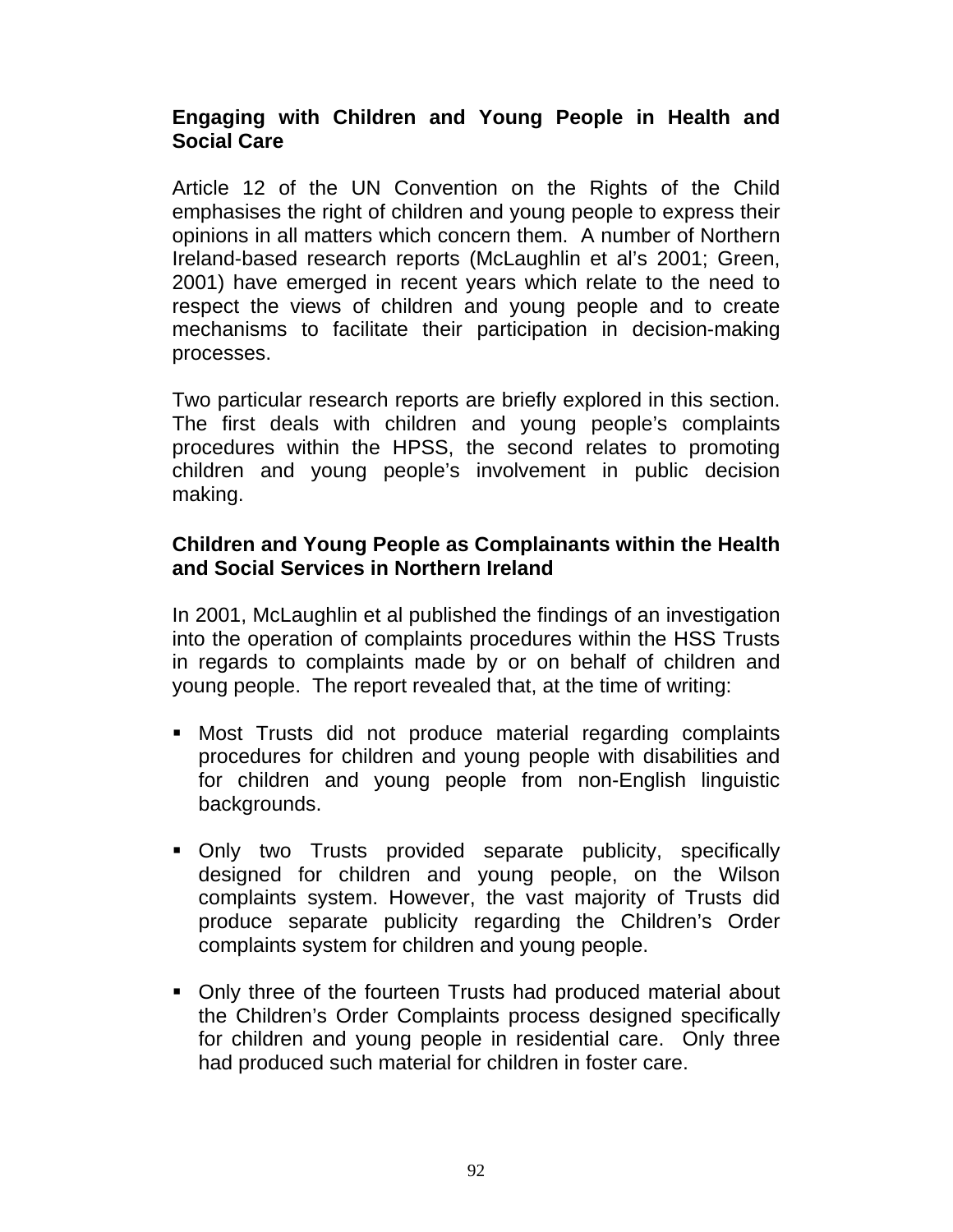## Engaging with Children and Young People in Health and Social Care

Article 12 of the UN Convention on the Rights of the Child emphasises the right of children and young people to express their opinions in all matters which concern them. A number of Northern Ireland-based research reports (McLaughlin et al's 2001; Green, 2001) have emerged in recent years which relate to the need to respect the views of children and young people and to create mechanisms to facilitate their participation in decision-making processes.

Two particular research reports are briefly explored in this section. The first deals with children and young people's complaints procedures within the HPSS, the second relates to promoting children and young people's involvement in public decision making.

### Children and Young People as Complainants within the Health and Social Services in Northern Ireland

In 2001, McLaughlin et al published the findings of an investigation into the operation of complaints procedures within the HSS Trusts in regards to complaints made by or on behalf of children and young people. The report revealed that, at the time of writing:

- Most Trusts did not produce material regarding complaints procedures for children and young people with disabilities and for children and young people from non-English linguistic backgrounds.
- Only two Trusts provided separate publicity, specifically designed for children and young people, on the Wilson complaints system. However, the vast majority of Trusts did produce separate publicity regarding the Children's Order complaints system for children and young people.
- Only three of the fourteen Trusts had produced material about the Children's Order Complaints process designed specifically for children and young people in residential care. Only three had produced such material for children in foster care.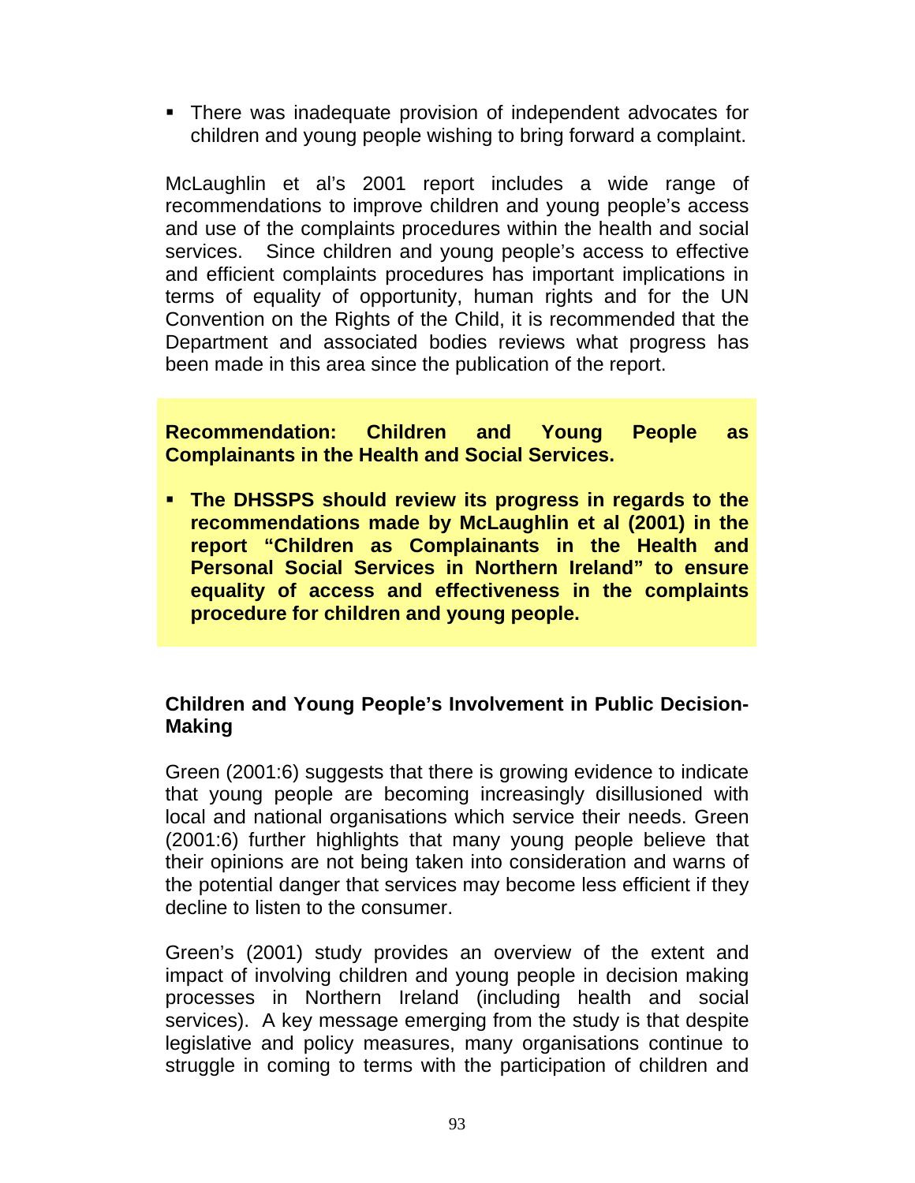- There was inadequate provision of independent advocates for children and young people wishing to bring forward a complaint.

McLaughlin et al's 2001 report includes a wide range of recommendations to improve children and young people's access and use of the complaints procedures within the health and social services. Since children and young people's access to effective and efficient complaints procedures has important implications in terms of equality of opportunity, human rights and for the UN Convention on the Rights of the Child, it is recommended that the Department and associated bodies reviews what progress has been made in this area since the publication of the report.

**Recommendation: Children and Young People as Complainants in the Health and Social Services.**

- **The DHSSPS should review its progress in regards to the recommendations made by McLaughlin et al (2001) in the report "Children as Complainants in the Health and Personal Social Services in Northern Ireland" to ensure equality of access and effectiveness in the complaints procedure for children and young people.**

### Children and Young People's Involvement in Public Decision-Making

Green (2001:6) suggests that there is growing evidence to indicate that young people are becoming increasingly disillusioned with local and national organisations which service their needs. Green (2001:6) further highlights that many young people believe that their opinions are not being taken into consideration and warns of the potential danger that services may become less efficient if they decline to listen to the consumer.

Green's (2001) study provides an overview of the extent and impact of involving children and young people in decision making processes in Northern Ireland (including health and social services). A key message emerging from the study is that despite legislative and policy measures, many organisations continue to struggle in coming to terms with the participation of children and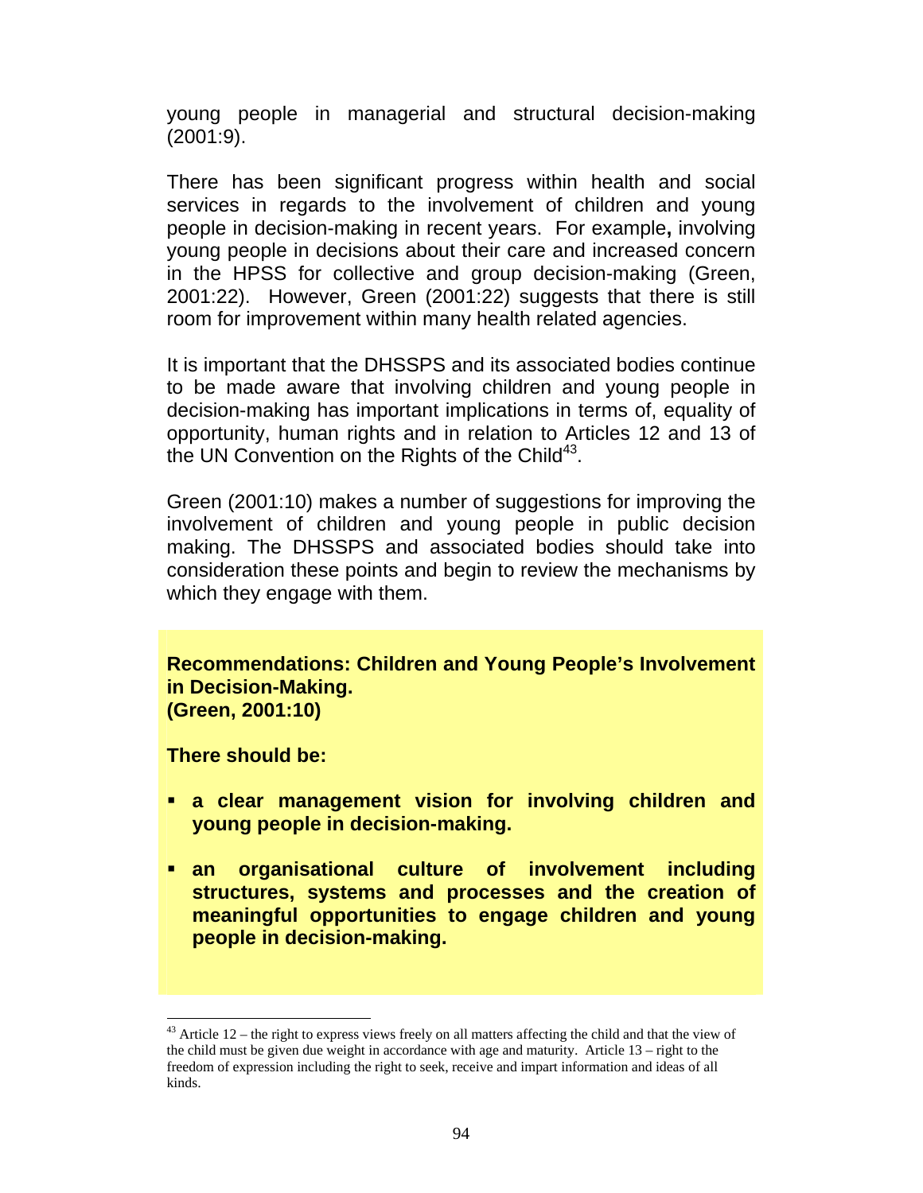young people in managerial and structural decision-making (2001:9).

There has been significant progress within health and social services in regards to the involvement of children and young people in decision-making in recent years. For example**,** involving young people in decisions about their care and increased concern in the HPSS for collective and group decision-making (Green, 2001:22). However, Green (2001:22) suggests that there is still room for improvement within many health related agencies.

It is important that the DHSSPS and its associated bodies continue to be made aware that involving children and young people in decision-making has important implications in terms of, equality of opportunity, human rights and in relation to Articles 12 and 13 of the UN Convention on the Rights of the Child[43].

Green (2001:10) makes a number of suggestions for improving the involvement of children and young people in public decision making. The DHSSPS and associated bodies should take into consideration these points and begin to review the mechanisms by which they engage with them.

**Recommendations: Children and Young People's Involvement in Decision-Making.**
**(Green, 2001:10)**

**There should be:**

- **a clear management vision for involving children and young people in decision-making.**
- **an organisational culture of involvement including structures, systems and processes and the creation of meaningful opportunities to engage children and young people in decision-making.**

[43] Article 12 – the right to express views freely on all matters affecting the child and that the view of the child must be given due weight in accordance with age and maturity. Article 13 – right to the freedom of expression including the right to seek, receive and impart information and ideas of all kinds.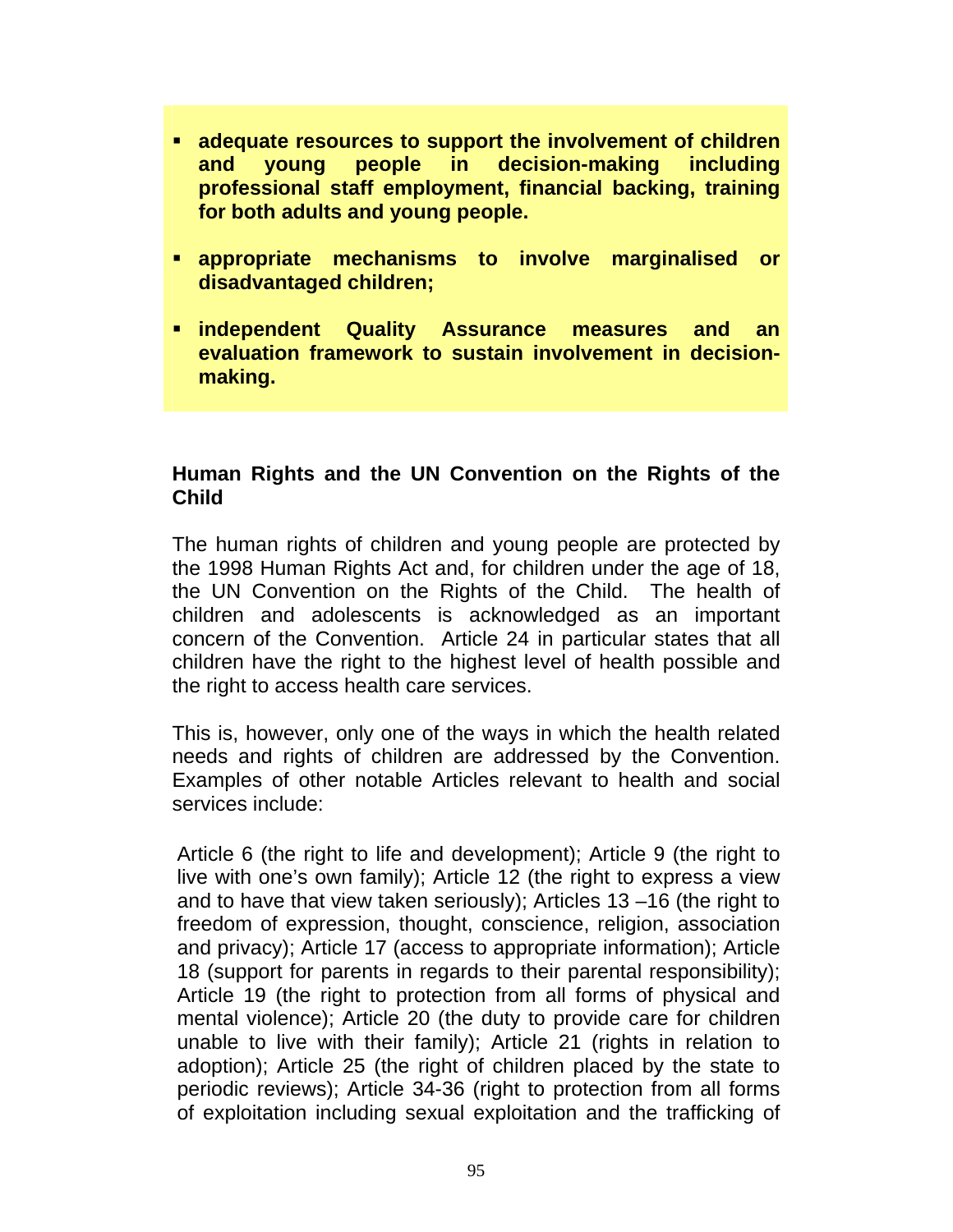- **adequate resources to support the involvement of children and young people in decision-making including professional staff employment, financial backing, training for both adults and young people.**

- **appropriate mechanisms to involve marginalised or disadvantaged children;**

- **independent Quality Assurance measures and an evaluation framework to sustain involvement in decision-making.**

**Human Rights and the UN Convention on the Rights of the Child**

The human rights of children and young people are protected by the 1998 Human Rights Act and, for children under the age of 18, the UN Convention on the Rights of the Child. The health of children and adolescents is acknowledged as an important concern of the Convention. Article 24 in particular states that all children have the right to the highest level of health possible and the right to access health care services.

This is, however, only one of the ways in which the health related needs and rights of children are addressed by the Convention. Examples of other notable Articles relevant to health and social services include:

Article 6 (the right to life and development); Article 9 (the right to live with one's own family); Article 12 (the right to express a view and to have that view taken seriously); Articles 13 –16 (the right to freedom of expression, thought, conscience, religion, association and privacy); Article 17 (access to appropriate information); Article 18 (support for parents in regards to their parental responsibility); Article 19 (the right to protection from all forms of physical and mental violence); Article 20 (the duty to provide care for children unable to live with their family); Article 21 (rights in relation to adoption); Article 25 (the right of children placed by the state to periodic reviews); Article 34-36 (right to protection from all forms of exploitation including sexual exploitation and the trafficking of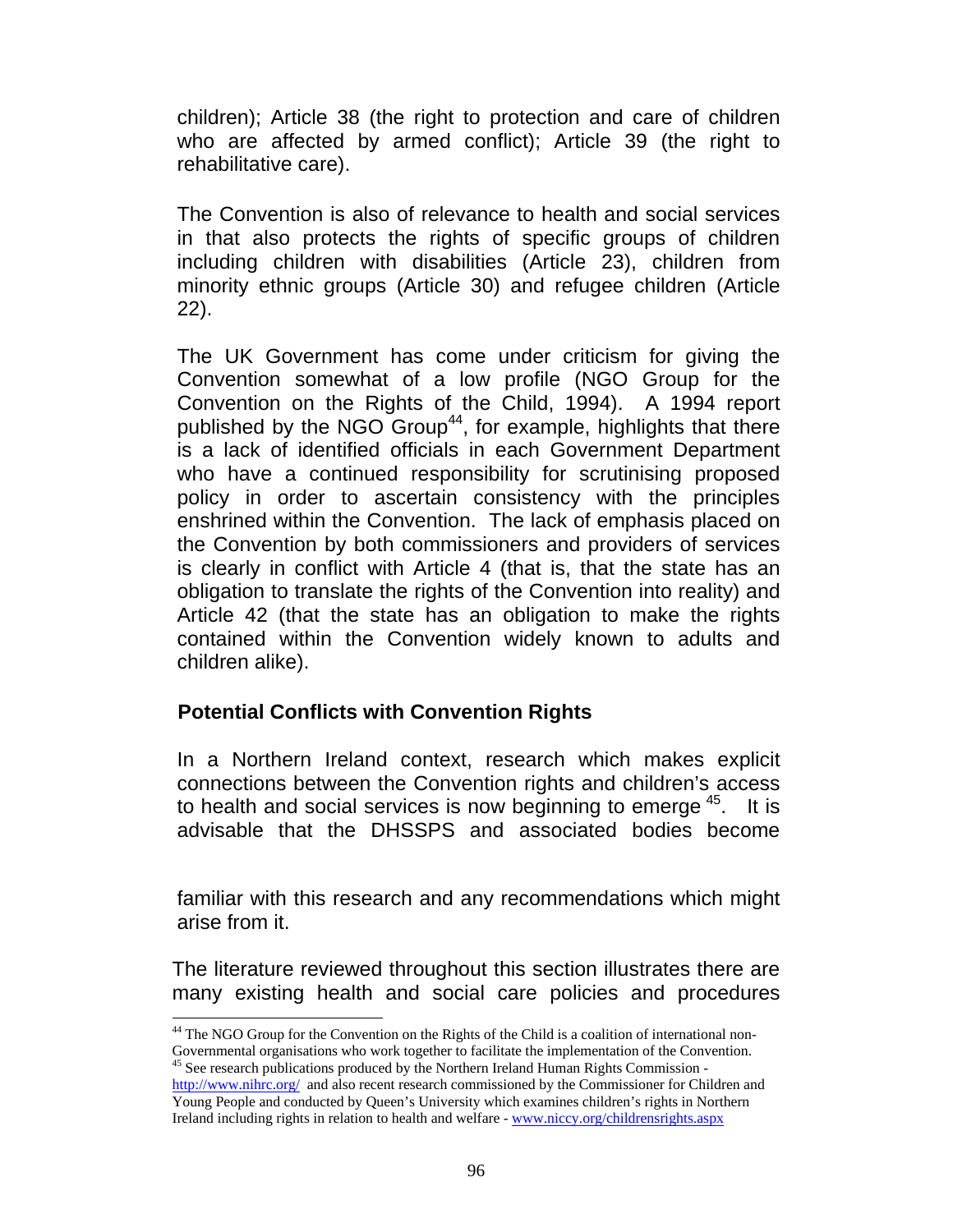children); Article 38 (the right to protection and care of children who are affected by armed conflict); Article 39 (the right to rehabilitative care).

The Convention is also of relevance to health and social services in that also protects the rights of specific groups of children including children with disabilities (Article 23), children from minority ethnic groups (Article 30) and refugee children (Article 22).

The UK Government has come under criticism for giving the Convention somewhat of a low profile (NGO Group for the Convention on the Rights of the Child, 1994). A 1994 report published by the NGO Group[44], for example, highlights that there is a lack of identified officials in each Government Department who have a continued responsibility for scrutinising proposed policy in order to ascertain consistency with the principles enshrined within the Convention. The lack of emphasis placed on the Convention by both commissioners and providers of services is clearly in conflict with Article 4 (that is, that the state has an obligation to translate the rights of the Convention into reality) and Article 42 (that the state has an obligation to make the rights contained within the Convention widely known to adults and children alike).

### Potential Conflicts with Convention Rights

In a Northern Ireland context, research which makes explicit connections between the Convention rights and children's access to health and social services is now beginning to emerge [45]. It is advisable that the DHSSPS and associated bodies become familiar with this research and any recommendations which might arise from it.

The literature reviewed throughout this section illustrates there are many existing health and social care policies and procedures

[44] The NGO Group for the Convention on the Rights of the Child is a coalition of international non-Governmental organisations who work together to facilitate the implementation of the Convention.

[45] See research publications produced by the Northern Ireland Human Rights Commission - http://www.nihrc.org/ and also recent research commissioned by the Commissioner for Children and Young People and conducted by Queen's University which examines children's rights in Northern Ireland including rights in relation to health and welfare - www.niccy.org/childrensrights.aspx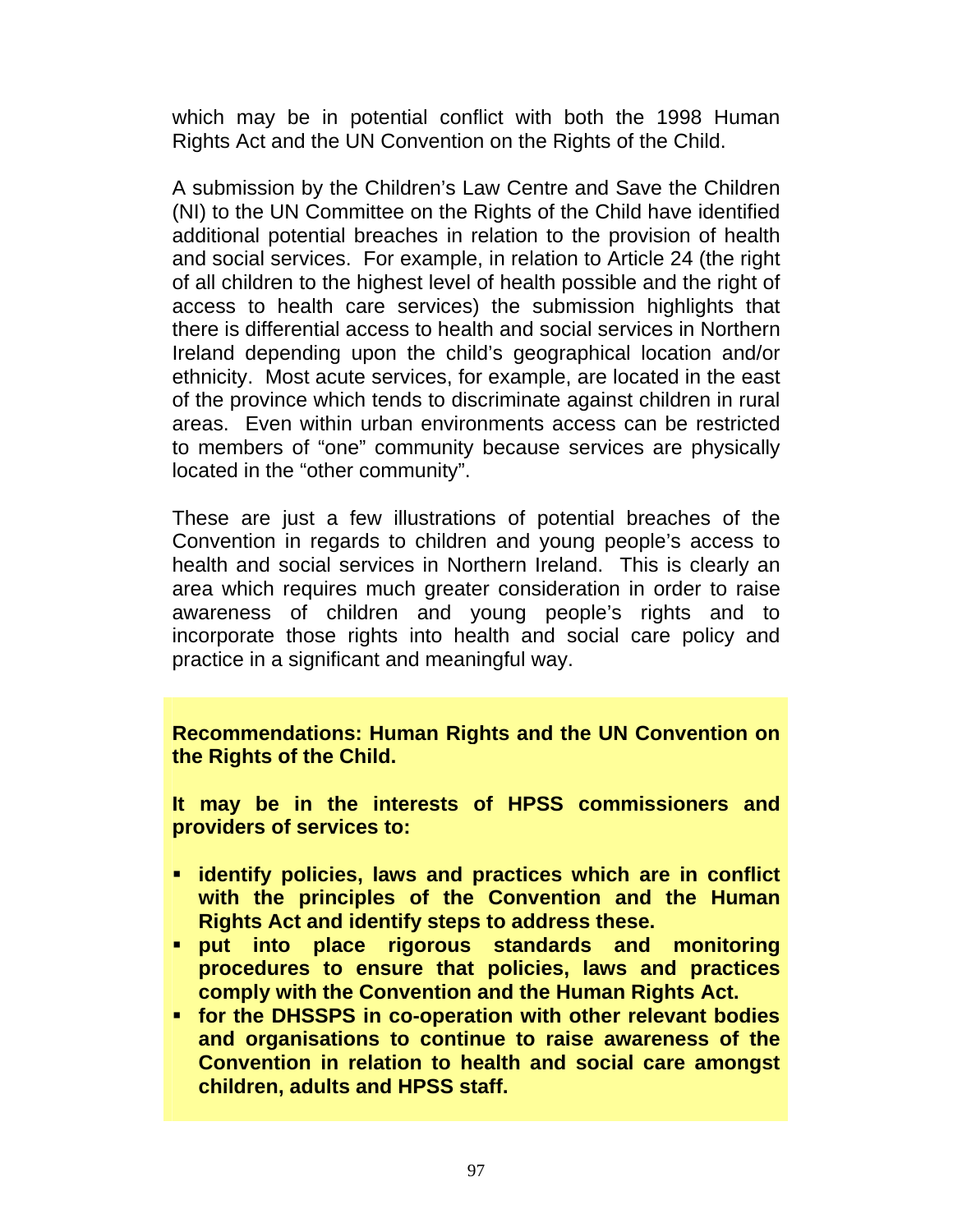which may be in potential conflict with both the 1998 Human Rights Act and the UN Convention on the Rights of the Child.

A submission by the Children's Law Centre and Save the Children (NI) to the UN Committee on the Rights of the Child have identified additional potential breaches in relation to the provision of health and social services. For example, in relation to Article 24 (the right of all children to the highest level of health possible and the right of access to health care services) the submission highlights that there is differential access to health and social services in Northern Ireland depending upon the child's geographical location and/or ethnicity. Most acute services, for example, are located in the east of the province which tends to discriminate against children in rural areas. Even within urban environments access can be restricted to members of "one" community because services are physically located in the "other community".

These are just a few illustrations of potential breaches of the Convention in regards to children and young people's access to health and social services in Northern Ireland. This is clearly an area which requires much greater consideration in order to raise awareness of children and young people's rights and to incorporate those rights into health and social care policy and practice in a significant and meaningful way.

**Recommendations: Human Rights and the UN Convention on the Rights of the Child.**

**It may be in the interests of HPSS commissioners and providers of services to:**

- **identify policies, laws and practices which are in conflict with the principles of the Convention and the Human Rights Act and identify steps to address these.**
- **put into place rigorous standards and monitoring procedures to ensure that policies, laws and practices comply with the Convention and the Human Rights Act.**
- **for the DHSSPS in co-operation with other relevant bodies and organisations to continue to raise awareness of the Convention in relation to health and social care amongst children, adults and HPSS staff.**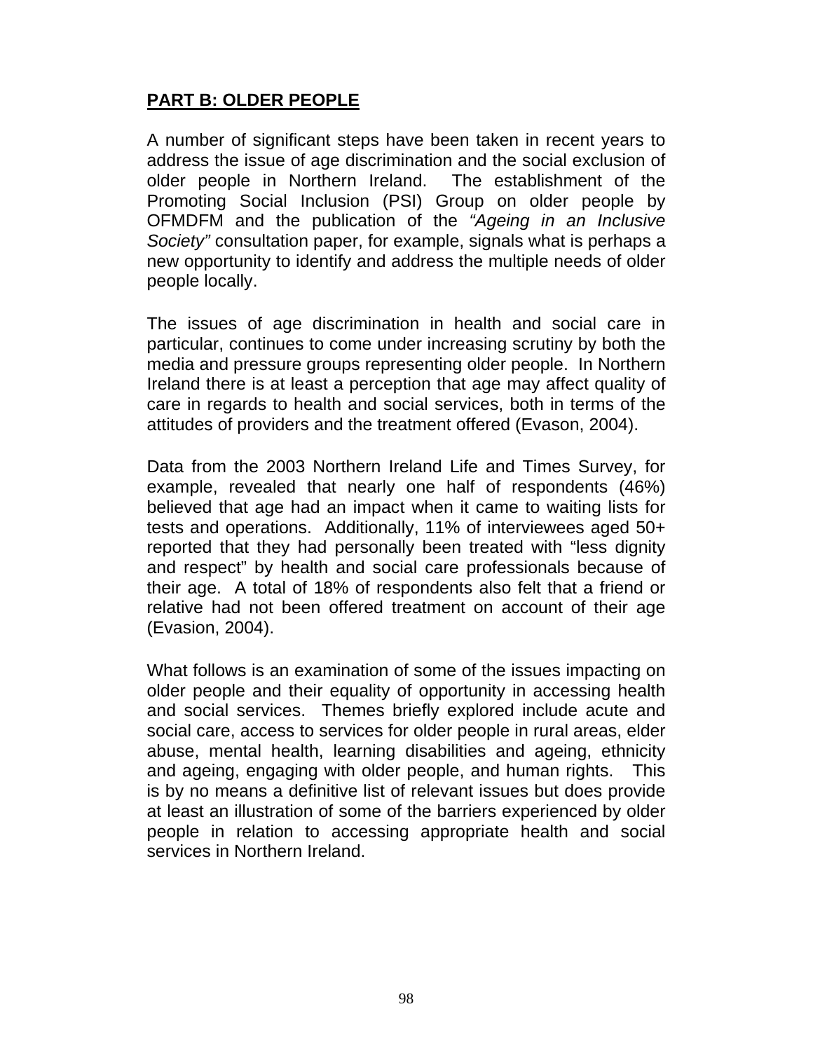**PART B: OLDER PEOPLE**

A number of significant steps have been taken in recent years to address the issue of age discrimination and the social exclusion of older people in Northern Ireland. The establishment of the Promoting Social Inclusion (PSI) Group on older people by OFMDFM and the publication of the *"Ageing in an Inclusive Society"* consultation paper, for example, signals what is perhaps a new opportunity to identify and address the multiple needs of older people locally.

The issues of age discrimination in health and social care in particular, continues to come under increasing scrutiny by both the media and pressure groups representing older people. In Northern Ireland there is at least a perception that age may affect quality of care in regards to health and social services, both in terms of the attitudes of providers and the treatment offered (Evason, 2004).

Data from the 2003 Northern Ireland Life and Times Survey, for example, revealed that nearly one half of respondents (46%) believed that age had an impact when it came to waiting lists for tests and operations. Additionally, 11% of interviewees aged 50+ reported that they had personally been treated with "less dignity and respect" by health and social care professionals because of their age. A total of 18% of respondents also felt that a friend or relative had not been offered treatment on account of their age (Evasion, 2004).

What follows is an examination of some of the issues impacting on older people and their equality of opportunity in accessing health and social services. Themes briefly explored include acute and social care, access to services for older people in rural areas, elder abuse, mental health, learning disabilities and ageing, ethnicity and ageing, engaging with older people, and human rights. This is by no means a definitive list of relevant issues but does provide at least an illustration of some of the barriers experienced by older people in relation to accessing appropriate health and social services in Northern Ireland.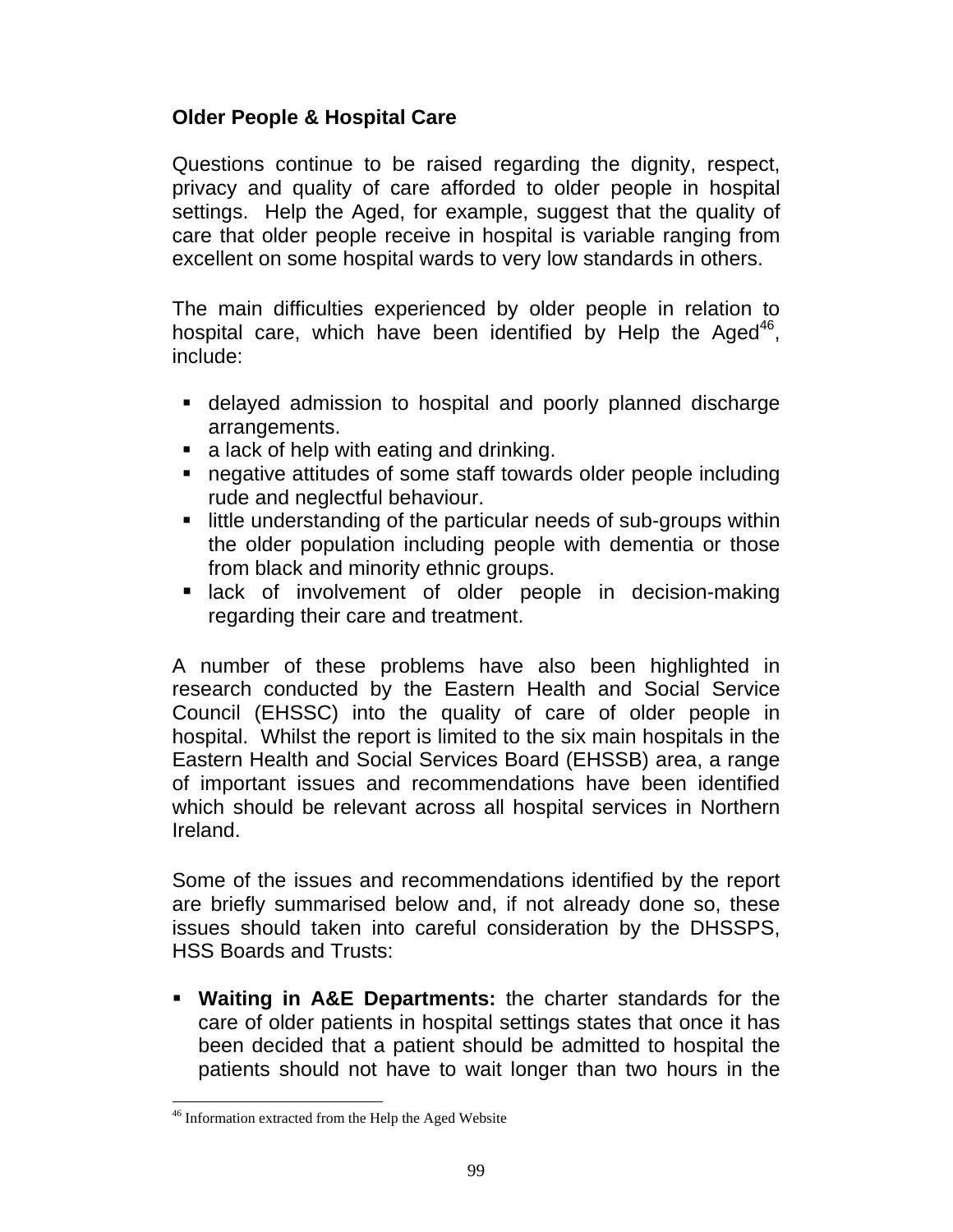**Older People & Hospital Care**

Questions continue to be raised regarding the dignity, respect, privacy and quality of care afforded to older people in hospital settings. Help the Aged, for example, suggest that the quality of care that older people receive in hospital is variable ranging from excellent on some hospital wards to very low standards in others.

The main difficulties experienced by older people in relation to hospital care, which have been identified by Help the Aged[46], include:

- delayed admission to hospital and poorly planned discharge arrangements.
- a lack of help with eating and drinking.
- negative attitudes of some staff towards older people including rude and neglectful behaviour.
- little understanding of the particular needs of sub-groups within the older population including people with dementia or those from black and minority ethnic groups.
- lack of involvement of older people in decision-making regarding their care and treatment.

A number of these problems have also been highlighted in research conducted by the Eastern Health and Social Service Council (EHSSC) into the quality of care of older people in hospital. Whilst the report is limited to the six main hospitals in the Eastern Health and Social Services Board (EHSSB) area, a range of important issues and recommendations have been identified which should be relevant across all hospital services in Northern Ireland.

Some of the issues and recommendations identified by the report are briefly summarised below and, if not already done so, these issues should taken into careful consideration by the DHSSPS, HSS Boards and Trusts:

- **Waiting in A&E Departments:** the charter standards for the care of older patients in hospital settings states that once it has been decided that a patient should be admitted to hospital the patients should not have to wait longer than two hours in the

---

[46] Information extracted from the Help the Aged Website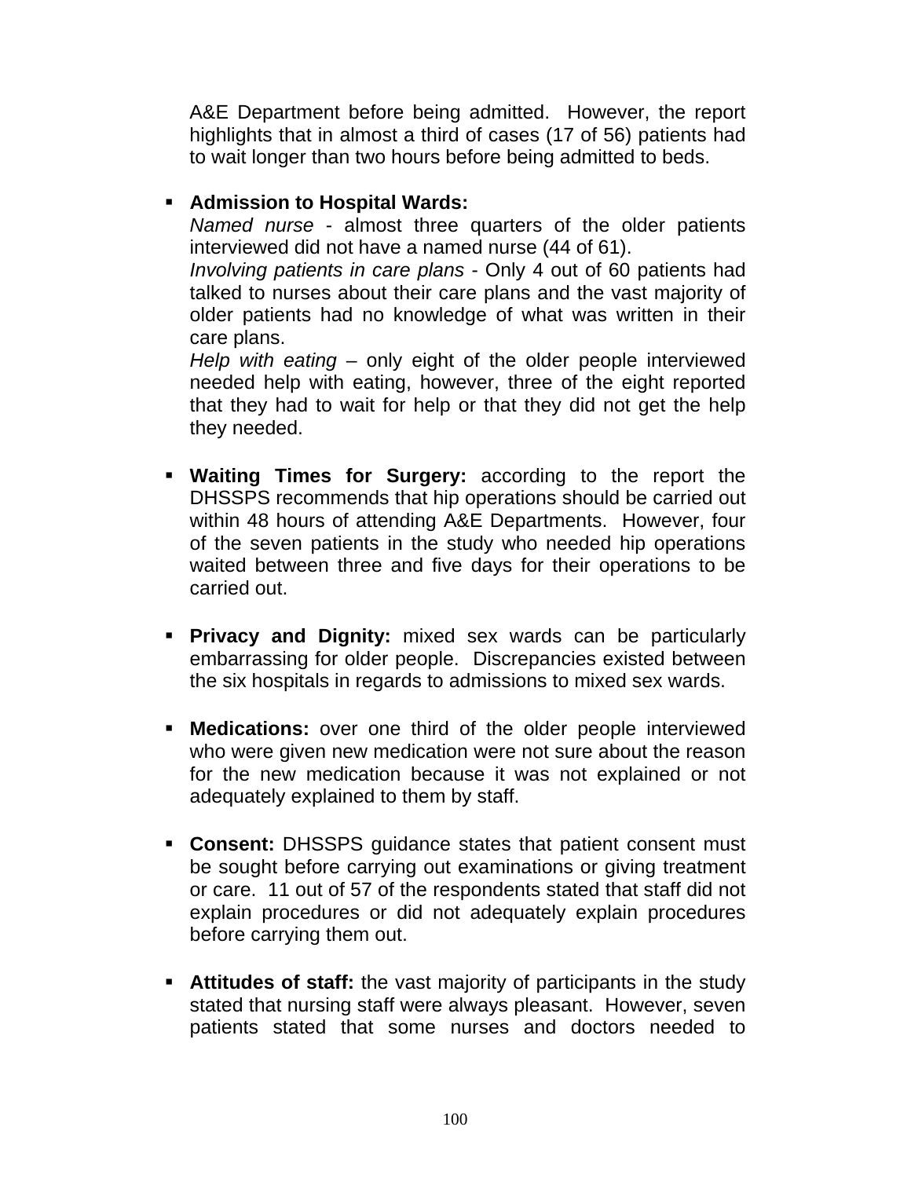A&E Department before being admitted. However, the report highlights that in almost a third of cases (17 of 56) patients had to wait longer than two hours before being admitted to beds.

- **Admission to Hospital Wards:**
  *Named nurse* - almost three quarters of the older patients interviewed did not have a named nurse (44 of 61).
  *Involving patients in care plans* - Only 4 out of 60 patients had talked to nurses about their care plans and the vast majority of older patients had no knowledge of what was written in their care plans.
  *Help with eating* – only eight of the older people interviewed needed help with eating, however, three of the eight reported that they had to wait for help or that they did not get the help they needed.

- **Waiting Times for Surgery:** according to the report the DHSSPS recommends that hip operations should be carried out within 48 hours of attending A&E Departments. However, four of the seven patients in the study who needed hip operations waited between three and five days for their operations to be carried out.

- **Privacy and Dignity:** mixed sex wards can be particularly embarrassing for older people. Discrepancies existed between the six hospitals in regards to admissions to mixed sex wards.

- **Medications:** over one third of the older people interviewed who were given new medication were not sure about the reason for the new medication because it was not explained or not adequately explained to them by staff.

- **Consent:** DHSSPS guidance states that patient consent must be sought before carrying out examinations or giving treatment or care. 11 out of 57 of the respondents stated that staff did not explain procedures or did not adequately explain procedures before carrying them out.

- **Attitudes of staff:** the vast majority of participants in the study stated that nursing staff were always pleasant. However, seven patients stated that some nurses and doctors needed to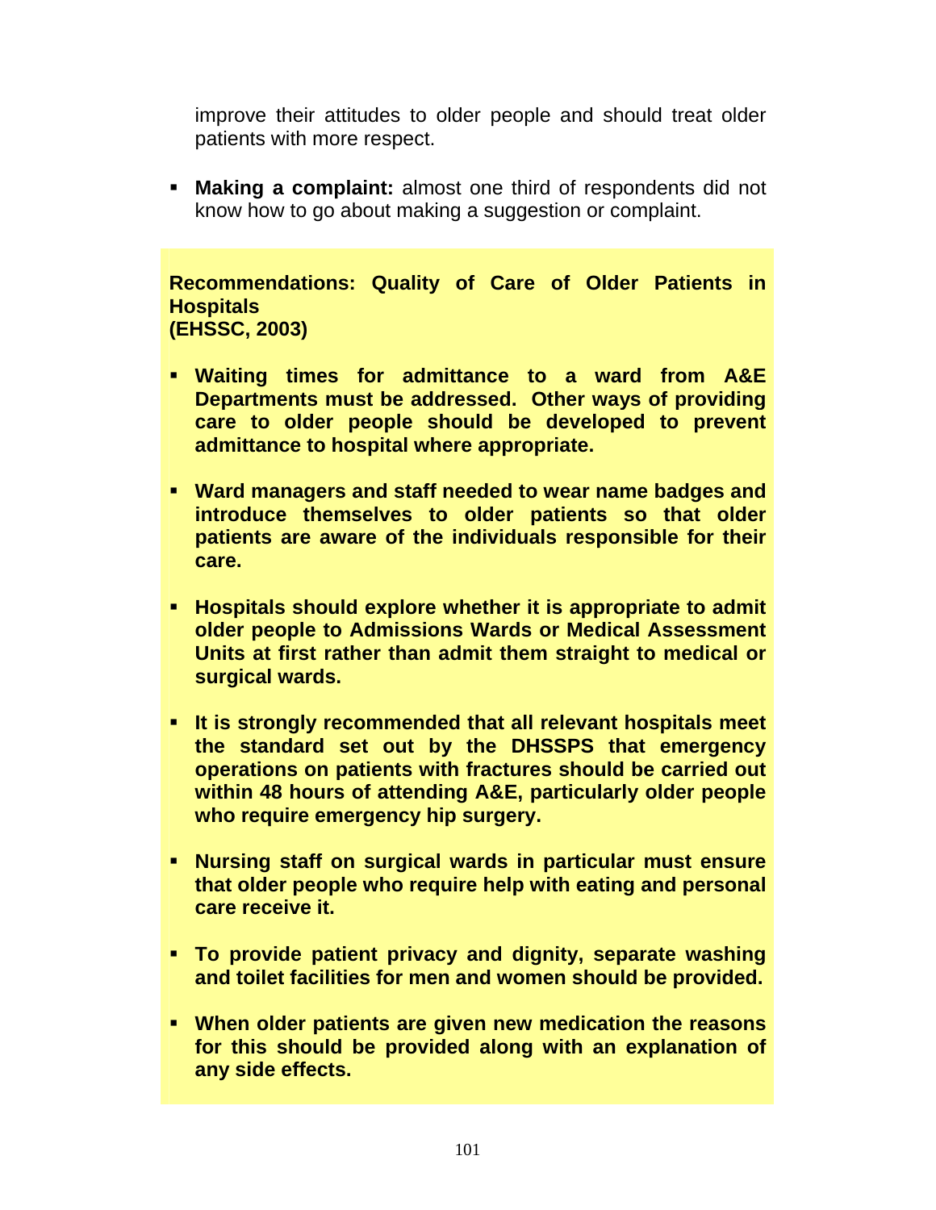improve their attitudes to older people and should treat older patients with more respect.

- **Making a complaint:** almost one third of respondents did not know how to go about making a suggestion or complaint.

**Recommendations: Quality of Care of Older Patients in Hospitals**
**(EHSSC, 2003)**

- **Waiting times for admittance to a ward from A&E Departments must be addressed. Other ways of providing care to older people should be developed to prevent admittance to hospital where appropriate.**

- **Ward managers and staff needed to wear name badges and introduce themselves to older patients so that older patients are aware of the individuals responsible for their care.**

- **Hospitals should explore whether it is appropriate to admit older people to Admissions Wards or Medical Assessment Units at first rather than admit them straight to medical or surgical wards.**

- **It is strongly recommended that all relevant hospitals meet the standard set out by the DHSSPS that emergency operations on patients with fractures should be carried out within 48 hours of attending A&E, particularly older people who require emergency hip surgery.**

- **Nursing staff on surgical wards in particular must ensure that older people who require help with eating and personal care receive it.**

- **To provide patient privacy and dignity, separate washing and toilet facilities for men and women should be provided.**

- **When older patients are given new medication the reasons for this should be provided along with an explanation of any side effects.**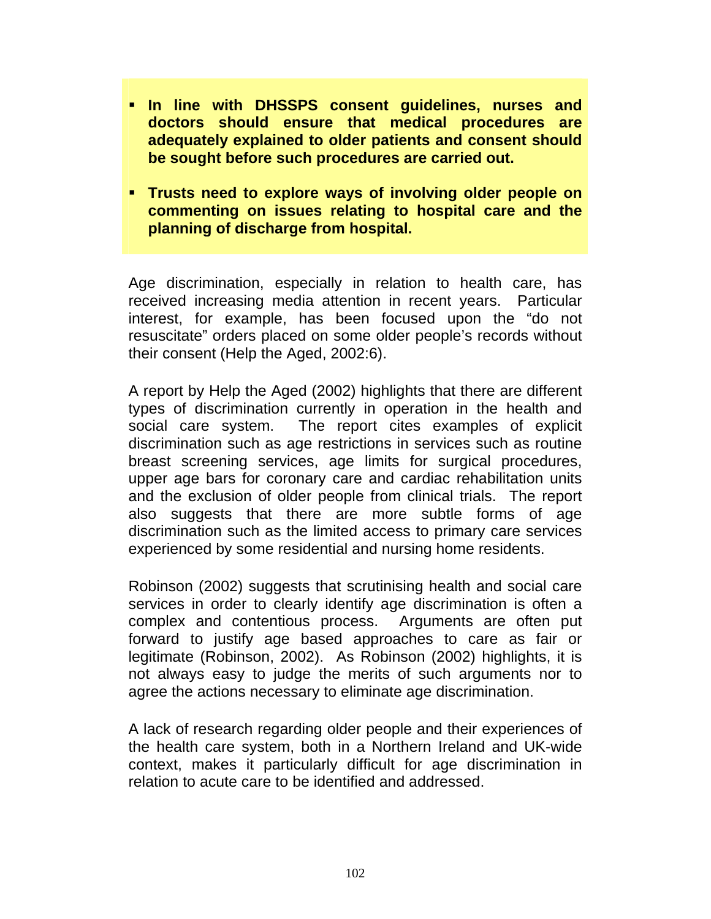- **In line with DHSSPS consent guidelines, nurses and doctors should ensure that medical procedures are adequately explained to older patients and consent should be sought before such procedures are carried out.**
- **Trusts need to explore ways of involving older people on commenting on issues relating to hospital care and the planning of discharge from hospital.**

Age discrimination, especially in relation to health care, has received increasing media attention in recent years. Particular interest, for example, has been focused upon the "do not resuscitate" orders placed on some older people's records without their consent (Help the Aged, 2002:6).

A report by Help the Aged (2002) highlights that there are different types of discrimination currently in operation in the health and social care system. The report cites examples of explicit discrimination such as age restrictions in services such as routine breast screening services, age limits for surgical procedures, upper age bars for coronary care and cardiac rehabilitation units and the exclusion of older people from clinical trials. The report also suggests that there are more subtle forms of age discrimination such as the limited access to primary care services experienced by some residential and nursing home residents.

Robinson (2002) suggests that scrutinising health and social care services in order to clearly identify age discrimination is often a complex and contentious process. Arguments are often put forward to justify age based approaches to care as fair or legitimate (Robinson, 2002). As Robinson (2002) highlights, it is not always easy to judge the merits of such arguments nor to agree the actions necessary to eliminate age discrimination.

A lack of research regarding older people and their experiences of the health care system, both in a Northern Ireland and UK-wide context, makes it particularly difficult for age discrimination in relation to acute care to be identified and addressed.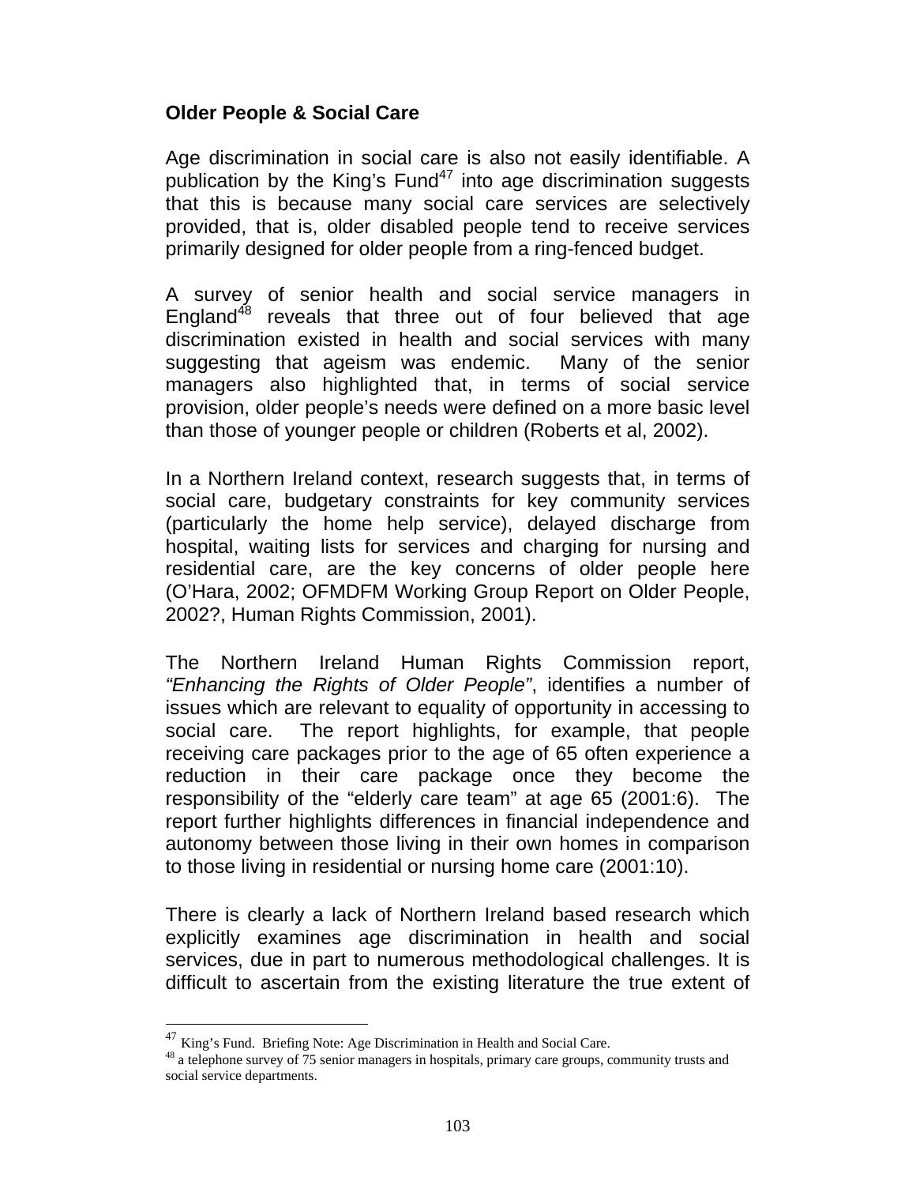### Older People & Social Care

Age discrimination in social care is also not easily identifiable. A publication by the King's Fund[47] into age discrimination suggests that this is because many social care services are selectively provided, that is, older disabled people tend to receive services primarily designed for older people from a ring-fenced budget.

A survey of senior health and social service managers in England[48] reveals that three out of four believed that age discrimination existed in health and social services with many suggesting that ageism was endemic. Many of the senior managers also highlighted that, in terms of social service provision, older people's needs were defined on a more basic level than those of younger people or children (Roberts et al, 2002).

In a Northern Ireland context, research suggests that, in terms of social care, budgetary constraints for key community services (particularly the home help service), delayed discharge from hospital, waiting lists for services and charging for nursing and residential care, are the key concerns of older people here (O'Hara, 2002; OFMDFM Working Group Report on Older People, 2002?, Human Rights Commission, 2001).

The Northern Ireland Human Rights Commission report, *"Enhancing the Rights of Older People"*, identifies a number of issues which are relevant to equality of opportunity in accessing to social care. The report highlights, for example, that people receiving care packages prior to the age of 65 often experience a reduction in their care package once they become the responsibility of the "elderly care team" at age 65 (2001:6). The report further highlights differences in financial independence and autonomy between those living in their own homes in comparison to those living in residential or nursing home care (2001:10).

There is clearly a lack of Northern Ireland based research which explicitly examines age discrimination in health and social services, due in part to numerous methodological challenges. It is difficult to ascertain from the existing literature the true extent of

---

[47] King's Fund. Briefing Note: Age Discrimination in Health and Social Care.

[48] a telephone survey of 75 senior managers in hospitals, primary care groups, community trusts and social service departments.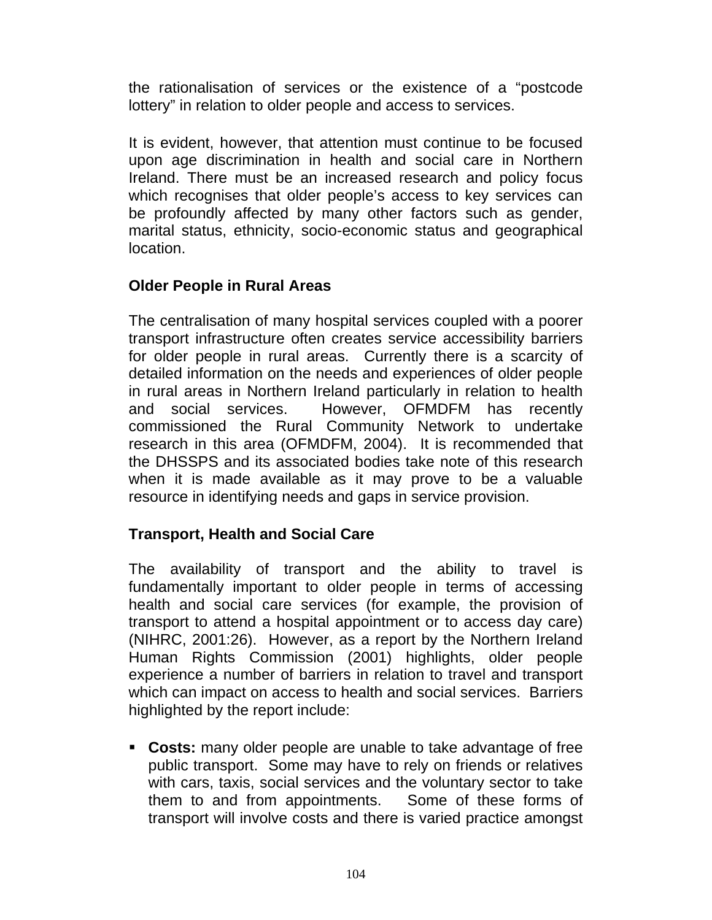the rationalisation of services or the existence of a "postcode lottery" in relation to older people and access to services.

It is evident, however, that attention must continue to be focused upon age discrimination in health and social care in Northern Ireland. There must be an increased research and policy focus which recognises that older people's access to key services can be profoundly affected by many other factors such as gender, marital status, ethnicity, socio-economic status and geographical location.

### Older People in Rural Areas

The centralisation of many hospital services coupled with a poorer transport infrastructure often creates service accessibility barriers for older people in rural areas. Currently there is a scarcity of detailed information on the needs and experiences of older people in rural areas in Northern Ireland particularly in relation to health and social services. However, OFMDFM has recently commissioned the Rural Community Network to undertake research in this area (OFMDFM, 2004). It is recommended that the DHSSPS and its associated bodies take note of this research when it is made available as it may prove to be a valuable resource in identifying needs and gaps in service provision.

### Transport, Health and Social Care

The availability of transport and the ability to travel is fundamentally important to older people in terms of accessing health and social care services (for example, the provision of transport to attend a hospital appointment or to access day care) (NIHRC, 2001:26). However, as a report by the Northern Ireland Human Rights Commission (2001) highlights, older people experience a number of barriers in relation to travel and transport which can impact on access to health and social services. Barriers highlighted by the report include:

- **Costs:** many older people are unable to take advantage of free public transport. Some may have to rely on friends or relatives with cars, taxis, social services and the voluntary sector to take them to and from appointments. Some of these forms of transport will involve costs and there is varied practice amongst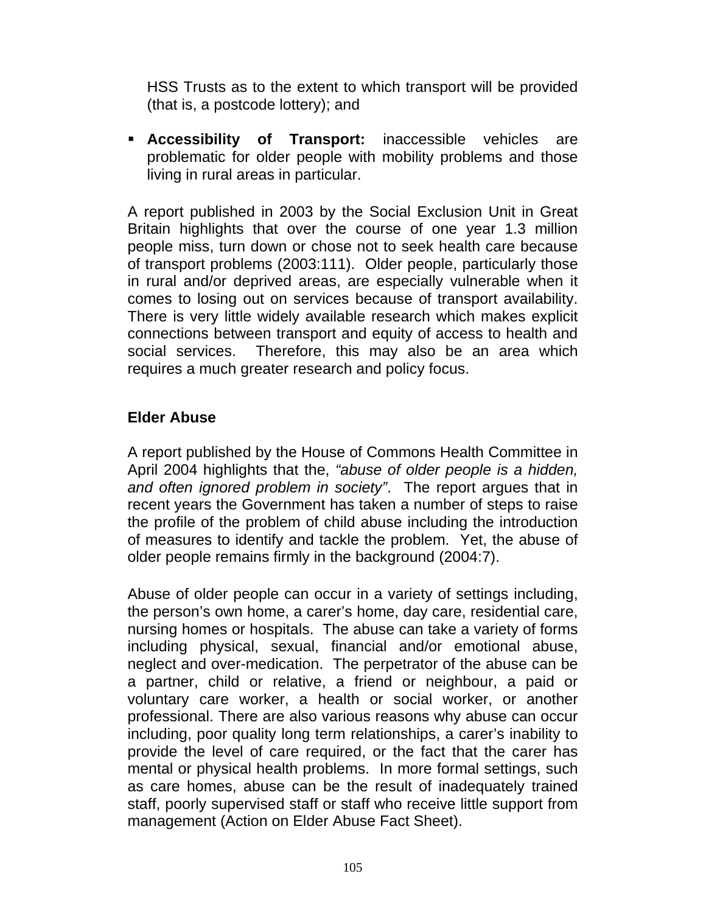HSS Trusts as to the extent to which transport will be provided (that is, a postcode lottery); and

- **Accessibility of Transport:** inaccessible vehicles are problematic for older people with mobility problems and those living in rural areas in particular.

A report published in 2003 by the Social Exclusion Unit in Great Britain highlights that over the course of one year 1.3 million people miss, turn down or chose not to seek health care because of transport problems (2003:111). Older people, particularly those in rural and/or deprived areas, are especially vulnerable when it comes to losing out on services because of transport availability. There is very little widely available research which makes explicit connections between transport and equity of access to health and social services. Therefore, this may also be an area which requires a much greater research and policy focus.

## Elder Abuse

A report published by the House of Commons Health Committee in April 2004 highlights that the, *"abuse of older people is a hidden, and often ignored problem in society"*. The report argues that in recent years the Government has taken a number of steps to raise the profile of the problem of child abuse including the introduction of measures to identify and tackle the problem. Yet, the abuse of older people remains firmly in the background (2004:7).

Abuse of older people can occur in a variety of settings including, the person's own home, a carer's home, day care, residential care, nursing homes or hospitals. The abuse can take a variety of forms including physical, sexual, financial and/or emotional abuse, neglect and over-medication. The perpetrator of the abuse can be a partner, child or relative, a friend or neighbour, a paid or voluntary care worker, a health or social worker, or another professional. There are also various reasons why abuse can occur including, poor quality long term relationships, a carer's inability to provide the level of care required, or the fact that the carer has mental or physical health problems. In more formal settings, such as care homes, abuse can be the result of inadequately trained staff, poorly supervised staff or staff who receive little support from management (Action on Elder Abuse Fact Sheet).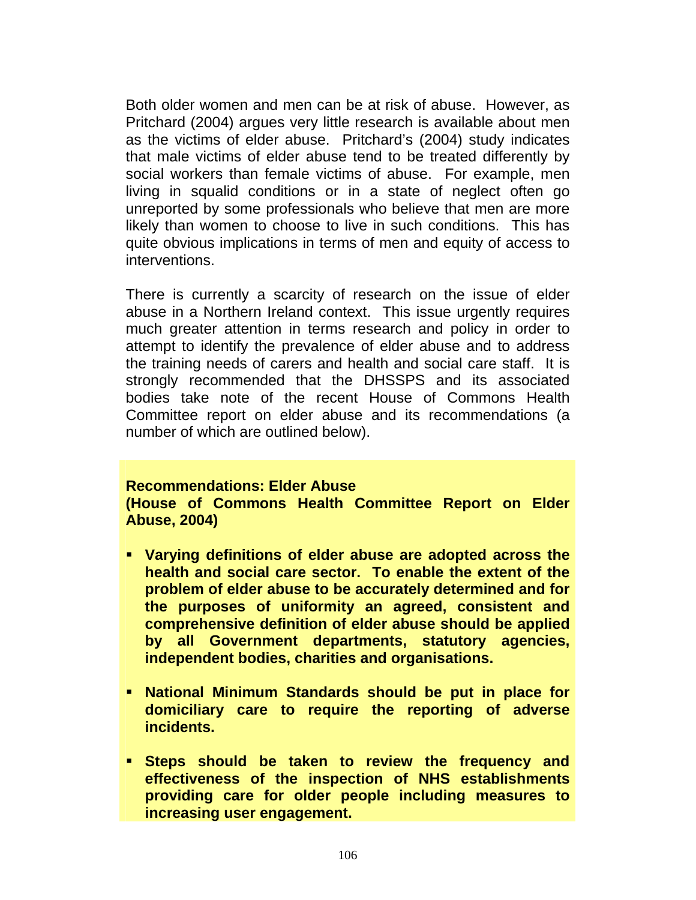Both older women and men can be at risk of abuse. However, as Pritchard (2004) argues very little research is available about men as the victims of elder abuse. Pritchard's (2004) study indicates that male victims of elder abuse tend to be treated differently by social workers than female victims of abuse. For example, men living in squalid conditions or in a state of neglect often go unreported by some professionals who believe that men are more likely than women to choose to live in such conditions. This has quite obvious implications in terms of men and equity of access to interventions.

There is currently a scarcity of research on the issue of elder abuse in a Northern Ireland context. This issue urgently requires much greater attention in terms research and policy in order to attempt to identify the prevalence of elder abuse and to address the training needs of carers and health and social care staff. It is strongly recommended that the DHSSPS and its associated bodies take note of the recent House of Commons Health Committee report on elder abuse and its recommendations (a number of which are outlined below).

**Recommendations: Elder Abuse**
**(House of Commons Health Committee Report on Elder Abuse, 2004)**

- **Varying definitions of elder abuse are adopted across the health and social care sector. To enable the extent of the problem of elder abuse to be accurately determined and for the purposes of uniformity an agreed, consistent and comprehensive definition of elder abuse should be applied by all Government departments, statutory agencies, independent bodies, charities and organisations.**

- **National Minimum Standards should be put in place for domiciliary care to require the reporting of adverse incidents.**

- **Steps should be taken to review the frequency and effectiveness of the inspection of NHS establishments providing care for older people including measures to increasing user engagement.**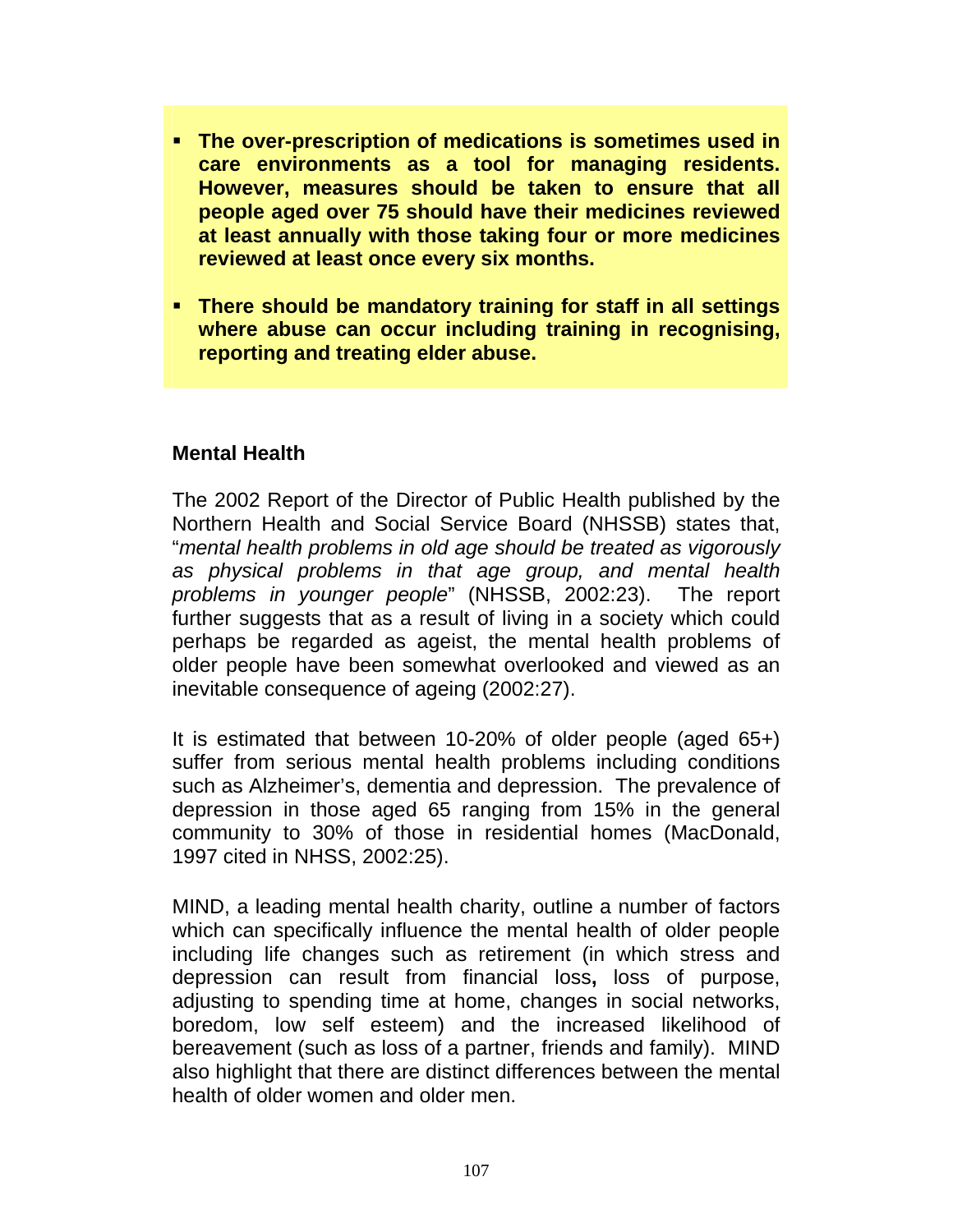- **The over-prescription of medications is sometimes used in care environments as a tool for managing residents. However, measures should be taken to ensure that all people aged over 75 should have their medicines reviewed at least annually with those taking four or more medicines reviewed at least once every six months.**

- **There should be mandatory training for staff in all settings where abuse can occur including training in recognising, reporting and treating elder abuse.**

**Mental Health**

The 2002 Report of the Director of Public Health published by the Northern Health and Social Service Board (NHSSB) states that, "*mental health problems in old age should be treated as vigorously as physical problems in that age group, and mental health problems in younger people*" (NHSSB, 2002:23). The report further suggests that as a result of living in a society which could perhaps be regarded as ageist, the mental health problems of older people have been somewhat overlooked and viewed as an inevitable consequence of ageing (2002:27).

It is estimated that between 10-20% of older people (aged 65+) suffer from serious mental health problems including conditions such as Alzheimer's, dementia and depression. The prevalence of depression in those aged 65 ranging from 15% in the general community to 30% of those in residential homes (MacDonald, 1997 cited in NHSS, 2002:25).

MIND, a leading mental health charity, outline a number of factors which can specifically influence the mental health of older people including life changes such as retirement (in which stress and depression can result from financial loss**,** loss of purpose, adjusting to spending time at home, changes in social networks, boredom, low self esteem) and the increased likelihood of bereavement (such as loss of a partner, friends and family). MIND also highlight that there are distinct differences between the mental health of older women and older men.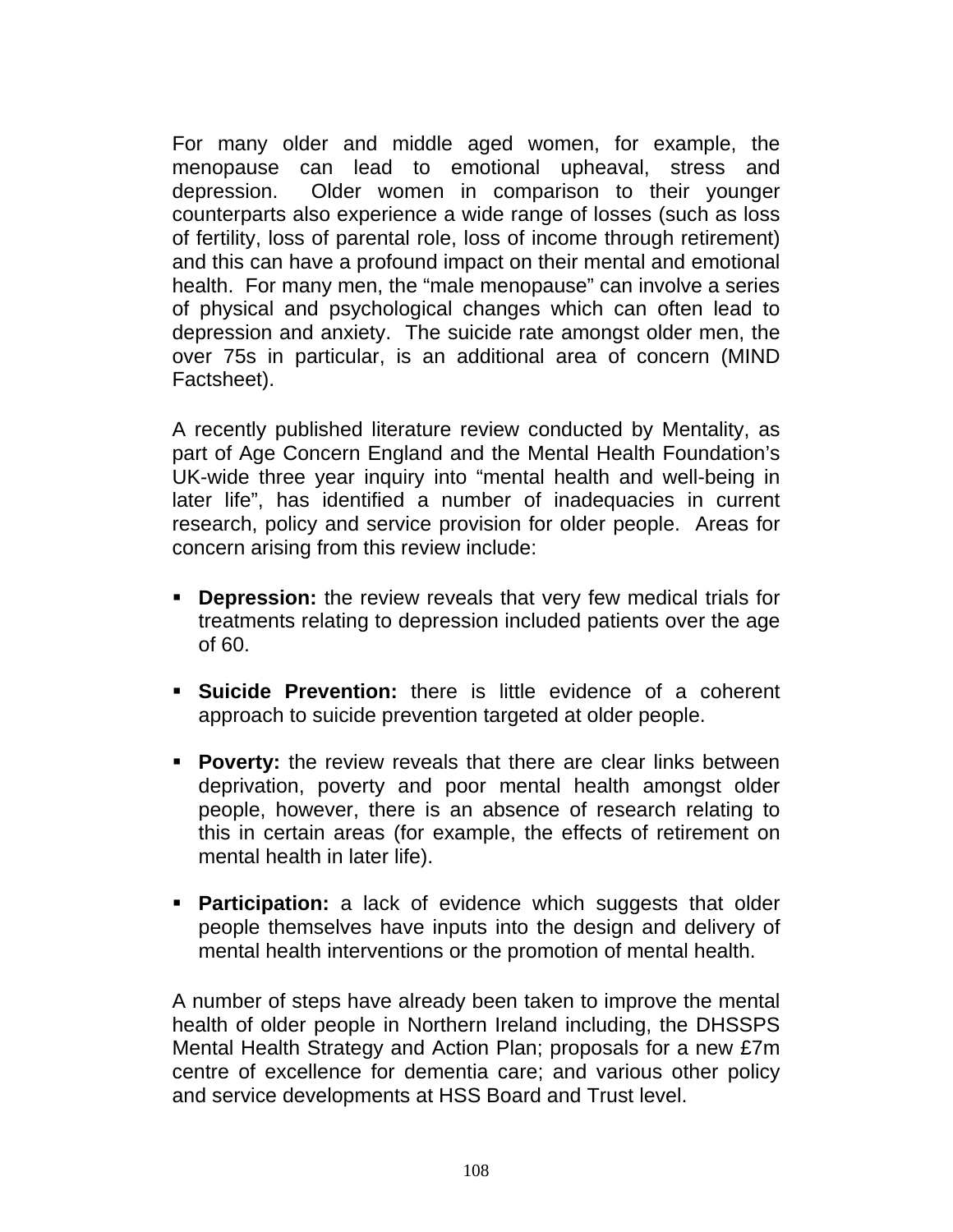For many older and middle aged women, for example, the menopause can lead to emotional upheaval, stress and depression. Older women in comparison to their younger counterparts also experience a wide range of losses (such as loss of fertility, loss of parental role, loss of income through retirement) and this can have a profound impact on their mental and emotional health. For many men, the "male menopause" can involve a series of physical and psychological changes which can often lead to depression and anxiety. The suicide rate amongst older men, the over 75s in particular, is an additional area of concern (MIND Factsheet).

A recently published literature review conducted by Mentality, as part of Age Concern England and the Mental Health Foundation's UK-wide three year inquiry into "mental health and well-being in later life", has identified a number of inadequacies in current research, policy and service provision for older people. Areas for concern arising from this review include:

- **Depression:** the review reveals that very few medical trials for treatments relating to depression included patients over the age of 60.

- **Suicide Prevention:** there is little evidence of a coherent approach to suicide prevention targeted at older people.

- **Poverty:** the review reveals that there are clear links between deprivation, poverty and poor mental health amongst older people, however, there is an absence of research relating to this in certain areas (for example, the effects of retirement on mental health in later life).

- **Participation:** a lack of evidence which suggests that older people themselves have inputs into the design and delivery of mental health interventions or the promotion of mental health.

A number of steps have already been taken to improve the mental health of older people in Northern Ireland including, the DHSSPS Mental Health Strategy and Action Plan; proposals for a new £7m centre of excellence for dementia care; and various other policy and service developments at HSS Board and Trust level.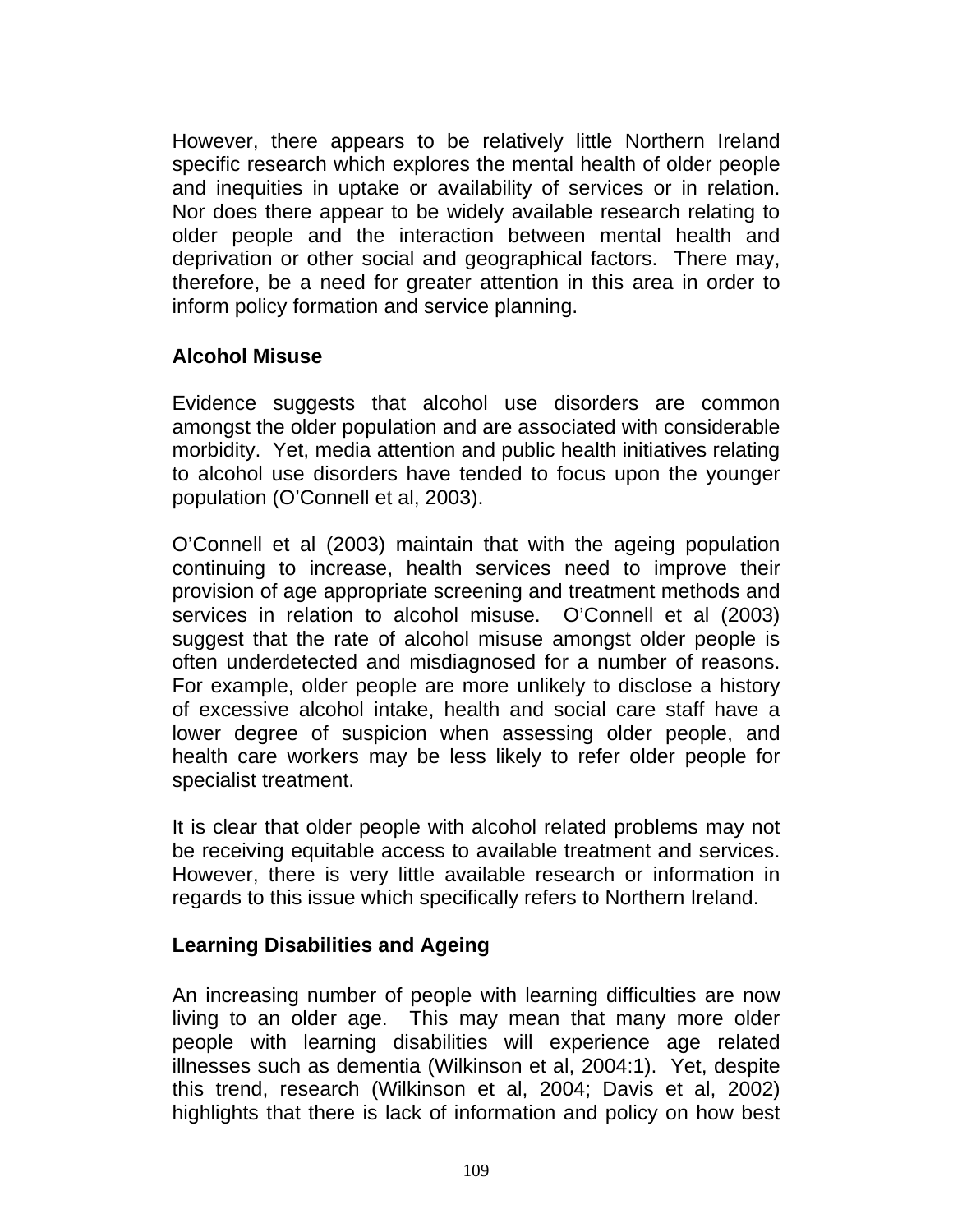However, there appears to be relatively little Northern Ireland specific research which explores the mental health of older people and inequities in uptake or availability of services or in relation. Nor does there appear to be widely available research relating to older people and the interaction between mental health and deprivation or other social and geographical factors. There may, therefore, be a need for greater attention in this area in order to inform policy formation and service planning.

**Alcohol Misuse**

Evidence suggests that alcohol use disorders are common amongst the older population and are associated with considerable morbidity. Yet, media attention and public health initiatives relating to alcohol use disorders have tended to focus upon the younger population (O'Connell et al, 2003).

O'Connell et al (2003) maintain that with the ageing population continuing to increase, health services need to improve their provision of age appropriate screening and treatment methods and services in relation to alcohol misuse. O'Connell et al (2003) suggest that the rate of alcohol misuse amongst older people is often underdetected and misdiagnosed for a number of reasons. For example, older people are more unlikely to disclose a history of excessive alcohol intake, health and social care staff have a lower degree of suspicion when assessing older people, and health care workers may be less likely to refer older people for specialist treatment.

It is clear that older people with alcohol related problems may not be receiving equitable access to available treatment and services. However, there is very little available research or information in regards to this issue which specifically refers to Northern Ireland.

**Learning Disabilities and Ageing**

An increasing number of people with learning difficulties are now living to an older age. This may mean that many more older people with learning disabilities will experience age related illnesses such as dementia (Wilkinson et al, 2004:1). Yet, despite this trend, research (Wilkinson et al, 2004; Davis et al, 2002) highlights that there is lack of information and policy on how best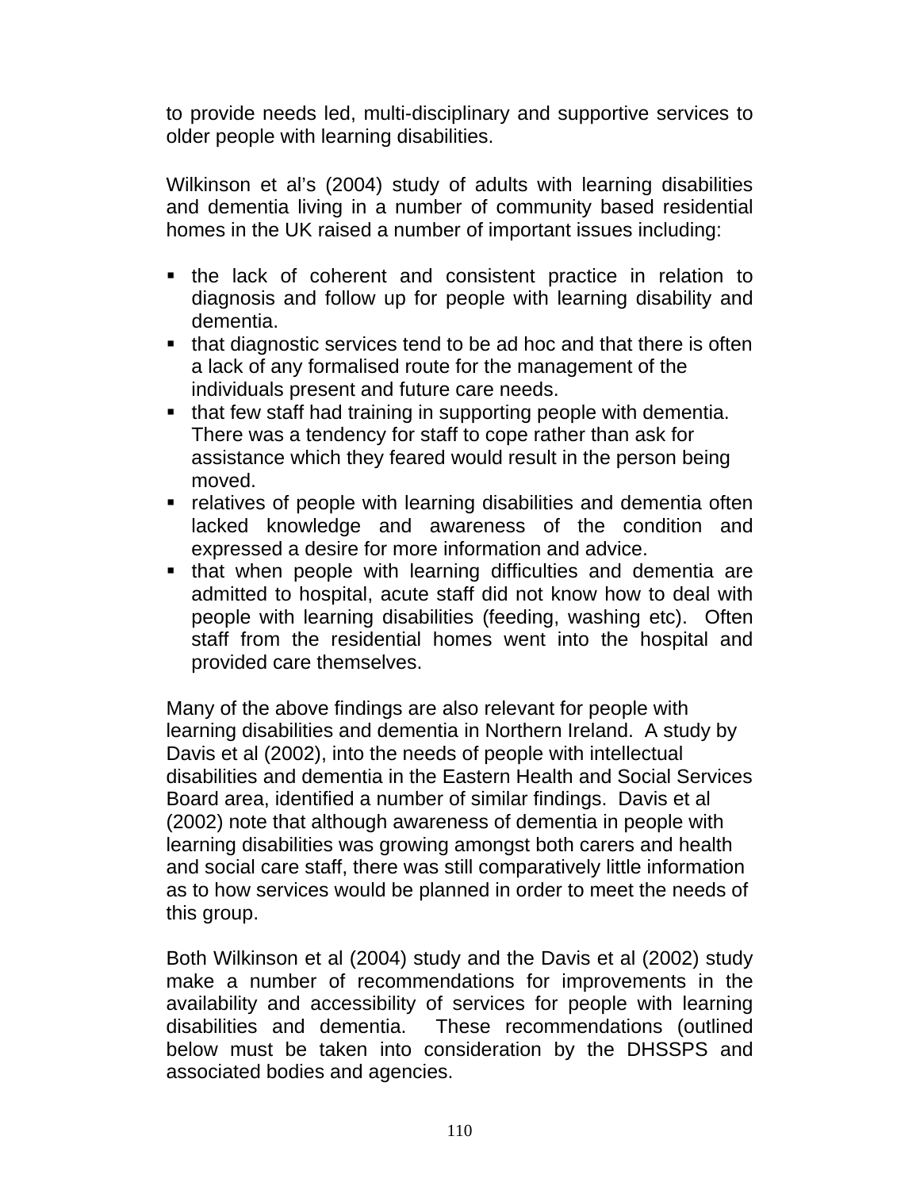to provide needs led, multi-disciplinary and supportive services to older people with learning disabilities.

Wilkinson et al's (2004) study of adults with learning disabilities and dementia living in a number of community based residential homes in the UK raised a number of important issues including:

- the lack of coherent and consistent practice in relation to diagnosis and follow up for people with learning disability and dementia.
- that diagnostic services tend to be ad hoc and that there is often a lack of any formalised route for the management of the individuals present and future care needs.
- that few staff had training in supporting people with dementia. There was a tendency for staff to cope rather than ask for assistance which they feared would result in the person being moved.
- relatives of people with learning disabilities and dementia often lacked knowledge and awareness of the condition and expressed a desire for more information and advice.
- that when people with learning difficulties and dementia are admitted to hospital, acute staff did not know how to deal with people with learning disabilities (feeding, washing etc). Often staff from the residential homes went into the hospital and provided care themselves.

Many of the above findings are also relevant for people with learning disabilities and dementia in Northern Ireland. A study by Davis et al (2002), into the needs of people with intellectual disabilities and dementia in the Eastern Health and Social Services Board area, identified a number of similar findings. Davis et al (2002) note that although awareness of dementia in people with learning disabilities was growing amongst both carers and health and social care staff, there was still comparatively little information as to how services would be planned in order to meet the needs of this group.

Both Wilkinson et al (2004) study and the Davis et al (2002) study make a number of recommendations for improvements in the availability and accessibility of services for people with learning disabilities and dementia. These recommendations (outlined below must be taken into consideration by the DHSSPS and associated bodies and agencies.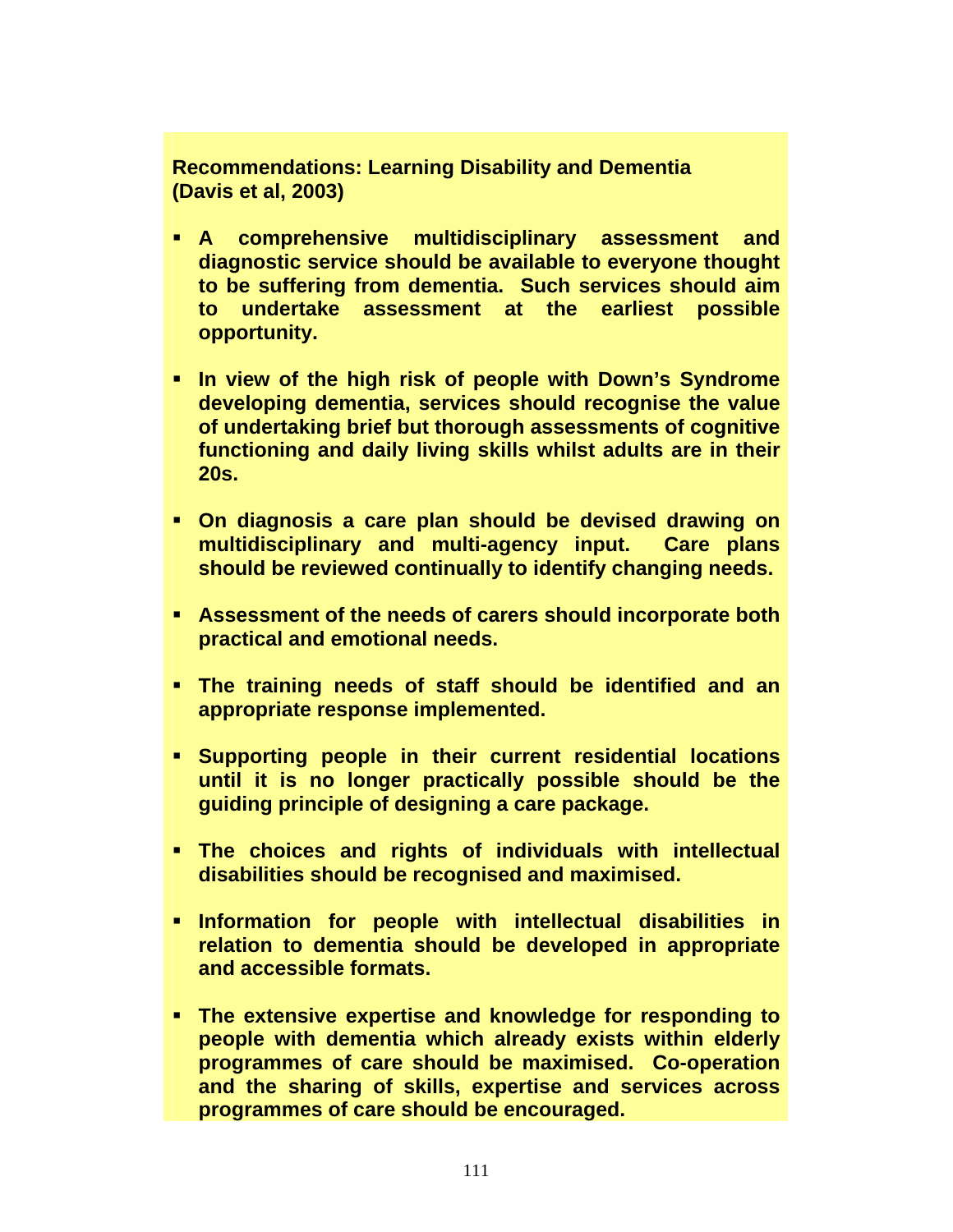**Recommendations: Learning Disability and Dementia (Davis et al, 2003)**

- **A comprehensive multidisciplinary assessment and diagnostic service should be available to everyone thought to be suffering from dementia. Such services should aim to undertake assessment at the earliest possible opportunity.**

- **In view of the high risk of people with Down's Syndrome developing dementia, services should recognise the value of undertaking brief but thorough assessments of cognitive functioning and daily living skills whilst adults are in their 20s.**

- **On diagnosis a care plan should be devised drawing on multidisciplinary and multi-agency input. Care plans should be reviewed continually to identify changing needs.**

- **Assessment of the needs of carers should incorporate both practical and emotional needs.**

- **The training needs of staff should be identified and an appropriate response implemented.**

- **Supporting people in their current residential locations until it is no longer practically possible should be the guiding principle of designing a care package.**

- **The choices and rights of individuals with intellectual disabilities should be recognised and maximised.**

- **Information for people with intellectual disabilities in relation to dementia should be developed in appropriate and accessible formats.**

- **The extensive expertise and knowledge for responding to people with dementia which already exists within elderly programmes of care should be maximised. Co-operation and the sharing of skills, expertise and services across programmes of care should be encouraged.**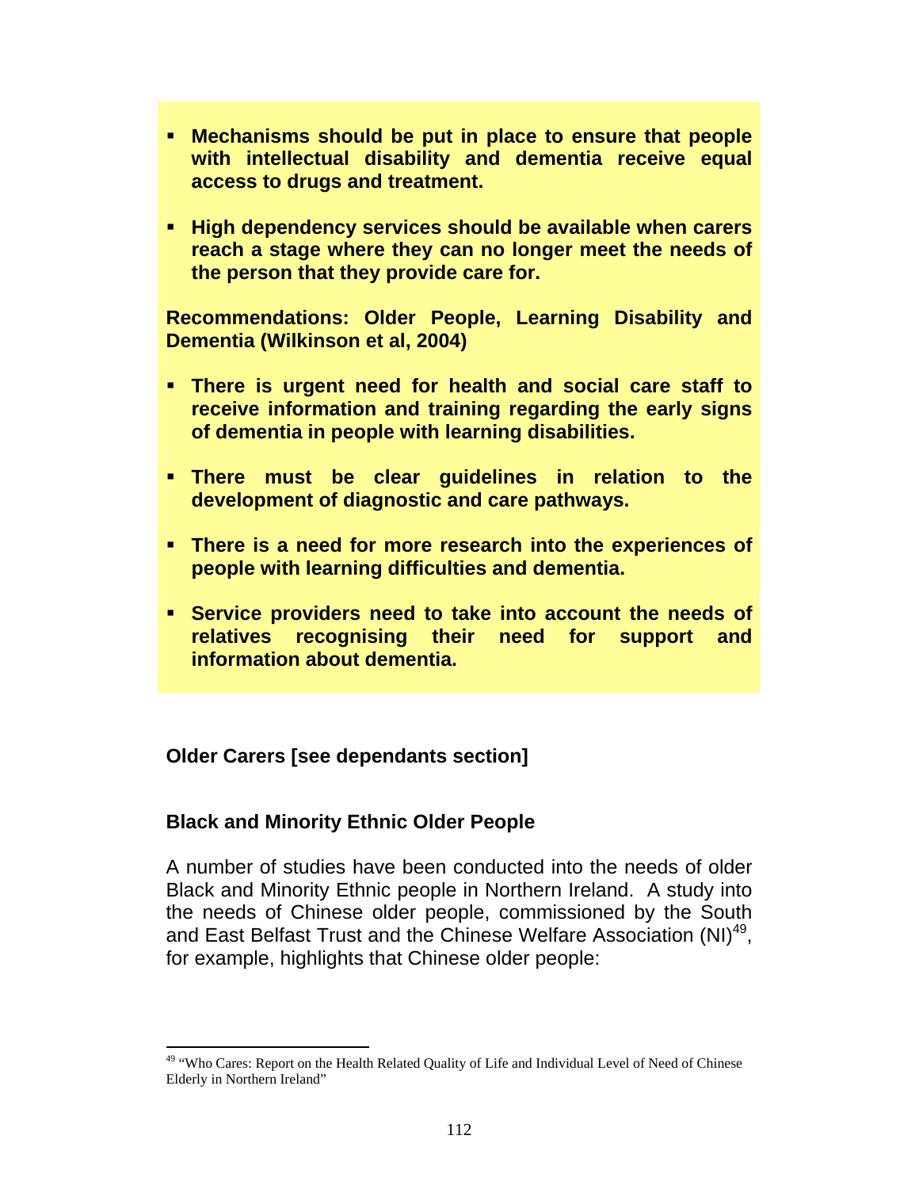- **Mechanisms should be put in place to ensure that people with intellectual disability and dementia receive equal access to drugs and treatment.**

- **High dependency services should be available when carers reach a stage where they can no longer meet the needs of the person that they provide care for.**

**Recommendations: Older People, Learning Disability and Dementia (Wilkinson et al, 2004)**

- **There is urgent need for health and social care staff to receive information and training regarding the early signs of dementia in people with learning disabilities.**

- **There must be clear guidelines in relation to the development of diagnostic and care pathways.**

- **There is a need for more research into the experiences of people with learning difficulties and dementia.**

- **Service providers need to take into account the needs of relatives recognising their need for support and information about dementia.**

**Older Carers [see dependants section]**

**Black and Minority Ethnic Older People**

A number of studies have been conducted into the needs of older Black and Minority Ethnic people in Northern Ireland. A study into the needs of Chinese older people, commissioned by the South and East Belfast Trust and the Chinese Welfare Association (NI)[49], for example, highlights that Chinese older people:

---

[49] "Who Cares: Report on the Health Related Quality of Life and Individual Level of Need of Chinese Elderly in Northern Ireland"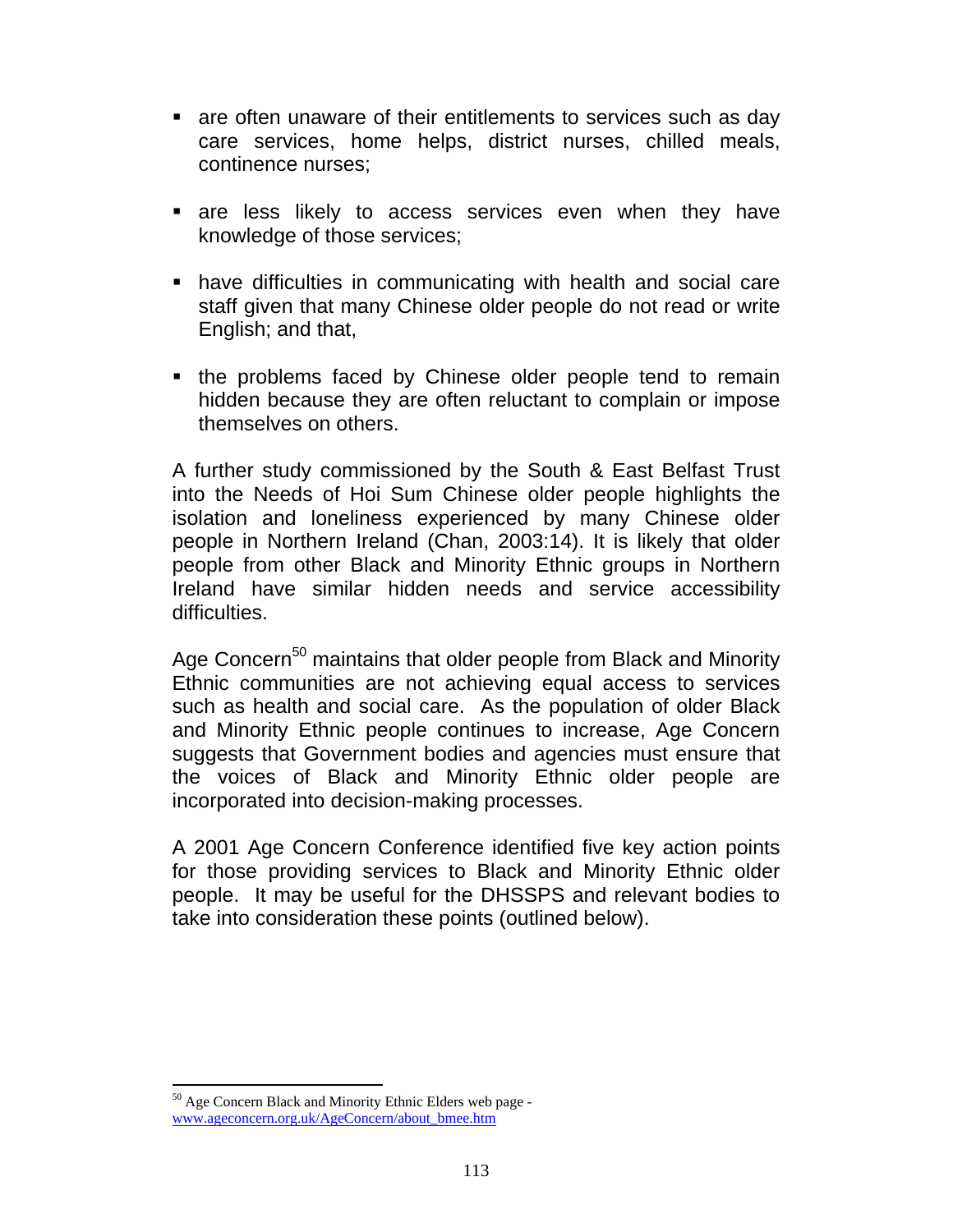- are often unaware of their entitlements to services such as day care services, home helps, district nurses, chilled meals, continence nurses;

- are less likely to access services even when they have knowledge of those services;

- have difficulties in communicating with health and social care staff given that many Chinese older people do not read or write English; and that,

- the problems faced by Chinese older people tend to remain hidden because they are often reluctant to complain or impose themselves on others.

A further study commissioned by the South & East Belfast Trust into the Needs of Hoi Sum Chinese older people highlights the isolation and loneliness experienced by many Chinese older people in Northern Ireland (Chan, 2003:14). It is likely that older people from other Black and Minority Ethnic groups in Northern Ireland have similar hidden needs and service accessibility difficulties.

Age Concern[50] maintains that older people from Black and Minority Ethnic communities are not achieving equal access to services such as health and social care. As the population of older Black and Minority Ethnic people continues to increase, Age Concern suggests that Government bodies and agencies must ensure that the voices of Black and Minority Ethnic older people are incorporated into decision-making processes.

A 2001 Age Concern Conference identified five key action points for those providing services to Black and Minority Ethnic older people. It may be useful for the DHSSPS and relevant bodies to take into consideration these points (outlined below).

[50] Age Concern Black and Minority Ethnic Elders web page - www.ageconcern.org.uk/AgeConcern/about_bmee.htm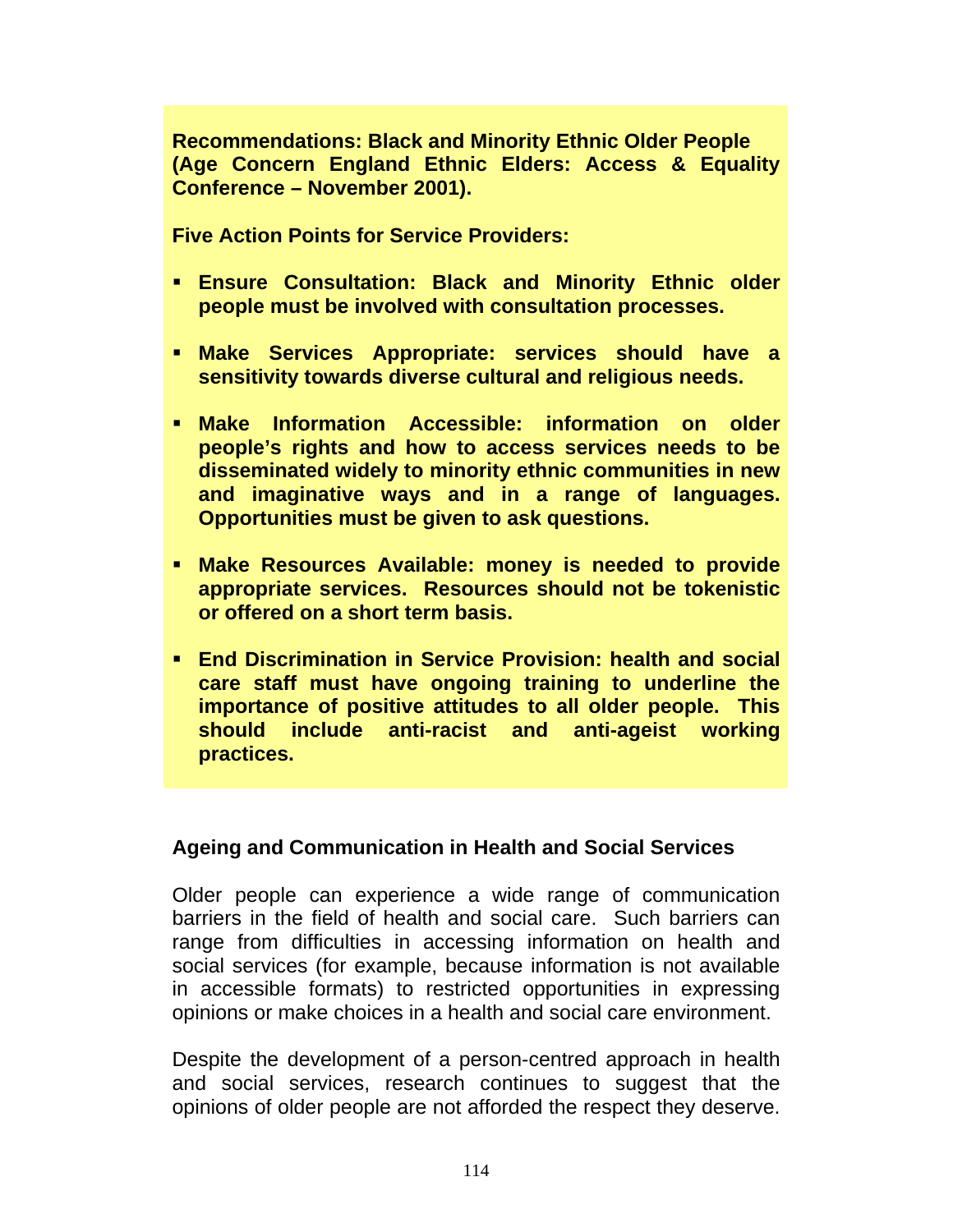**Recommendations: Black and Minority Ethnic Older People (Age Concern England Ethnic Elders: Access & Equality Conference – November 2001).**

**Five Action Points for Service Providers:**

- **Ensure Consultation: Black and Minority Ethnic older people must be involved with consultation processes.**
- **Make Services Appropriate: services should have a sensitivity towards diverse cultural and religious needs.**
- **Make Information Accessible: information on older people's rights and how to access services needs to be disseminated widely to minority ethnic communities in new and imaginative ways and in a range of languages. Opportunities must be given to ask questions.**
- **Make Resources Available: money is needed to provide appropriate services. Resources should not be tokenistic or offered on a short term basis.**
- **End Discrimination in Service Provision: health and social care staff must have ongoing training to underline the importance of positive attitudes to all older people. This should include anti-racist and anti-ageist working practices.**

### Ageing and Communication in Health and Social Services

Older people can experience a wide range of communication barriers in the field of health and social care. Such barriers can range from difficulties in accessing information on health and social services (for example, because information is not available in accessible formats) to restricted opportunities in expressing opinions or make choices in a health and social care environment.

Despite the development of a person-centred approach in health and social services, research continues to suggest that the opinions of older people are not afforded the respect they deserve.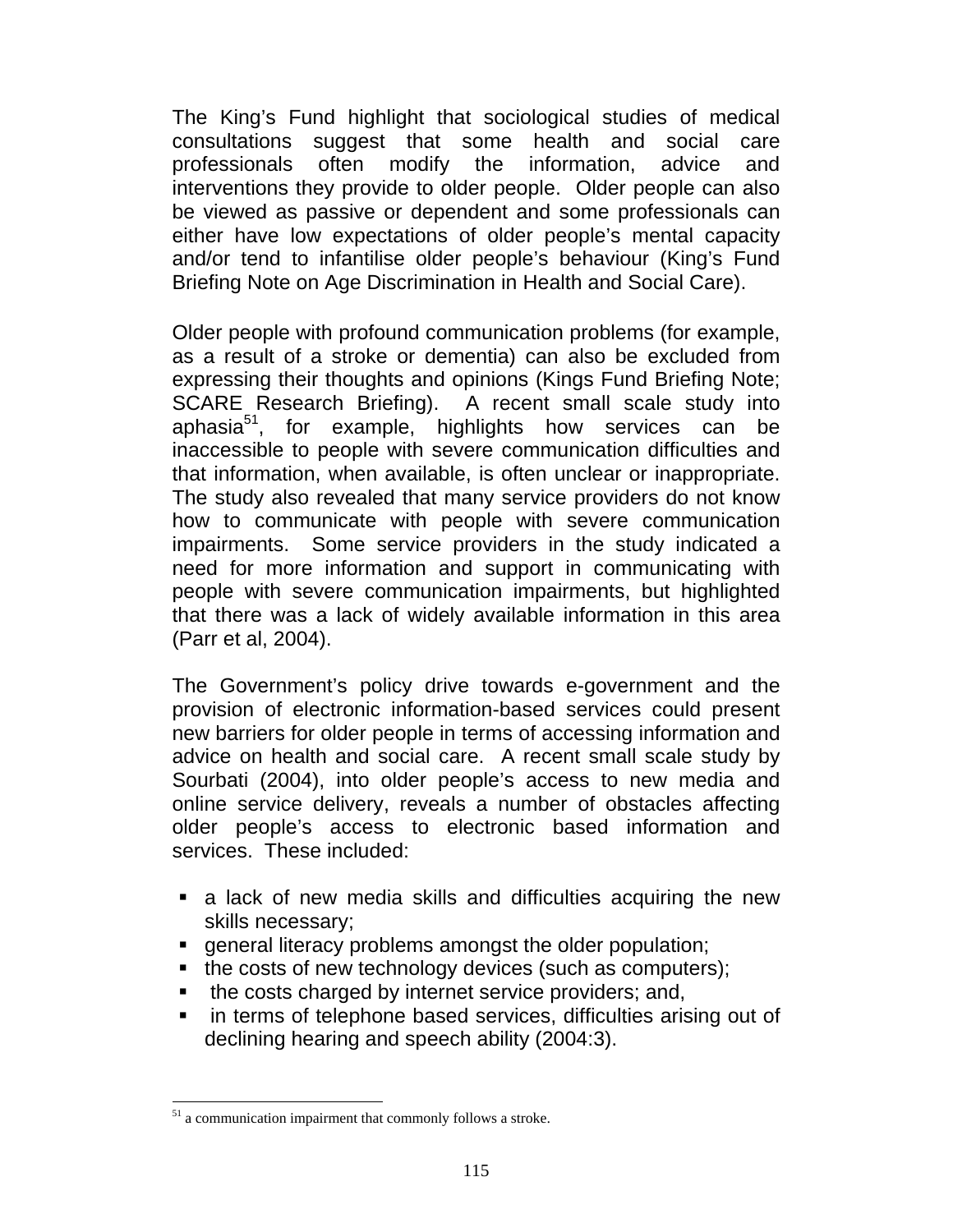The King's Fund highlight that sociological studies of medical consultations suggest that some health and social care professionals often modify the information, advice and interventions they provide to older people. Older people can also be viewed as passive or dependent and some professionals can either have low expectations of older people's mental capacity and/or tend to infantilise older people's behaviour (King's Fund Briefing Note on Age Discrimination in Health and Social Care).

Older people with profound communication problems (for example, as a result of a stroke or dementia) can also be excluded from expressing their thoughts and opinions (Kings Fund Briefing Note; SCARE Research Briefing). A recent small scale study into aphasia[51], for example, highlights how services can be inaccessible to people with severe communication difficulties and that information, when available, is often unclear or inappropriate. The study also revealed that many service providers do not know how to communicate with people with severe communication impairments. Some service providers in the study indicated a need for more information and support in communicating with people with severe communication impairments, but highlighted that there was a lack of widely available information in this area (Parr et al, 2004).

The Government's policy drive towards e-government and the provision of electronic information-based services could present new barriers for older people in terms of accessing information and advice on health and social care. A recent small scale study by Sourbati (2004), into older people's access to new media and online service delivery, reveals a number of obstacles affecting older people's access to electronic based information and services. These included:

- a lack of new media skills and difficulties acquiring the new skills necessary;
- general literacy problems amongst the older population;
- the costs of new technology devices (such as computers);
- the costs charged by internet service providers; and,
- in terms of telephone based services, difficulties arising out of declining hearing and speech ability (2004:3).

[51] a communication impairment that commonly follows a stroke.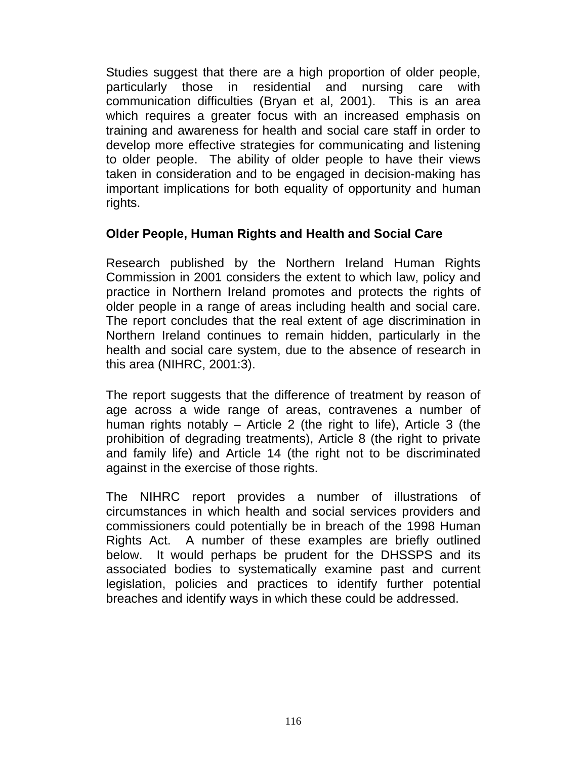Studies suggest that there are a high proportion of older people, particularly those in residential and nursing care with communication difficulties (Bryan et al, 2001). This is an area which requires a greater focus with an increased emphasis on training and awareness for health and social care staff in order to develop more effective strategies for communicating and listening to older people. The ability of older people to have their views taken in consideration and to be engaged in decision-making has important implications for both equality of opportunity and human rights.

**Older People, Human Rights and Health and Social Care**

Research published by the Northern Ireland Human Rights Commission in 2001 considers the extent to which law, policy and practice in Northern Ireland promotes and protects the rights of older people in a range of areas including health and social care. The report concludes that the real extent of age discrimination in Northern Ireland continues to remain hidden, particularly in the health and social care system, due to the absence of research in this area (NIHRC, 2001:3).

The report suggests that the difference of treatment by reason of age across a wide range of areas, contravenes a number of human rights notably – Article 2 (the right to life), Article 3 (the prohibition of degrading treatments), Article 8 (the right to private and family life) and Article 14 (the right not to be discriminated against in the exercise of those rights.

The NIHRC report provides a number of illustrations of circumstances in which health and social services providers and commissioners could potentially be in breach of the 1998 Human Rights Act. A number of these examples are briefly outlined below. It would perhaps be prudent for the DHSSPS and its associated bodies to systematically examine past and current legislation, policies and practices to identify further potential breaches and identify ways in which these could be addressed.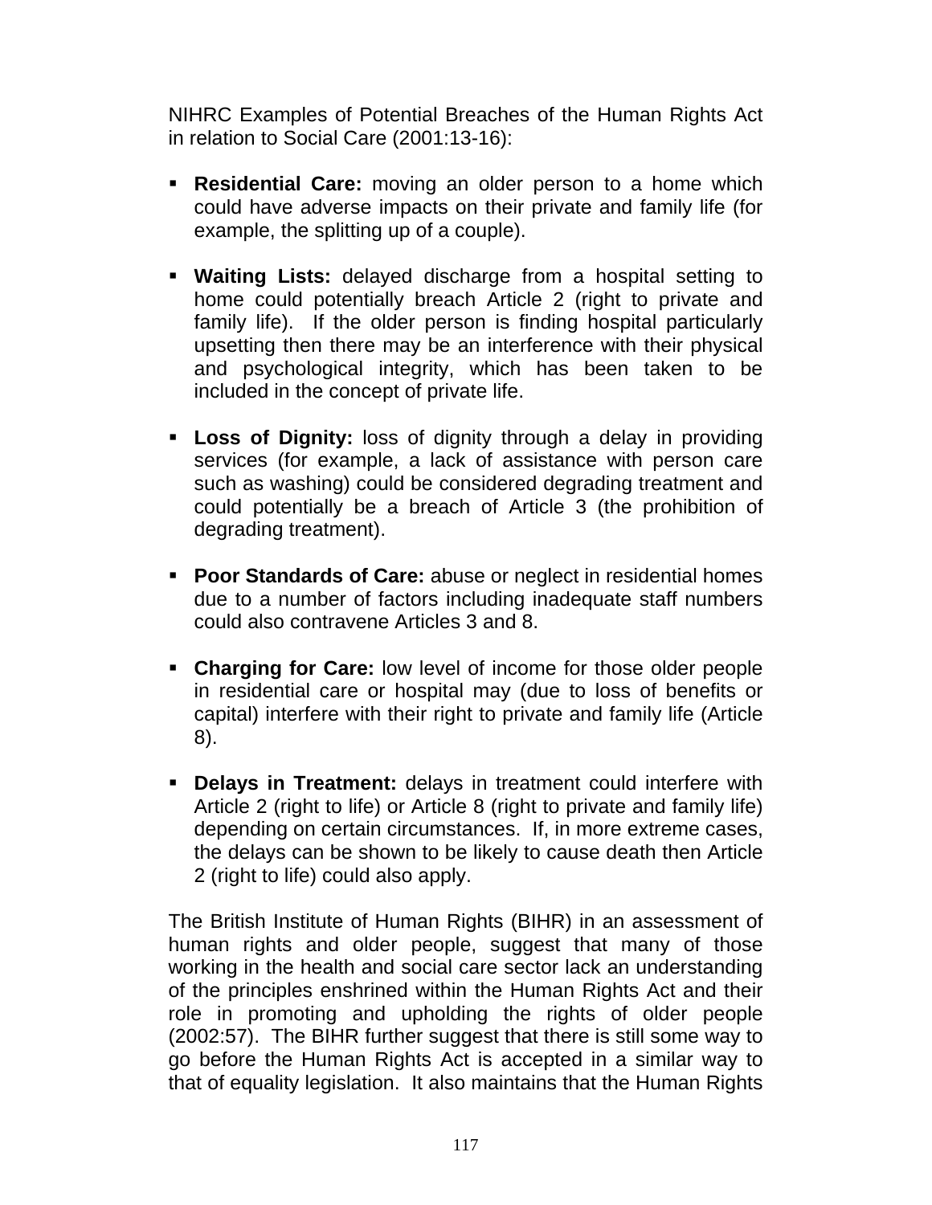NIHRC Examples of Potential Breaches of the Human Rights Act in relation to Social Care (2001:13-16):

- **Residential Care:** moving an older person to a home which could have adverse impacts on their private and family life (for example, the splitting up of a couple).

- **Waiting Lists:** delayed discharge from a hospital setting to home could potentially breach Article 2 (right to private and family life). If the older person is finding hospital particularly upsetting then there may be an interference with their physical and psychological integrity, which has been taken to be included in the concept of private life.

- **Loss of Dignity:** loss of dignity through a delay in providing services (for example, a lack of assistance with person care such as washing) could be considered degrading treatment and could potentially be a breach of Article 3 (the prohibition of degrading treatment).

- **Poor Standards of Care:** abuse or neglect in residential homes due to a number of factors including inadequate staff numbers could also contravene Articles 3 and 8.

- **Charging for Care:** low level of income for those older people in residential care or hospital may (due to loss of benefits or capital) interfere with their right to private and family life (Article 8).

- **Delays in Treatment:** delays in treatment could interfere with Article 2 (right to life) or Article 8 (right to private and family life) depending on certain circumstances. If, in more extreme cases, the delays can be shown to be likely to cause death then Article 2 (right to life) could also apply.

The British Institute of Human Rights (BIHR) in an assessment of human rights and older people, suggest that many of those working in the health and social care sector lack an understanding of the principles enshrined within the Human Rights Act and their role in promoting and upholding the rights of older people (2002:57). The BIHR further suggest that there is still some way to go before the Human Rights Act is accepted in a similar way to that of equality legislation. It also maintains that the Human Rights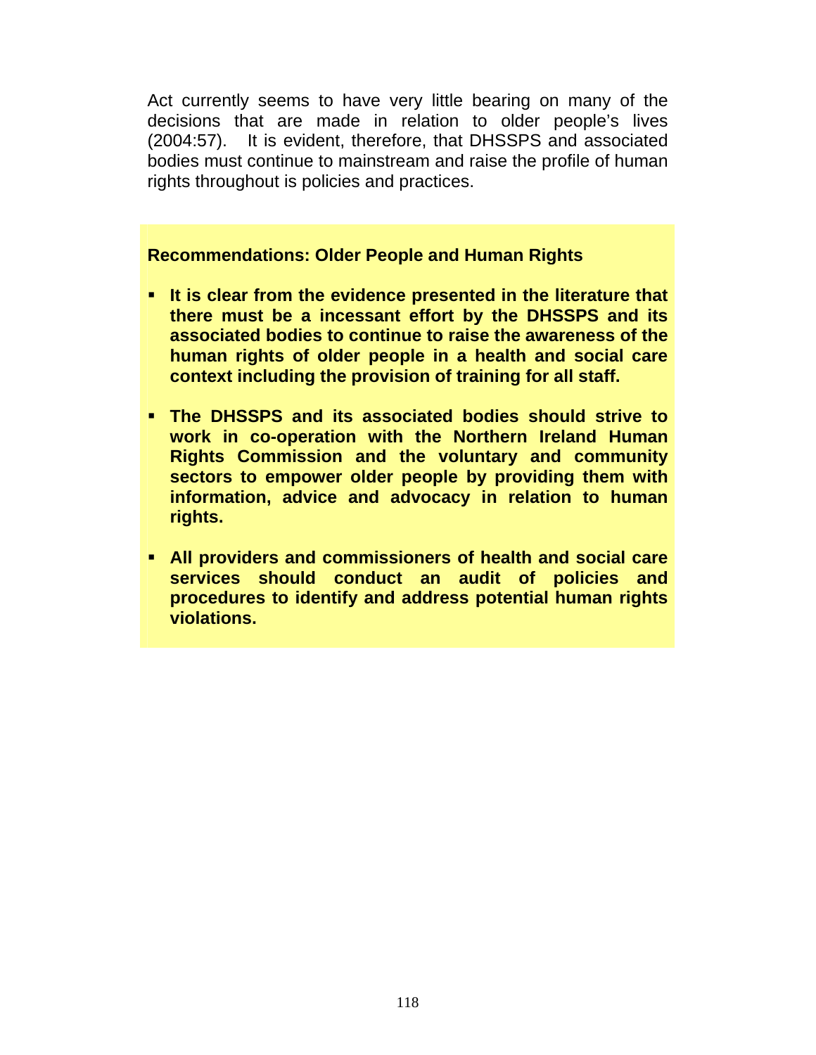Act currently seems to have very little bearing on many of the decisions that are made in relation to older people's lives (2004:57). It is evident, therefore, that DHSSPS and associated bodies must continue to mainstream and raise the profile of human rights throughout is policies and practices.

**Recommendations: Older People and Human Rights**

- **It is clear from the evidence presented in the literature that there must be a incessant effort by the DHSSPS and its associated bodies to continue to raise the awareness of the human rights of older people in a health and social care context including the provision of training for all staff.**

- **The DHSSPS and its associated bodies should strive to work in co-operation with the Northern Ireland Human Rights Commission and the voluntary and community sectors to empower older people by providing them with information, advice and advocacy in relation to human rights.**

- **All providers and commissioners of health and social care services should conduct an audit of policies and procedures to identify and address potential human rights violations.**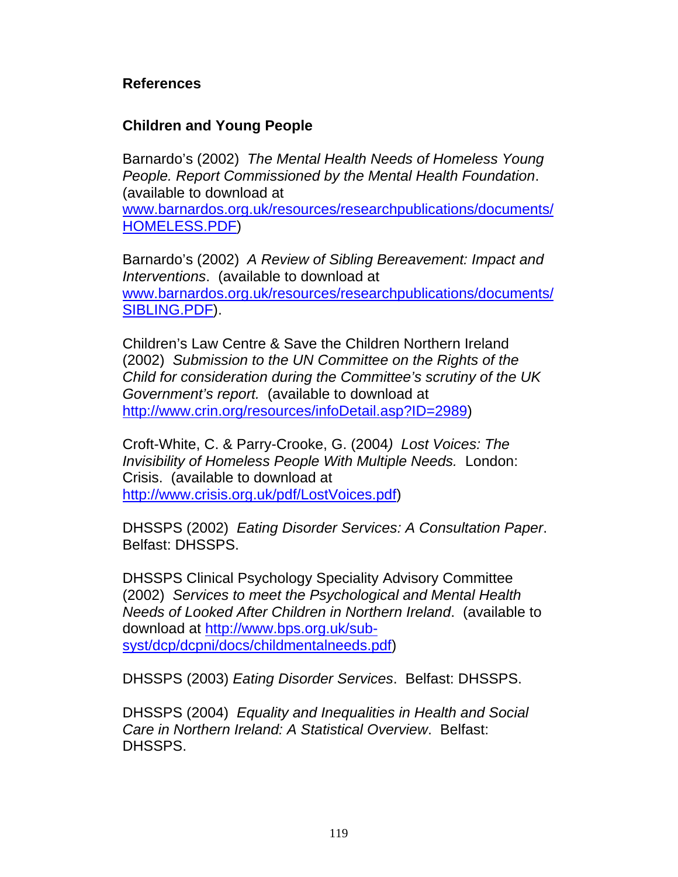## References

### Children and Young People

Barnardo's (2002) *The Mental Health Needs of Homeless Young People. Report Commissioned by the Mental Health Foundation*. (available to download at www.barnardos.org.uk/resources/researchpublications/documents/HOMELESS.PDF)

Barnardo's (2002) *A Review of Sibling Bereavement: Impact and Interventions*. (available to download at www.barnardos.org.uk/resources/researchpublications/documents/SIBLING.PDF).

Children's Law Centre & Save the Children Northern Ireland (2002) *Submission to the UN Committee on the Rights of the Child for consideration during the Committee's scrutiny of the UK Government's report.* (available to download at http://www.crin.org/resources/infoDetail.asp?ID=2989)

Croft-White, C. & Parry-Crooke, G. (2004) *Lost Voices: The Invisibility of Homeless People With Multiple Needs.* London: Crisis. (available to download at http://www.crisis.org.uk/pdf/LostVoices.pdf)

DHSSPS (2002) *Eating Disorder Services: A Consultation Paper*. Belfast: DHSSPS.

DHSSPS Clinical Psychology Speciality Advisory Committee (2002) *Services to meet the Psychological and Mental Health Needs of Looked After Children in Northern Ireland*. (available to download at http://www.bps.org.uk/sub-syst/dcp/dcpni/docs/childmentalneeds.pdf)

DHSSPS (2003) *Eating Disorder Services*. Belfast: DHSSPS.

DHSSPS (2004) *Equality and Inequalities in Health and Social Care in Northern Ireland: A Statistical Overview*. Belfast: DHSSPS.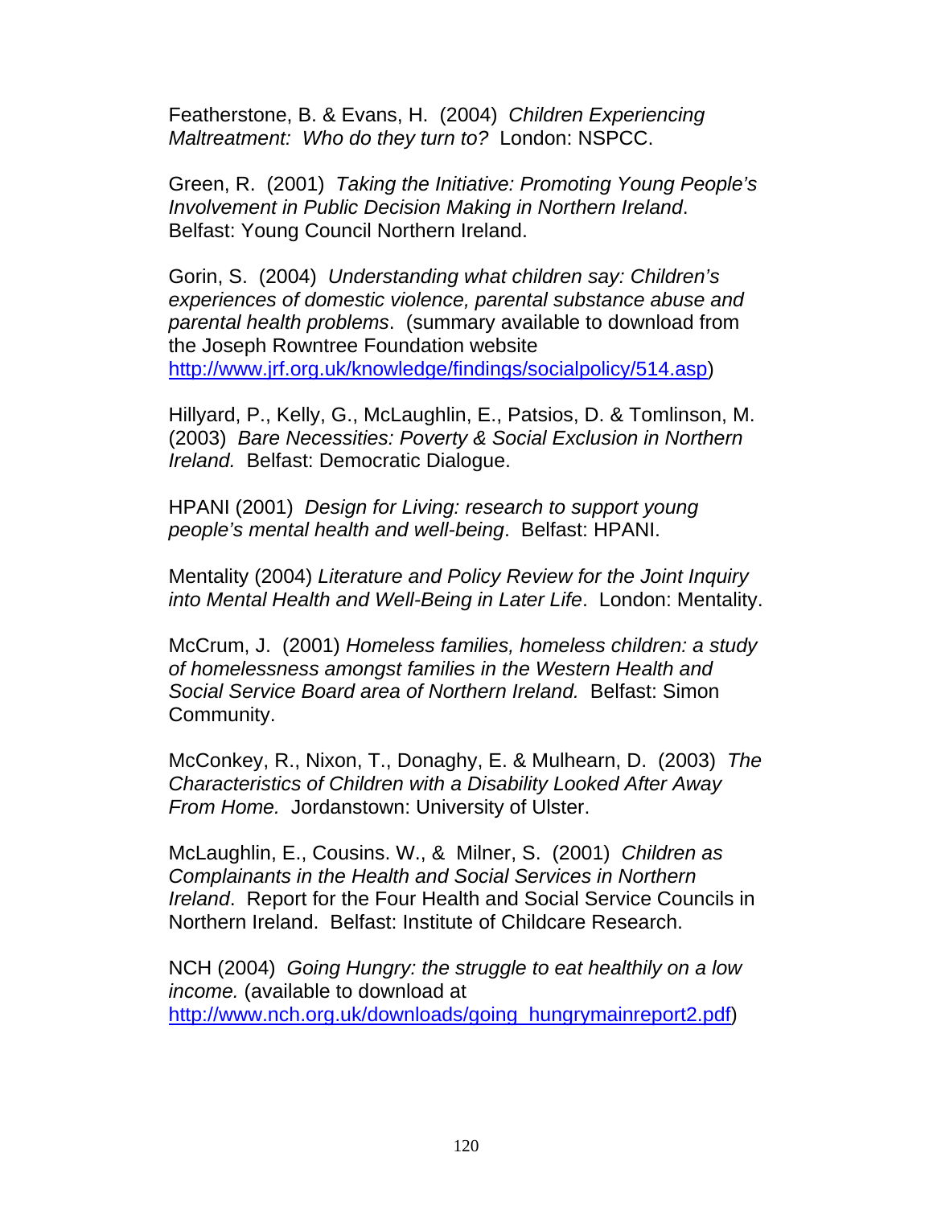Featherstone, B. & Evans, H. (2004) *Children Experiencing Maltreatment: Who do they turn to?* London: NSPCC.

Green, R. (2001) *Taking the Initiative: Promoting Young People's Involvement in Public Decision Making in Northern Ireland*. Belfast: Young Council Northern Ireland.

Gorin, S. (2004) *Understanding what children say: Children's experiences of domestic violence, parental substance abuse and parental health problems*. (summary available to download from the Joseph Rowntree Foundation website http://www.jrf.org.uk/knowledge/findings/socialpolicy/514.asp)

Hillyard, P., Kelly, G., McLaughlin, E., Patsios, D. & Tomlinson, M. (2003) *Bare Necessities: Poverty & Social Exclusion in Northern Ireland.* Belfast: Democratic Dialogue.

HPANI (2001) *Design for Living: research to support young people's mental health and well-being*. Belfast: HPANI.

Mentality (2004) *Literature and Policy Review for the Joint Inquiry into Mental Health and Well-Being in Later Life*. London: Mentality.

McCrum, J. (2001) *Homeless families, homeless children: a study of homelessness amongst families in the Western Health and Social Service Board area of Northern Ireland.* Belfast: Simon Community.

McConkey, R., Nixon, T., Donaghy, E. & Mulhearn, D. (2003) *The Characteristics of Children with a Disability Looked After Away From Home.* Jordanstown: University of Ulster.

McLaughlin, E., Cousins. W., & Milner, S. (2001) *Children as Complainants in the Health and Social Services in Northern Ireland*. Report for the Four Health and Social Service Councils in Northern Ireland. Belfast: Institute of Childcare Research.

NCH (2004) *Going Hungry: the struggle to eat healthily on a low income.* (available to download at http://www.nch.org.uk/downloads/going_hungrymainreport2.pdf)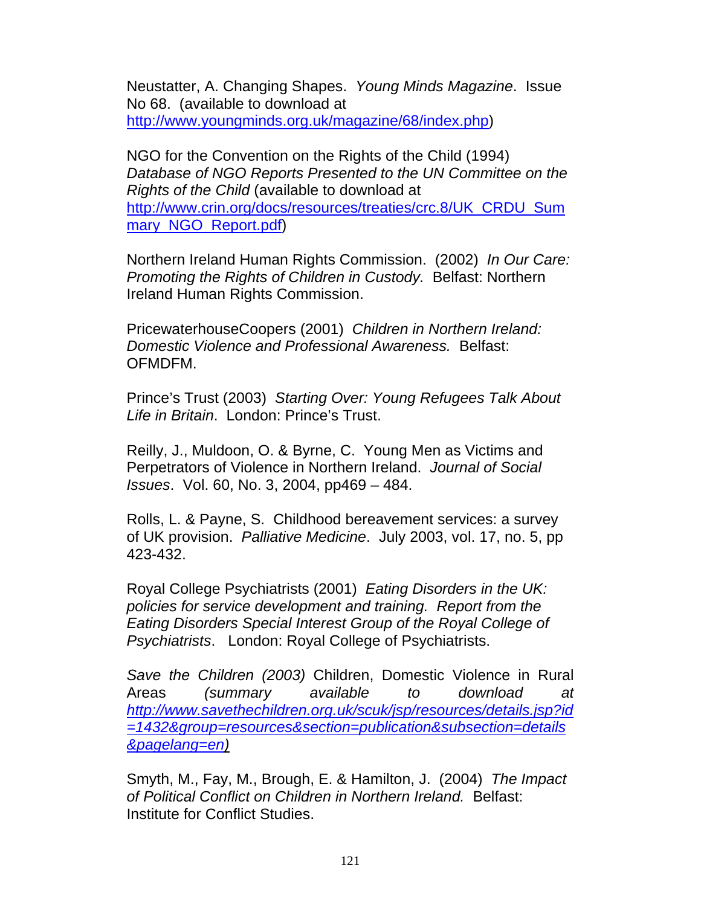Neustatter, A. Changing Shapes. *Young Minds Magazine*. Issue No 68. (available to download at http://www.youngminds.org.uk/magazine/68/index.php)

NGO for the Convention on the Rights of the Child (1994) *Database of NGO Reports Presented to the UN Committee on the Rights of the Child* (available to download at http://www.crin.org/docs/resources/treaties/crc.8/UK_CRDU_Summary_NGO_Report.pdf)

Northern Ireland Human Rights Commission. (2002) *In Our Care: Promoting the Rights of Children in Custody.* Belfast: Northern Ireland Human Rights Commission.

PricewaterhouseCoopers (2001) *Children in Northern Ireland: Domestic Violence and Professional Awareness.* Belfast: OFMDFM.

Prince's Trust (2003) *Starting Over: Young Refugees Talk About Life in Britain*. London: Prince's Trust.

Reilly, J., Muldoon, O. & Byrne, C. Young Men as Victims and Perpetrators of Violence in Northern Ireland. *Journal of Social Issues*. Vol. 60, No. 3, 2004, pp469 – 484.

Rolls, L. & Payne, S. Childhood bereavement services: a survey of UK provision. *Palliative Medicine*. July 2003, vol. 17, no. 5, pp 423-432.

Royal College Psychiatrists (2001) *Eating Disorders in the UK: policies for service development and training. Report from the Eating Disorders Special Interest Group of the Royal College of Psychiatrists*. London: Royal College of Psychiatrists.

*Save the Children (2003)* Children, Domestic Violence in Rural Areas *(summary available to download at http://www.savethechildren.org.uk/scuk/jsp/resources/details.jsp?id=1432&group=resources&section=publication&subsection=details&pagelang=en)*

Smyth, M., Fay, M., Brough, E. & Hamilton, J. (2004) *The Impact of Political Conflict on Children in Northern Ireland.* Belfast: Institute for Conflict Studies.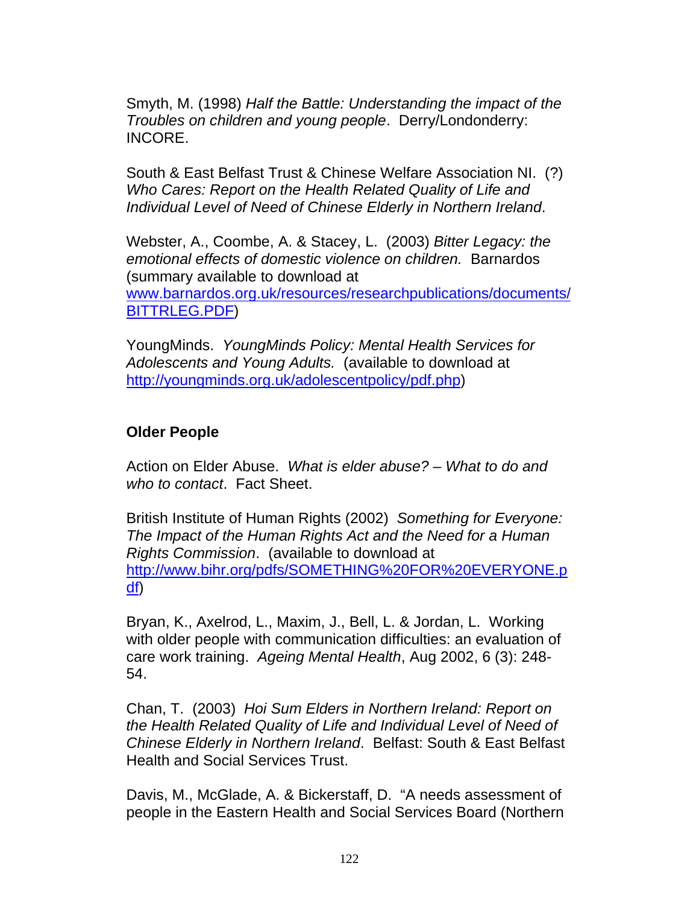Smyth, M. (1998) *Half the Battle: Understanding the impact of the Troubles on children and young people*. Derry/Londonderry: INCORE.

South & East Belfast Trust & Chinese Welfare Association NI. (?) *Who Cares: Report on the Health Related Quality of Life and Individual Level of Need of Chinese Elderly in Northern Ireland*.

Webster, A., Coombe, A. & Stacey, L. (2003) *Bitter Legacy: the emotional effects of domestic violence on children.* Barnardos (summary available to download at www.barnardos.org.uk/resources/researchpublications/documents/BITTRLEG.PDF)

YoungMinds. *YoungMinds Policy: Mental Health Services for Adolescents and Young Adults.* (available to download at http://youngminds.org.uk/adolescentpolicy/pdf.php)

## Older People

Action on Elder Abuse. *What is elder abuse? – What to do and who to contact*. Fact Sheet.

British Institute of Human Rights (2002) *Something for Everyone: The Impact of the Human Rights Act and the Need for a Human Rights Commission*. (available to download at http://www.bihr.org/pdfs/SOMETHING%20FOR%20EVERYONE.pdf)

Bryan, K., Axelrod, L., Maxim, J., Bell, L. & Jordan, L. Working with older people with communication difficulties: an evaluation of care work training. *Ageing Mental Health*, Aug 2002, 6 (3): 248-54.

Chan, T. (2003) *Hoi Sum Elders in Northern Ireland: Report on the Health Related Quality of Life and Individual Level of Need of Chinese Elderly in Northern Ireland*. Belfast: South & East Belfast Health and Social Services Trust.

Davis, M., McGlade, A. & Bickerstaff, D. "A needs assessment of people in the Eastern Health and Social Services Board (Northern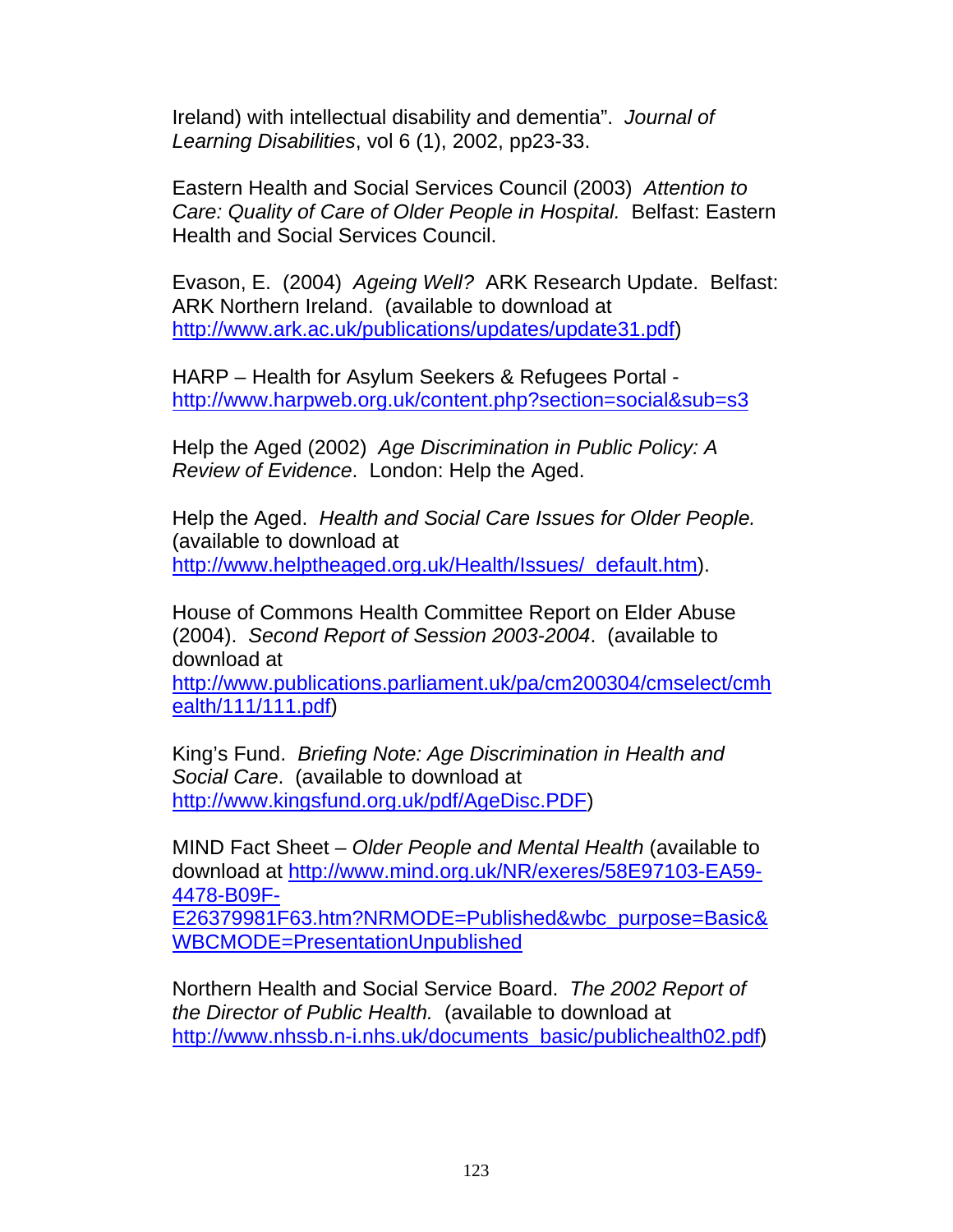Ireland) with intellectual disability and dementia". *Journal of Learning Disabilities*, vol 6 (1), 2002, pp23-33.

Eastern Health and Social Services Council (2003) *Attention to Care: Quality of Care of Older People in Hospital.* Belfast: Eastern Health and Social Services Council.

Evason, E. (2004) *Ageing Well?* ARK Research Update. Belfast: ARK Northern Ireland. (available to download at http://www.ark.ac.uk/publications/updates/update31.pdf)

HARP – Health for Asylum Seekers & Refugees Portal - http://www.harpweb.org.uk/content.php?section=social&sub=s3

Help the Aged (2002) *Age Discrimination in Public Policy: A Review of Evidence*. London: Help the Aged.

Help the Aged. *Health and Social Care Issues for Older People.* (available to download at http://www.helptheaged.org.uk/Health/Issues/_default.htm).

House of Commons Health Committee Report on Elder Abuse (2004). *Second Report of Session 2003-2004*. (available to download at http://www.publications.parliament.uk/pa/cm200304/cmselect/cmhealth/111/111.pdf)

King's Fund. *Briefing Note: Age Discrimination in Health and Social Care*. (available to download at http://www.kingsfund.org.uk/pdf/AgeDisc.PDF)

MIND Fact Sheet – *Older People and Mental Health* (available to download at http://www.mind.org.uk/NR/exeres/58E97103-EA59-4478-B09F-E26379981F63.htm?NRMODE=Published&wbc_purpose=Basic&WBCMODE=PresentationUnpublished

Northern Health and Social Service Board. *The 2002 Report of the Director of Public Health.* (available to download at http://www.nhssb.n-i.nhs.uk/documents_basic/publichealth02.pdf)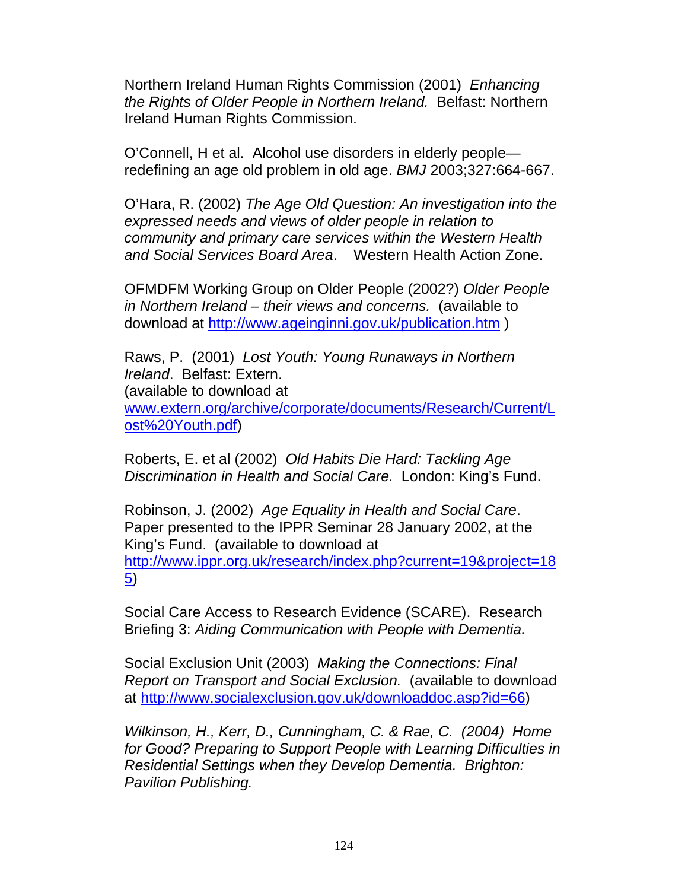Northern Ireland Human Rights Commission (2001) *Enhancing the Rights of Older People in Northern Ireland.* Belfast: Northern Ireland Human Rights Commission.

O'Connell, H et al. Alcohol use disorders in elderly people—redefining an age old problem in old age. *BMJ* 2003;327:664-667.

O'Hara, R. (2002) *The Age Old Question: An investigation into the expressed needs and views of older people in relation to community and primary care services within the Western Health and Social Services Board Area*. Western Health Action Zone.

OFMDFM Working Group on Older People (2002?) *Older People in Northern Ireland – their views and concerns.* (available to download at [http://www.ageinginni.gov.uk/publication.htm](http://www.ageinginni.gov.uk/publication.htm) )

Raws, P. (2001) *Lost Youth: Young Runaways in Northern Ireland*. Belfast: Extern.
(available to download at [www.extern.org/archive/corporate/documents/Research/Current/Lost%20Youth.pdf](www.extern.org/archive/corporate/documents/Research/Current/Lost%20Youth.pdf))

Roberts, E. et al (2002) *Old Habits Die Hard: Tackling Age Discrimination in Health and Social Care.* London: King's Fund.

Robinson, J. (2002) *Age Equality in Health and Social Care*. Paper presented to the IPPR Seminar 28 January 2002, at the King's Fund. (available to download at [http://www.ippr.org.uk/research/index.php?current=19&project=185](http://www.ippr.org.uk/research/index.php?current=19&project=185))

Social Care Access to Research Evidence (SCARE). Research Briefing 3: *Aiding Communication with People with Dementia.*

Social Exclusion Unit (2003) *Making the Connections: Final Report on Transport and Social Exclusion.* (available to download at [http://www.socialexclusion.gov.uk/downloaddoc.asp?id=66](http://www.socialexclusion.gov.uk/downloaddoc.asp?id=66))

*Wilkinson, H., Kerr, D., Cunningham, C. & Rae, C. (2004) Home for Good? Preparing to Support People with Learning Difficulties in Residential Settings when they Develop Dementia. Brighton: Pavilion Publishing.*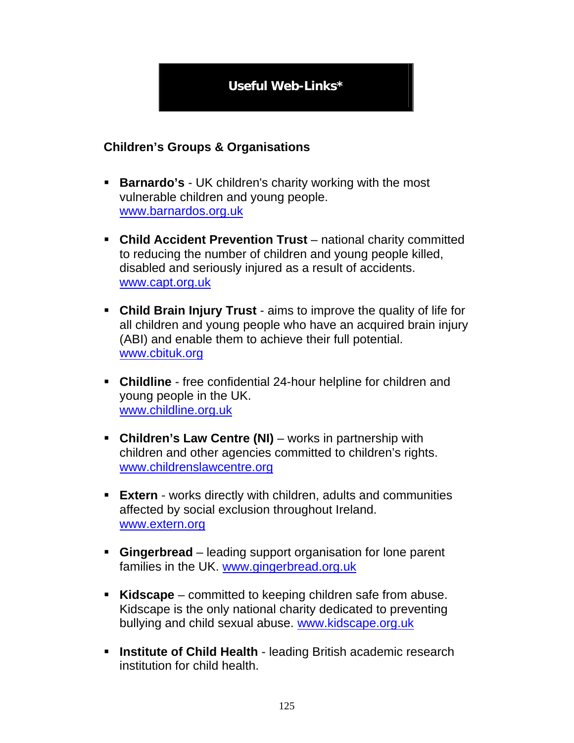# Useful Web-Links*

## Children's Groups & Organisations

- **Barnardo's** - UK children's charity working with the most vulnerable children and young people. www.barnardos.org.uk

- **Child Accident Prevention Trust** – national charity committed to reducing the number of children and young people killed, disabled and seriously injured as a result of accidents. www.capt.org.uk

- **Child Brain Injury Trust** - aims to improve the quality of life for all children and young people who have an acquired brain injury (ABI) and enable them to achieve their full potential. www.cbituk.org

- **Childline** - free confidential 24-hour helpline for children and young people in the UK. www.childline.org.uk

- **Children's Law Centre (NI)** – works in partnership with children and other agencies committed to children's rights. www.childrenslawcentre.org

- **Extern** - works directly with children, adults and communities affected by social exclusion throughout Ireland. www.extern.org

- **Gingerbread** – leading support organisation for lone parent families in the UK. www.gingerbread.org.uk

- **Kidscape** – committed to keeping children safe from abuse. Kidscape is the only national charity dedicated to preventing bullying and child sexual abuse. www.kidscape.org.uk

- **Institute of Child Health** - leading British academic research institution for child health.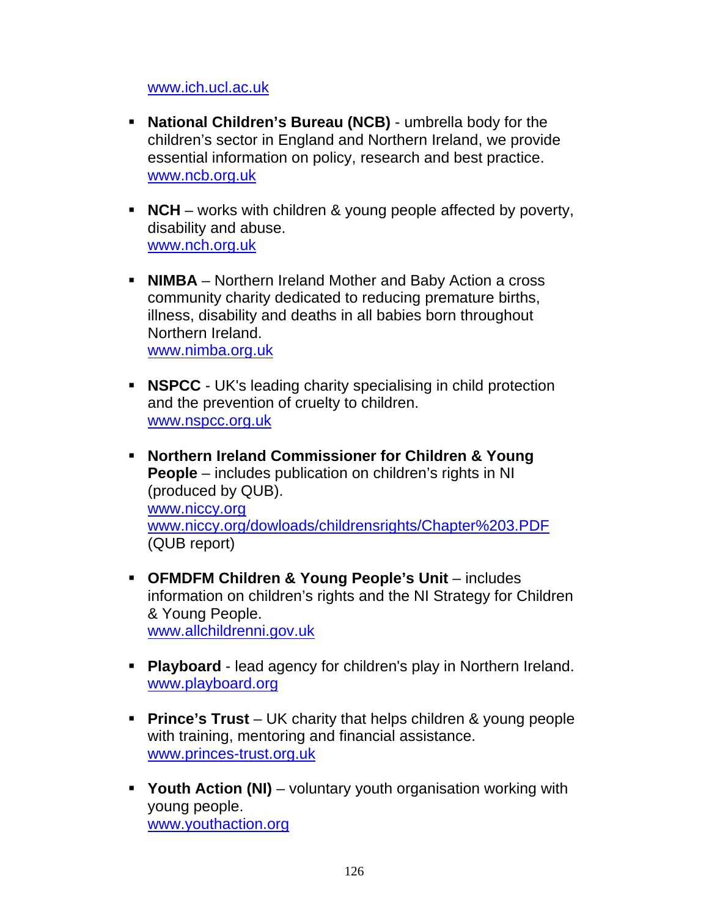www.ich.ucl.ac.uk

- **National Children's Bureau (NCB)** - umbrella body for the children's sector in England and Northern Ireland, we provide essential information on policy, research and best practice.
  www.ncb.org.uk

- **NCH** – works with children & young people affected by poverty, disability and abuse.
  www.nch.org.uk

- **NIMBA** – Northern Ireland Mother and Baby Action a cross community charity dedicated to reducing premature births, illness, disability and deaths in all babies born throughout Northern Ireland.
  www.nimba.org.uk

- **NSPCC** - UK's leading charity specialising in child protection and the prevention of cruelty to children.
  www.nspcc.org.uk

- **Northern Ireland Commissioner for Children & Young People** – includes publication on children's rights in NI (produced by QUB).
  www.niccy.org
  www.niccy.org/dowloads/childrensrights/Chapter%203.PDF
  (QUB report)

- **OFMDFM Children & Young People's Unit** – includes information on children's rights and the NI Strategy for Children & Young People.
  www.allchildrenni.gov.uk

- **Playboard** - lead agency for children's play in Northern Ireland.
  www.playboard.org

- **Prince's Trust** – UK charity that helps children & young people with training, mentoring and financial assistance.
  www.princes-trust.org.uk

- **Youth Action (NI)** – voluntary youth organisation working with young people.
  www.youthaction.org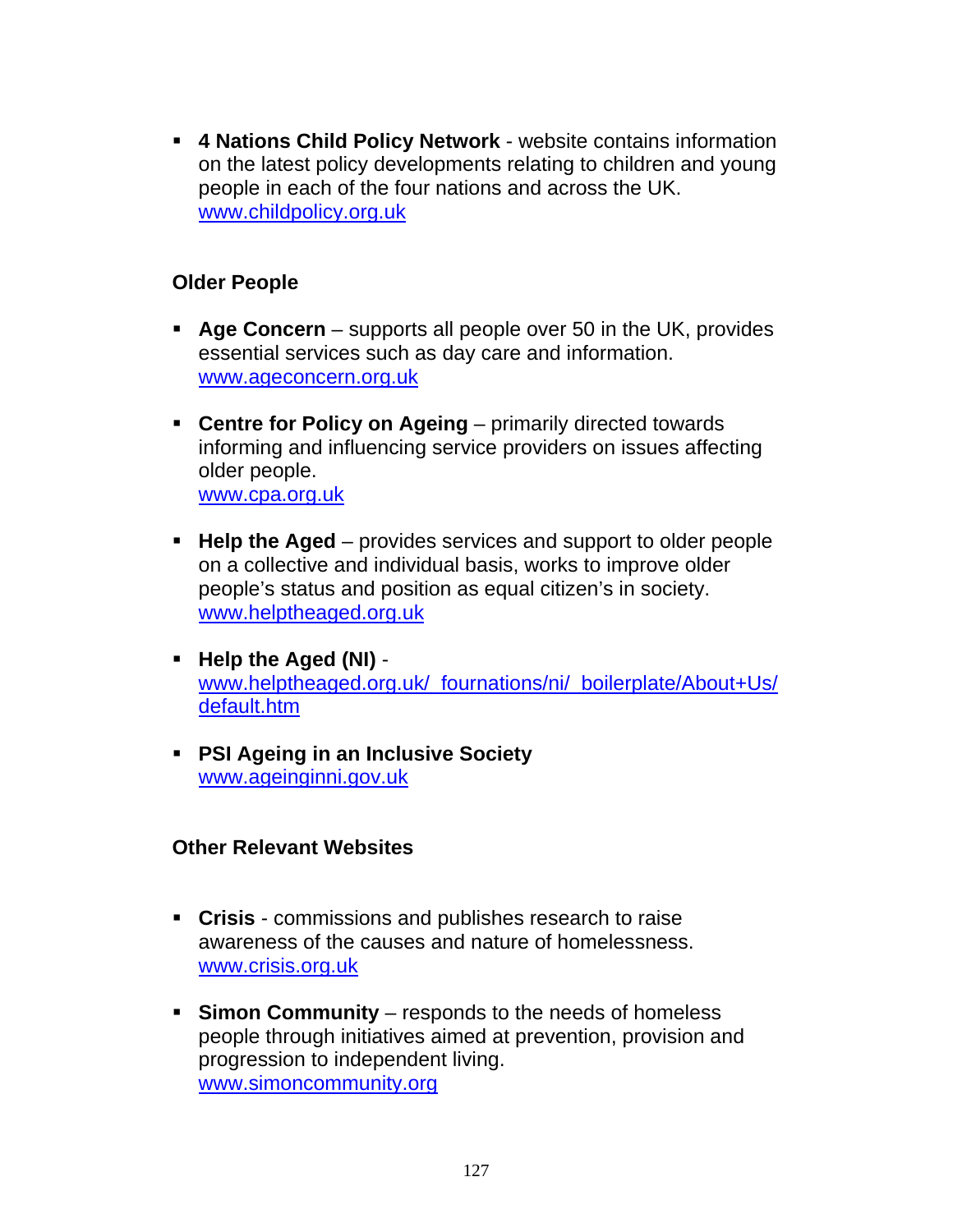- **4 Nations Child Policy Network** - website contains information on the latest policy developments relating to children and young people in each of the four nations and across the UK.
  www.childpolicy.org.uk

### Older People

- **Age Concern** – supports all people over 50 in the UK, provides essential services such as day care and information.
  www.ageconcern.org.uk

- **Centre for Policy on Ageing** – primarily directed towards informing and influencing service providers on issues affecting older people.
  www.cpa.org.uk

- **Help the Aged** – provides services and support to older people on a collective and individual basis, works to improve older people's status and position as equal citizen's in society.
  www.helptheaged.org.uk

- **Help the Aged (NI)** -
  www.helptheaged.org.uk/_fournations/ni/_boilerplate/About+Us/default.htm

- **PSI Ageing in an Inclusive Society**
  www.ageinginni.gov.uk

### Other Relevant Websites

- **Crisis** - commissions and publishes research to raise awareness of the causes and nature of homelessness.
  www.crisis.org.uk

- **Simon Community** – responds to the needs of homeless people through initiatives aimed at prevention, provision and progression to independent living.
  www.simoncommunity.org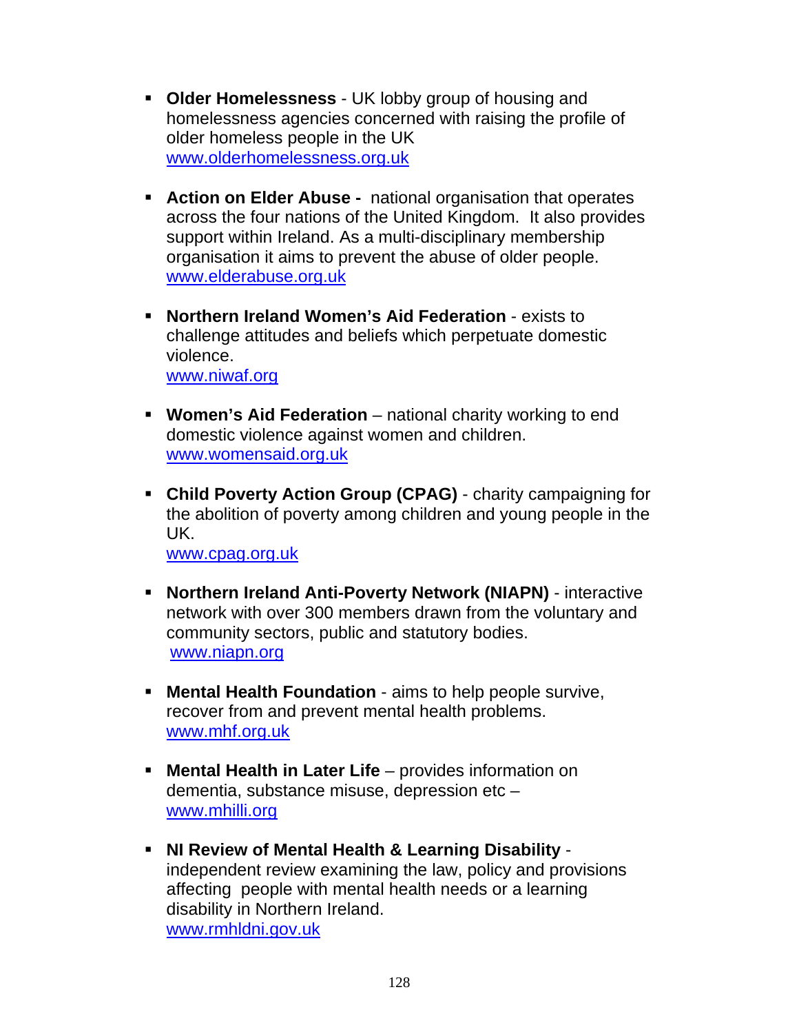- **Older Homelessness** - UK lobby group of housing and homelessness agencies concerned with raising the profile of older homeless people in the UK
  www.olderhomelessness.org.uk

- **Action on Elder Abuse -** national organisation that operates across the four nations of the United Kingdom. It also provides support within Ireland. As a multi-disciplinary membership organisation it aims to prevent the abuse of older people.
  www.elderabuse.org.uk

- **Northern Ireland Women's Aid Federation** - exists to challenge attitudes and beliefs which perpetuate domestic violence.
  www.niwaf.org

- **Women's Aid Federation** – national charity working to end domestic violence against women and children.
  www.womensaid.org.uk

- **Child Poverty Action Group (CPAG)** - charity campaigning for the abolition of poverty among children and young people in the UK.
  www.cpag.org.uk

- **Northern Ireland Anti-Poverty Network (NIAPN)** - interactive network with over 300 members drawn from the voluntary and community sectors, public and statutory bodies.
  www.niapn.org

- **Mental Health Foundation** - aims to help people survive, recover from and prevent mental health problems.
  www.mhf.org.uk

- **Mental Health in Later Life** – provides information on dementia, substance misuse, depression etc –
  www.mhilli.org

- **NI Review of Mental Health & Learning Disability** - independent review examining the law, policy and provisions affecting people with mental health needs or a learning disability in Northern Ireland.
  www.rmhldni.gov.uk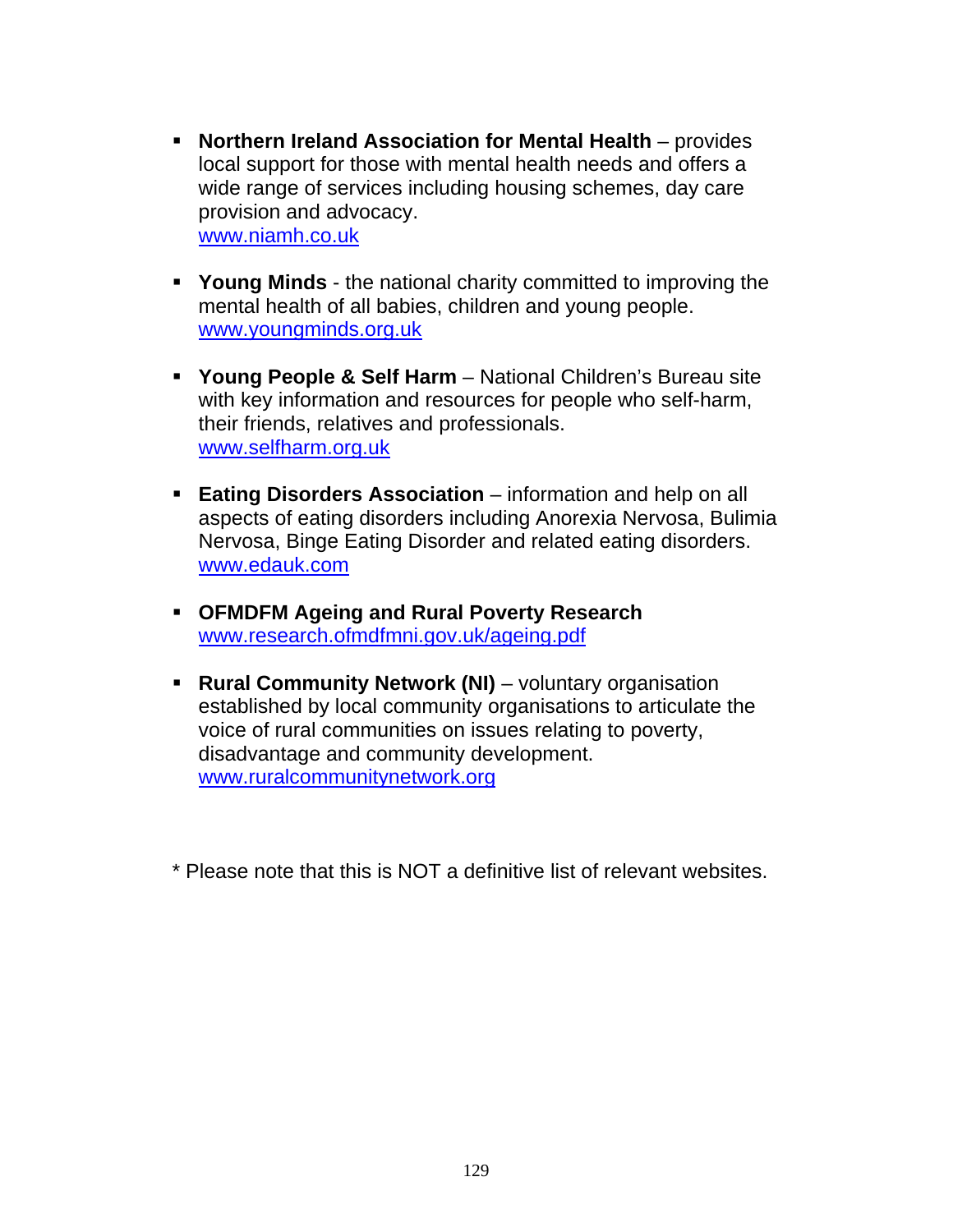- **Northern Ireland Association for Mental Health** – provides local support for those with mental health needs and offers a wide range of services including housing schemes, day care provision and advocacy.
  www.niamh.co.uk

- **Young Minds** - the national charity committed to improving the mental health of all babies, children and young people.
  www.youngminds.org.uk

- **Young People & Self Harm** – National Children's Bureau site with key information and resources for people who self-harm, their friends, relatives and professionals.
  www.selfharm.org.uk

- **Eating Disorders Association** – information and help on all aspects of eating disorders including Anorexia Nervosa, Bulimia Nervosa, Binge Eating Disorder and related eating disorders.
  www.edauk.com

- **OFMDFM Ageing and Rural Poverty Research**
  www.research.ofmdfmni.gov.uk/ageing.pdf

- **Rural Community Network (NI)** – voluntary organisation established by local community organisations to articulate the voice of rural communities on issues relating to poverty, disadvantage and community development.
  www.ruralcommunitynetwork.org

* Please note that this is NOT a definitive list of relevant websites.